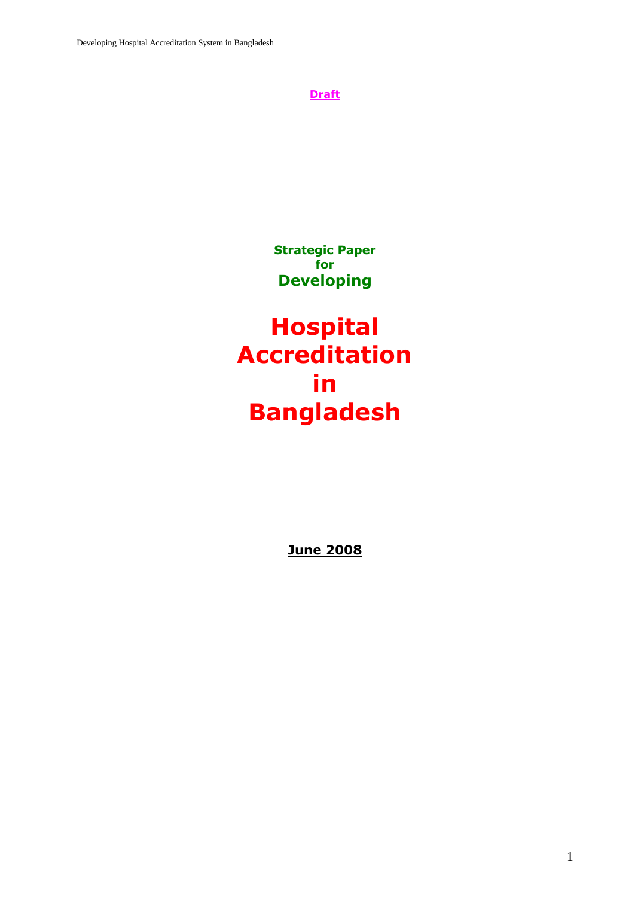**Draft**

**Strategic Paper**
**for**
**Developing**

# Hospital Accreditation in Bangladesh

**June 2008**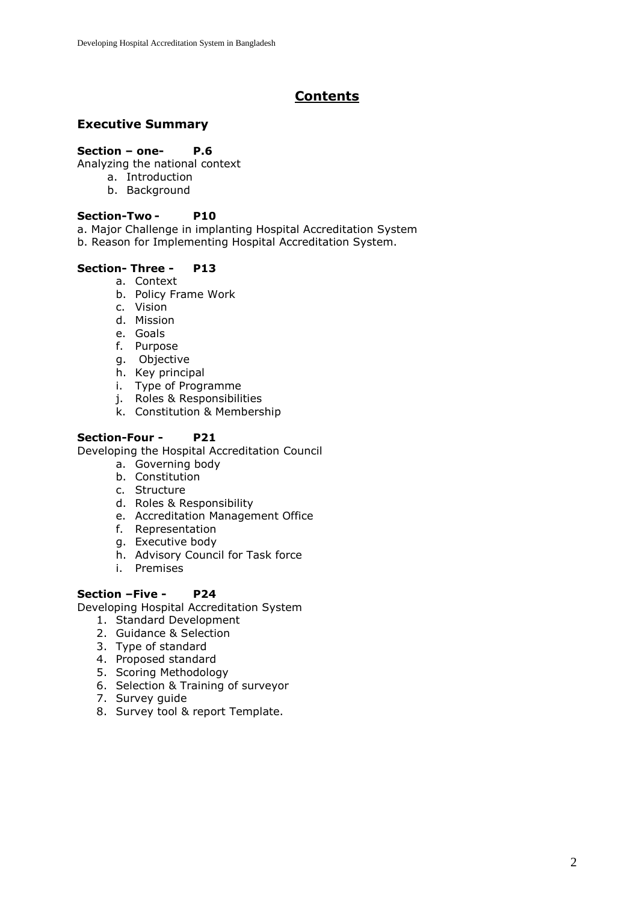# Contents

## Executive Summary

**Section – one- P.6**

Analyzing the national context

a. Introduction
b. Background

**Section-Two - P10**

a. Major Challenge in implanting Hospital Accreditation System
b. Reason for Implementing Hospital Accreditation System.

**Section- Three - P13**

a. Context
b. Policy Frame Work
c. Vision
d. Mission
e. Goals
f. Purpose
g. Objective
h. Key principal
i. Type of Programme
j. Roles & Responsibilities
k. Constitution & Membership

**Section-Four - P21**

Developing the Hospital Accreditation Council

a. Governing body
b. Constitution
c. Structure
d. Roles & Responsibility
e. Accreditation Management Office
f. Representation
g. Executive body
h. Advisory Council for Task force
i. Premises

**Section –Five - P24**

Developing Hospital Accreditation System

1. Standard Development
2. Guidance & Selection
3. Type of standard
4. Proposed standard
5. Scoring Methodology
6. Selection & Training of surveyor
7. Survey guide
8. Survey tool & report Template.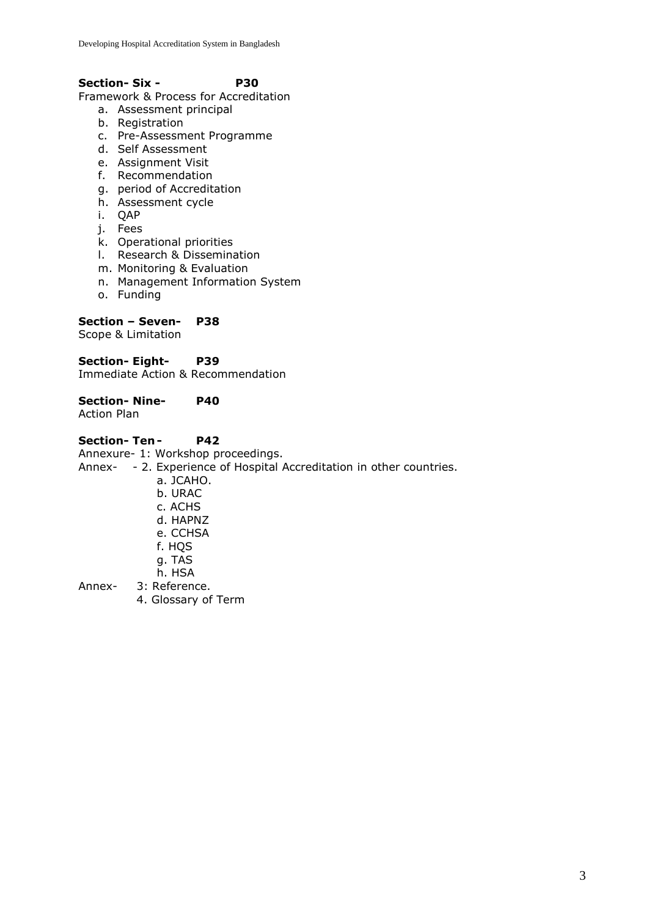**Section- Six - P30**

Framework & Process for Accreditation

a. Assessment principal
b. Registration
c. Pre-Assessment Programme
d. Self Assessment
e. Assignment Visit
f. Recommendation
g. period of Accreditation
h. Assessment cycle
i. QAP
j. Fees
k. Operational priorities
l. Research & Dissemination
m. Monitoring & Evaluation
n. Management Information System
o. Funding

**Section – Seven- P38**

Scope & Limitation

**Section- Eight- P39**

Immediate Action & Recommendation

**Section- Nine- P40**

Action Plan

**Section- Ten - P42**

Annexure- 1: Workshop proceedings.

Annex- - 2. Experience of Hospital Accreditation in other countries.

a. JCAHO.
b. URAC
c. ACHS
d. HAPNZ
e. CCHSA
f. HQS
g. TAS
h. HSA

Annex- 3: Reference.

4. Glossary of Term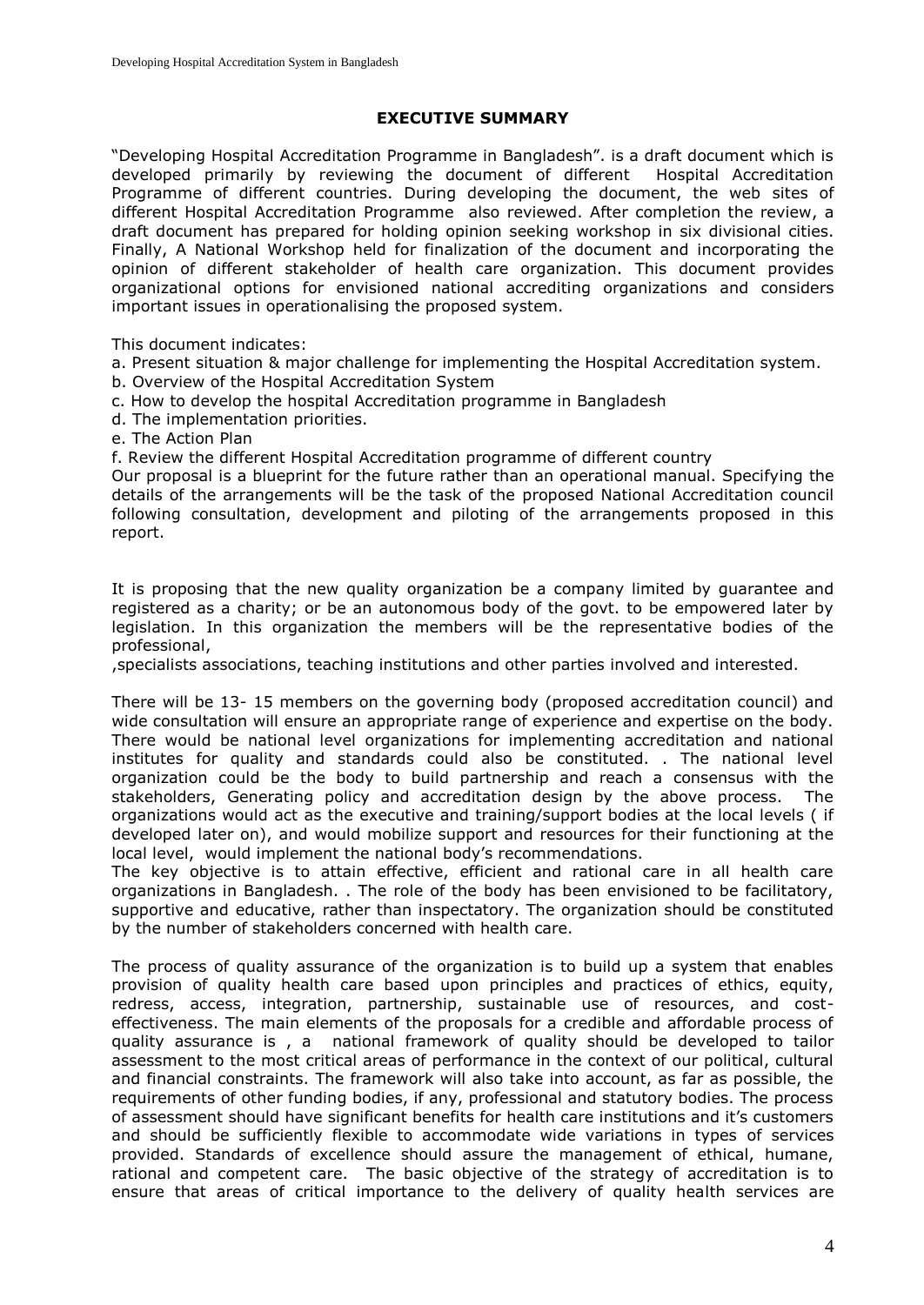## EXECUTIVE SUMMARY

"Developing Hospital Accreditation Programme in Bangladesh". is a draft document which is developed primarily by reviewing the document of different Hospital Accreditation Programme of different countries. During developing the document, the web sites of different Hospital Accreditation Programme also reviewed. After completion the review, a draft document has prepared for holding opinion seeking workshop in six divisional cities. Finally, A National Workshop held for finalization of the document and incorporating the opinion of different stakeholder of health care organization. This document provides organizational options for envisioned national accrediting organizations and considers important issues in operationalising the proposed system.

This document indicates:

a. Present situation & major challenge for implementing the Hospital Accreditation system.
b. Overview of the Hospital Accreditation System
c. How to develop the hospital Accreditation programme in Bangladesh
d. The implementation priorities.
e. The Action Plan
f. Review the different Hospital Accreditation programme of different country

Our proposal is a blueprint for the future rather than an operational manual. Specifying the details of the arrangements will be the task of the proposed National Accreditation council following consultation, development and piloting of the arrangements proposed in this report.

It is proposing that the new quality organization be a company limited by guarantee and registered as a charity; or be an autonomous body of the govt. to be empowered later by legislation. In this organization the members will be the representative bodies of the professional,

,specialists associations, teaching institutions and other parties involved and interested.

There will be 13- 15 members on the governing body (proposed accreditation council) and wide consultation will ensure an appropriate range of experience and expertise on the body. There would be national level organizations for implementing accreditation and national institutes for quality and standards could also be constituted. . The national level organization could be the body to build partnership and reach a consensus with the stakeholders, Generating policy and accreditation design by the above process. The organizations would act as the executive and training/support bodies at the local levels ( if developed later on), and would mobilize support and resources for their functioning at the local level, would implement the national body's recommendations.

The key objective is to attain effective, efficient and rational care in all health care organizations in Bangladesh. . The role of the body has been envisioned to be facilitatory, supportive and educative, rather than inspectatory. The organization should be constituted by the number of stakeholders concerned with health care.

The process of quality assurance of the organization is to build up a system that enables provision of quality health care based upon principles and practices of ethics, equity, redress, access, integration, partnership, sustainable use of resources, and cost-effectiveness. The main elements of the proposals for a credible and affordable process of quality assurance is , a national framework of quality should be developed to tailor assessment to the most critical areas of performance in the context of our political, cultural and financial constraints. The framework will also take into account, as far as possible, the requirements of other funding bodies, if any, professional and statutory bodies. The process of assessment should have significant benefits for health care institutions and it's customers and should be sufficiently flexible to accommodate wide variations in types of services provided. Standards of excellence should assure the management of ethical, humane, rational and competent care. The basic objective of the strategy of accreditation is to ensure that areas of critical importance to the delivery of quality health services are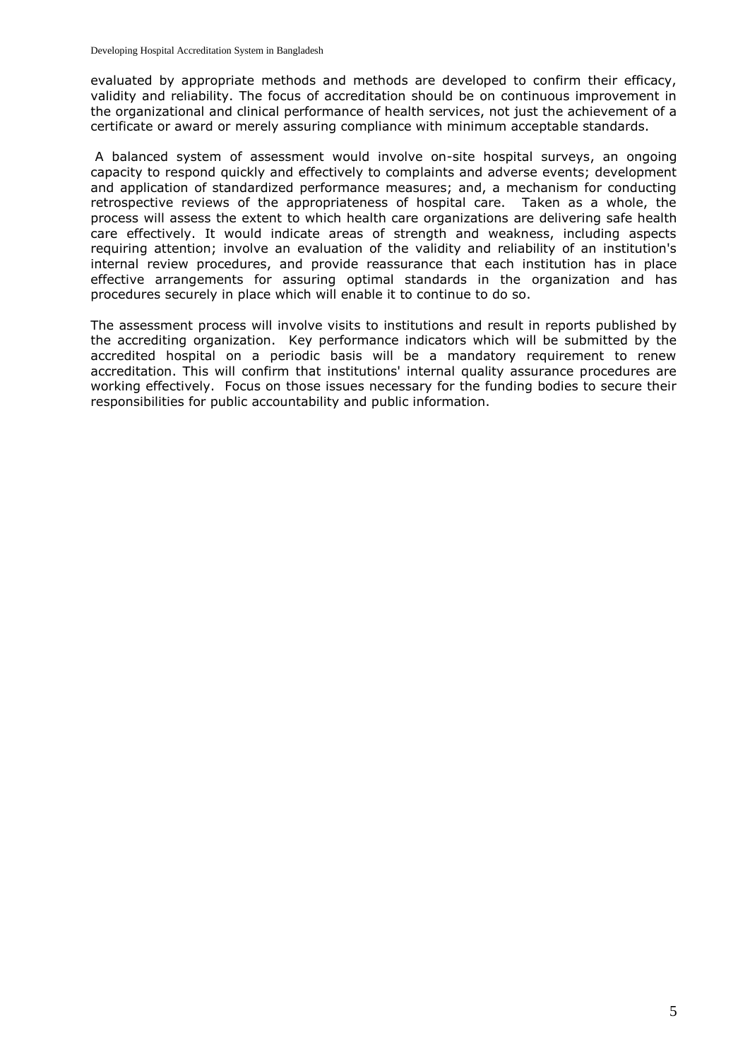evaluated by appropriate methods and methods are developed to confirm their efficacy, validity and reliability. The focus of accreditation should be on continuous improvement in the organizational and clinical performance of health services, not just the achievement of a certificate or award or merely assuring compliance with minimum acceptable standards.

A balanced system of assessment would involve on-site hospital surveys, an ongoing capacity to respond quickly and effectively to complaints and adverse events; development and application of standardized performance measures; and, a mechanism for conducting retrospective reviews of the appropriateness of hospital care. Taken as a whole, the process will assess the extent to which health care organizations are delivering safe health care effectively. It would indicate areas of strength and weakness, including aspects requiring attention; involve an evaluation of the validity and reliability of an institution's internal review procedures, and provide reassurance that each institution has in place effective arrangements for assuring optimal standards in the organization and has procedures securely in place which will enable it to continue to do so.

The assessment process will involve visits to institutions and result in reports published by the accrediting organization. Key performance indicators which will be submitted by the accredited hospital on a periodic basis will be a mandatory requirement to renew accreditation. This will confirm that institutions' internal quality assurance procedures are working effectively. Focus on those issues necessary for the funding bodies to secure their responsibilities for public accountability and public information.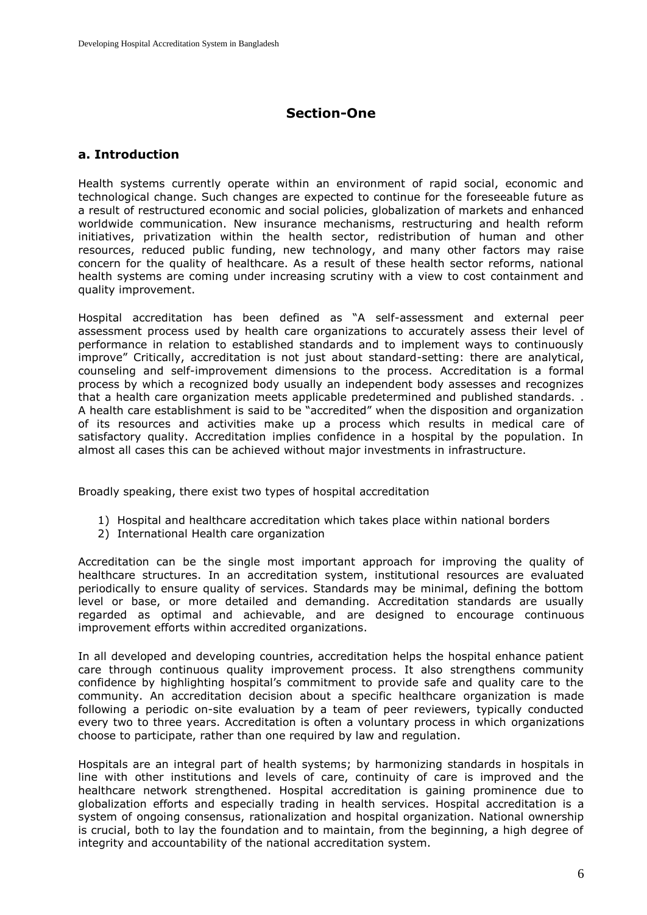# Section-One

## a. Introduction

Health systems currently operate within an environment of rapid social, economic and technological change. Such changes are expected to continue for the foreseeable future as a result of restructured economic and social policies, globalization of markets and enhanced worldwide communication. New insurance mechanisms, restructuring and health reform initiatives, privatization within the health sector, redistribution of human and other resources, reduced public funding, new technology, and many other factors may raise concern for the quality of healthcare. As a result of these health sector reforms, national health systems are coming under increasing scrutiny with a view to cost containment and quality improvement.

Hospital accreditation has been defined as "A self-assessment and external peer assessment process used by health care organizations to accurately assess their level of performance in relation to established standards and to implement ways to continuously improve" Critically, accreditation is not just about standard-setting: there are analytical, counseling and self-improvement dimensions to the process. Accreditation is a formal process by which a recognized body usually an independent body assesses and recognizes that a health care organization meets applicable predetermined and published standards. . A health care establishment is said to be "accredited" when the disposition and organization of its resources and activities make up a process which results in medical care of satisfactory quality. Accreditation implies confidence in a hospital by the population. In almost all cases this can be achieved without major investments in infrastructure.

Broadly speaking, there exist two types of hospital accreditation

1) Hospital and healthcare accreditation which takes place within national borders
2) International Health care organization

Accreditation can be the single most important approach for improving the quality of healthcare structures. In an accreditation system, institutional resources are evaluated periodically to ensure quality of services. Standards may be minimal, defining the bottom level or base, or more detailed and demanding. Accreditation standards are usually regarded as optimal and achievable, and are designed to encourage continuous improvement efforts within accredited organizations.

In all developed and developing countries, accreditation helps the hospital enhance patient care through continuous quality improvement process. It also strengthens community confidence by highlighting hospital's commitment to provide safe and quality care to the community. An accreditation decision about a specific healthcare organization is made following a periodic on-site evaluation by a team of peer reviewers, typically conducted every two to three years. Accreditation is often a voluntary process in which organizations choose to participate, rather than one required by law and regulation.

Hospitals are an integral part of health systems; by harmonizing standards in hospitals in line with other institutions and levels of care, continuity of care is improved and the healthcare network strengthened. Hospital accreditation is gaining prominence due to globalization efforts and especially trading in health services. Hospital accreditation is a system of ongoing consensus, rationalization and hospital organization. National ownership is crucial, both to lay the foundation and to maintain, from the beginning, a high degree of integrity and accountability of the national accreditation system.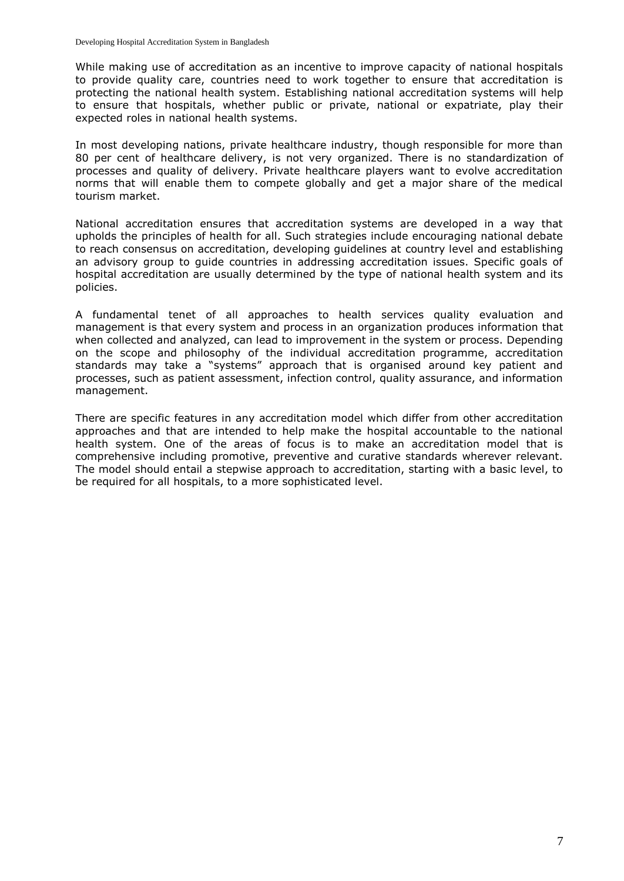While making use of accreditation as an incentive to improve capacity of national hospitals to provide quality care, countries need to work together to ensure that accreditation is protecting the national health system. Establishing national accreditation systems will help to ensure that hospitals, whether public or private, national or expatriate, play their expected roles in national health systems.

In most developing nations, private healthcare industry, though responsible for more than 80 per cent of healthcare delivery, is not very organized. There is no standardization of processes and quality of delivery. Private healthcare players want to evolve accreditation norms that will enable them to compete globally and get a major share of the medical tourism market.

National accreditation ensures that accreditation systems are developed in a way that upholds the principles of health for all. Such strategies include encouraging national debate to reach consensus on accreditation, developing guidelines at country level and establishing an advisory group to guide countries in addressing accreditation issues. Specific goals of hospital accreditation are usually determined by the type of national health system and its policies.

A fundamental tenet of all approaches to health services quality evaluation and management is that every system and process in an organization produces information that when collected and analyzed, can lead to improvement in the system or process. Depending on the scope and philosophy of the individual accreditation programme, accreditation standards may take a "systems" approach that is organised around key patient and processes, such as patient assessment, infection control, quality assurance, and information management.

There are specific features in any accreditation model which differ from other accreditation approaches and that are intended to help make the hospital accountable to the national health system. One of the areas of focus is to make an accreditation model that is comprehensive including promotive, preventive and curative standards wherever relevant. The model should entail a stepwise approach to accreditation, starting with a basic level, to be required for all hospitals, to a more sophisticated level.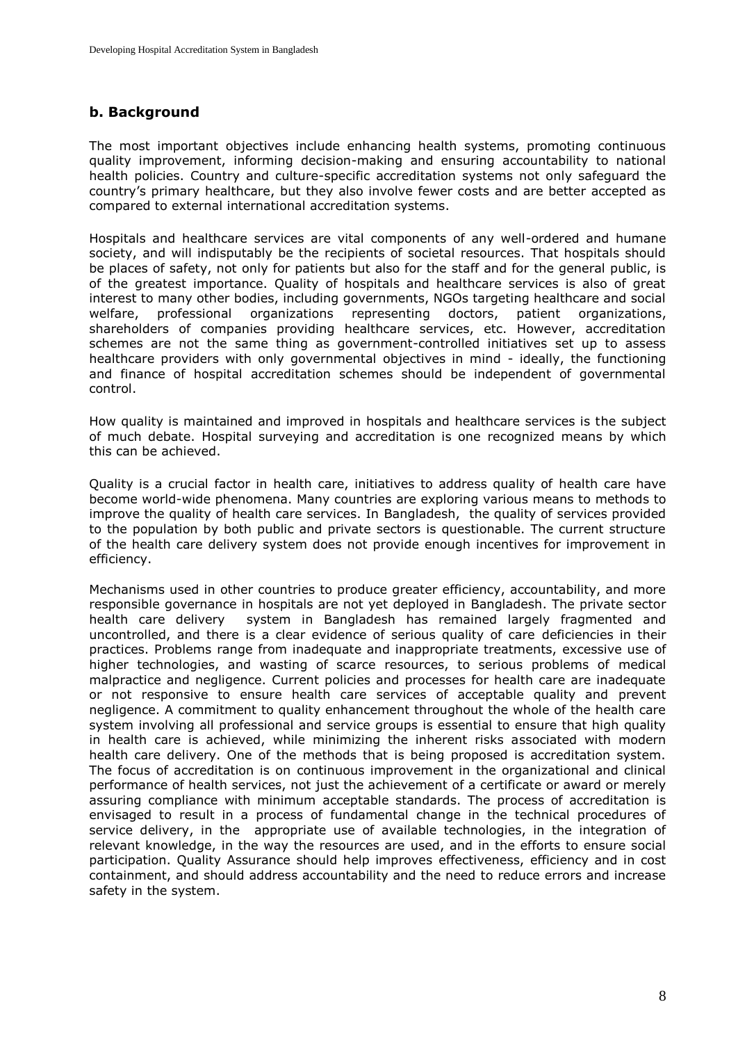## b. Background

The most important objectives include enhancing health systems, promoting continuous quality improvement, informing decision-making and ensuring accountability to national health policies. Country and culture-specific accreditation systems not only safeguard the country's primary healthcare, but they also involve fewer costs and are better accepted as compared to external international accreditation systems.

Hospitals and healthcare services are vital components of any well-ordered and humane society, and will indisputably be the recipients of societal resources. That hospitals should be places of safety, not only for patients but also for the staff and for the general public, is of the greatest importance. Quality of hospitals and healthcare services is also of great interest to many other bodies, including governments, NGOs targeting healthcare and social welfare, professional organizations representing doctors, patient organizations, shareholders of companies providing healthcare services, etc. However, accreditation schemes are not the same thing as government-controlled initiatives set up to assess healthcare providers with only governmental objectives in mind - ideally, the functioning and finance of hospital accreditation schemes should be independent of governmental control.

How quality is maintained and improved in hospitals and healthcare services is the subject of much debate. Hospital surveying and accreditation is one recognized means by which this can be achieved.

Quality is a crucial factor in health care, initiatives to address quality of health care have become world-wide phenomena. Many countries are exploring various means to methods to improve the quality of health care services. In Bangladesh, the quality of services provided to the population by both public and private sectors is questionable. The current structure of the health care delivery system does not provide enough incentives for improvement in efficiency.

Mechanisms used in other countries to produce greater efficiency, accountability, and more responsible governance in hospitals are not yet deployed in Bangladesh. The private sector health care delivery system in Bangladesh has remained largely fragmented and uncontrolled, and there is a clear evidence of serious quality of care deficiencies in their practices. Problems range from inadequate and inappropriate treatments, excessive use of higher technologies, and wasting of scarce resources, to serious problems of medical malpractice and negligence. Current policies and processes for health care are inadequate or not responsive to ensure health care services of acceptable quality and prevent negligence. A commitment to quality enhancement throughout the whole of the health care system involving all professional and service groups is essential to ensure that high quality in health care is achieved, while minimizing the inherent risks associated with modern health care delivery. One of the methods that is being proposed is accreditation system. The focus of accreditation is on continuous improvement in the organizational and clinical performance of health services, not just the achievement of a certificate or award or merely assuring compliance with minimum acceptable standards. The process of accreditation is envisaged to result in a process of fundamental change in the technical procedures of service delivery, in the appropriate use of available technologies, in the integration of relevant knowledge, in the way the resources are used, and in the efforts to ensure social participation. Quality Assurance should help improves effectiveness, efficiency and in cost containment, and should address accountability and the need to reduce errors and increase safety in the system.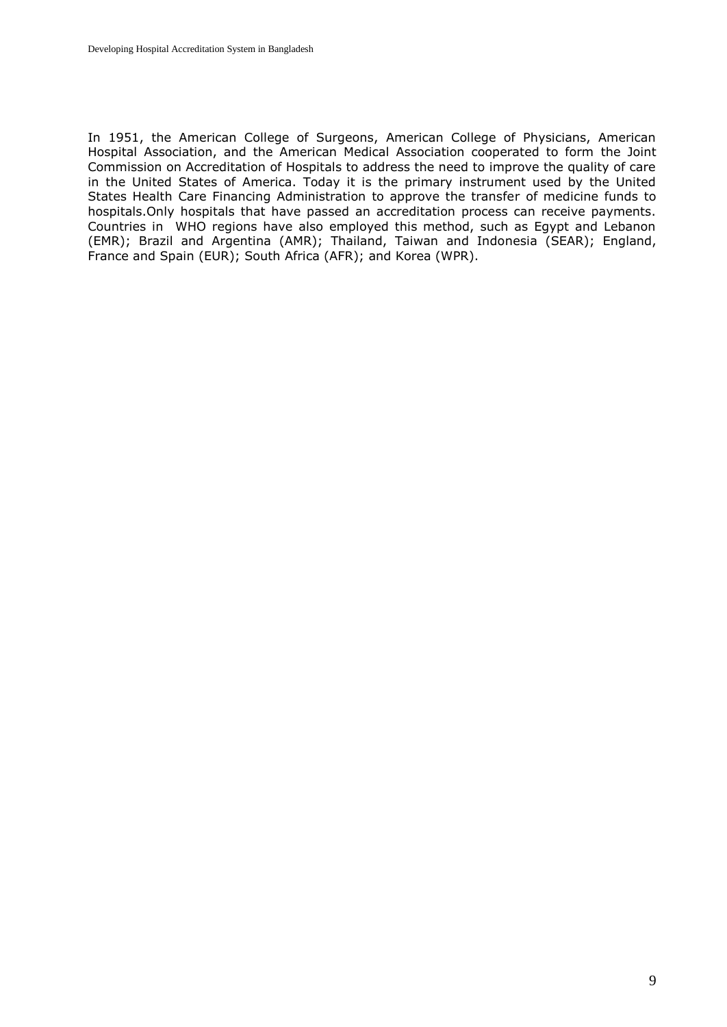In 1951, the American College of Surgeons, American College of Physicians, American Hospital Association, and the American Medical Association cooperated to form the Joint Commission on Accreditation of Hospitals to address the need to improve the quality of care in the United States of America. Today it is the primary instrument used by the United States Health Care Financing Administration to approve the transfer of medicine funds to hospitals.Only hospitals that have passed an accreditation process can receive payments. Countries in WHO regions have also employed this method, such as Egypt and Lebanon (EMR); Brazil and Argentina (AMR); Thailand, Taiwan and Indonesia (SEAR); England, France and Spain (EUR); South Africa (AFR); and Korea (WPR).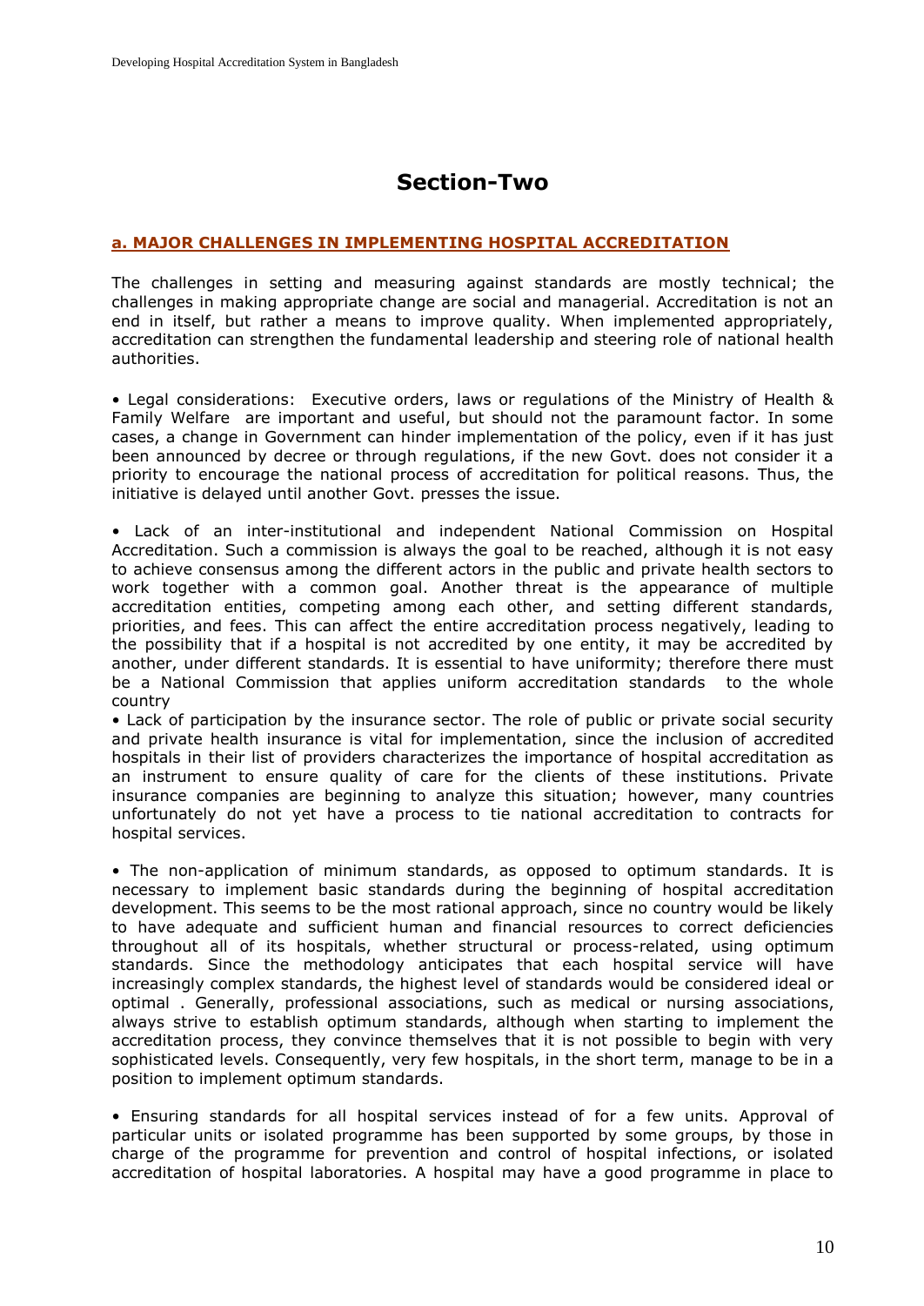# Section-Two

## a. MAJOR CHALLENGES IN IMPLEMENTING HOSPITAL ACCREDITATION

The challenges in setting and measuring against standards are mostly technical; the challenges in making appropriate change are social and managerial. Accreditation is not an end in itself, but rather a means to improve quality. When implemented appropriately, accreditation can strengthen the fundamental leadership and steering role of national health authorities.

• Legal considerations: Executive orders, laws or regulations of the Ministry of Health & Family Welfare are important and useful, but should not the paramount factor. In some cases, a change in Government can hinder implementation of the policy, even if it has just been announced by decree or through regulations, if the new Govt. does not consider it a priority to encourage the national process of accreditation for political reasons. Thus, the initiative is delayed until another Govt. presses the issue.

• Lack of an inter-institutional and independent National Commission on Hospital Accreditation. Such a commission is always the goal to be reached, although it is not easy to achieve consensus among the different actors in the public and private health sectors to work together with a common goal. Another threat is the appearance of multiple accreditation entities, competing among each other, and setting different standards, priorities, and fees. This can affect the entire accreditation process negatively, leading to the possibility that if a hospital is not accredited by one entity, it may be accredited by another, under different standards. It is essential to have uniformity; therefore there must be a National Commission that applies uniform accreditation standards to the whole country

• Lack of participation by the insurance sector. The role of public or private social security and private health insurance is vital for implementation, since the inclusion of accredited hospitals in their list of providers characterizes the importance of hospital accreditation as an instrument to ensure quality of care for the clients of these institutions. Private insurance companies are beginning to analyze this situation; however, many countries unfortunately do not yet have a process to tie national accreditation to contracts for hospital services.

• The non-application of minimum standards, as opposed to optimum standards. It is necessary to implement basic standards during the beginning of hospital accreditation development. This seems to be the most rational approach, since no country would be likely to have adequate and sufficient human and financial resources to correct deficiencies throughout all of its hospitals, whether structural or process-related, using optimum standards. Since the methodology anticipates that each hospital service will have increasingly complex standards, the highest level of standards would be considered ideal or optimal . Generally, professional associations, such as medical or nursing associations, always strive to establish optimum standards, although when starting to implement the accreditation process, they convince themselves that it is not possible to begin with very sophisticated levels. Consequently, very few hospitals, in the short term, manage to be in a position to implement optimum standards.

• Ensuring standards for all hospital services instead of for a few units. Approval of particular units or isolated programme has been supported by some groups, by those in charge of the programme for prevention and control of hospital infections, or isolated accreditation of hospital laboratories. A hospital may have a good programme in place to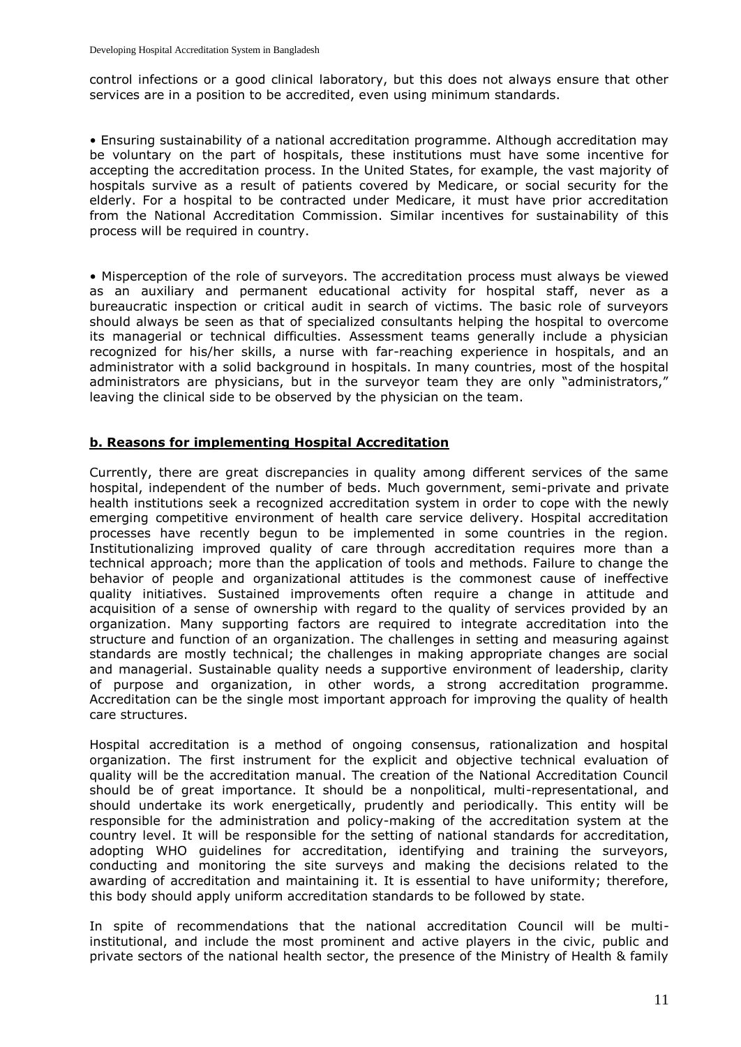control infections or a good clinical laboratory, but this does not always ensure that other services are in a position to be accredited, even using minimum standards.

• Ensuring sustainability of a national accreditation programme. Although accreditation may be voluntary on the part of hospitals, these institutions must have some incentive for accepting the accreditation process. In the United States, for example, the vast majority of hospitals survive as a result of patients covered by Medicare, or social security for the elderly. For a hospital to be contracted under Medicare, it must have prior accreditation from the National Accreditation Commission. Similar incentives for sustainability of this process will be required in country.

• Misperception of the role of surveyors. The accreditation process must always be viewed as an auxiliary and permanent educational activity for hospital staff, never as a bureaucratic inspection or critical audit in search of victims. The basic role of surveyors should always be seen as that of specialized consultants helping the hospital to overcome its managerial or technical difficulties. Assessment teams generally include a physician recognized for his/her skills, a nurse with far-reaching experience in hospitals, and an administrator with a solid background in hospitals. In many countries, most of the hospital administrators are physicians, but in the surveyor team they are only "administrators," leaving the clinical side to be observed by the physician on the team.

## **b. Reasons for implementing Hospital Accreditation**

Currently, there are great discrepancies in quality among different services of the same hospital, independent of the number of beds. Much government, semi-private and private health institutions seek a recognized accreditation system in order to cope with the newly emerging competitive environment of health care service delivery. Hospital accreditation processes have recently begun to be implemented in some countries in the region. Institutionalizing improved quality of care through accreditation requires more than a technical approach; more than the application of tools and methods. Failure to change the behavior of people and organizational attitudes is the commonest cause of ineffective quality initiatives. Sustained improvements often require a change in attitude and acquisition of a sense of ownership with regard to the quality of services provided by an organization. Many supporting factors are required to integrate accreditation into the structure and function of an organization. The challenges in setting and measuring against standards are mostly technical; the challenges in making appropriate changes are social and managerial. Sustainable quality needs a supportive environment of leadership, clarity of purpose and organization, in other words, a strong accreditation programme. Accreditation can be the single most important approach for improving the quality of health care structures.

Hospital accreditation is a method of ongoing consensus, rationalization and hospital organization. The first instrument for the explicit and objective technical evaluation of quality will be the accreditation manual. The creation of the National Accreditation Council should be of great importance. It should be a nonpolitical, multi-representational, and should undertake its work energetically, prudently and periodically. This entity will be responsible for the administration and policy-making of the accreditation system at the country level. It will be responsible for the setting of national standards for accreditation, adopting WHO guidelines for accreditation, identifying and training the surveyors, conducting and monitoring the site surveys and making the decisions related to the awarding of accreditation and maintaining it. It is essential to have uniformity; therefore, this body should apply uniform accreditation standards to be followed by state.

In spite of recommendations that the national accreditation Council will be multi-institutional, and include the most prominent and active players in the civic, public and private sectors of the national health sector, the presence of the Ministry of Health & family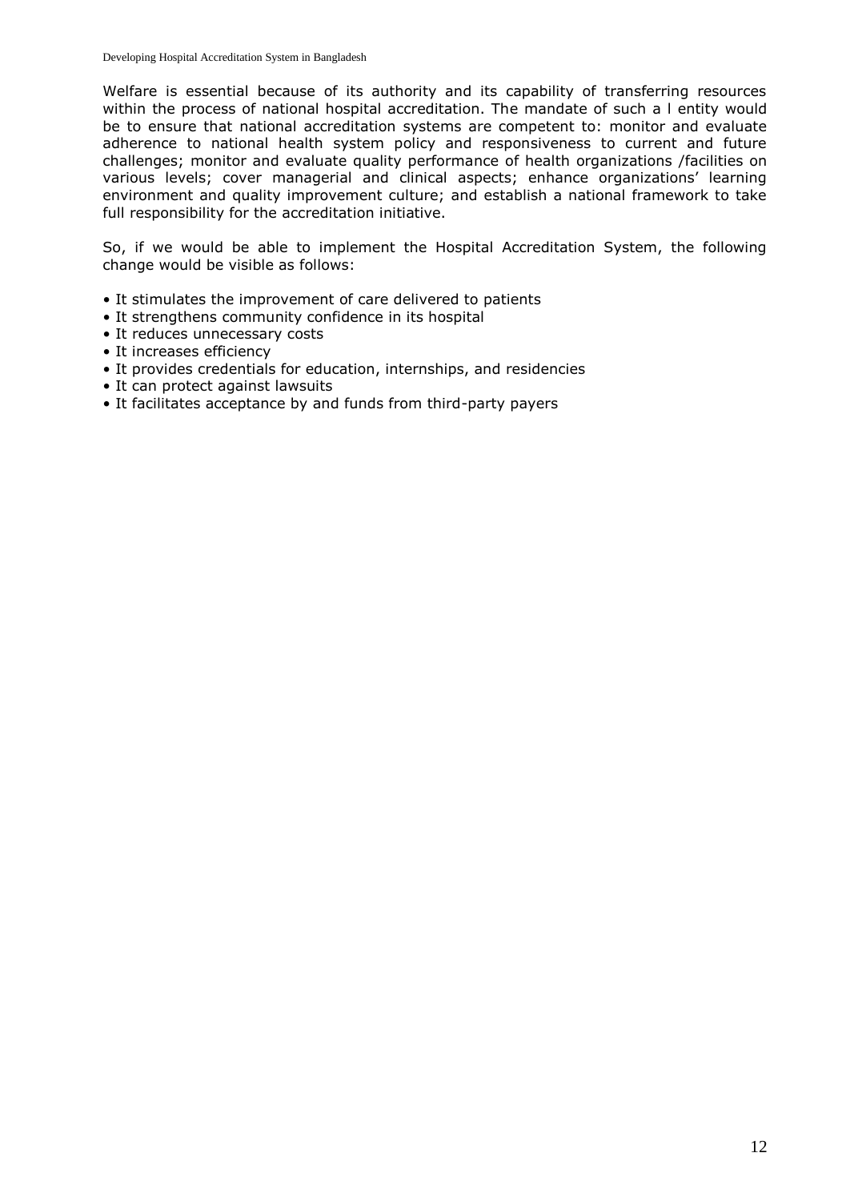Welfare is essential because of its authority and its capability of transferring resources within the process of national hospital accreditation. The mandate of such a l entity would be to ensure that national accreditation systems are competent to: monitor and evaluate adherence to national health system policy and responsiveness to current and future challenges; monitor and evaluate quality performance of health organizations /facilities on various levels; cover managerial and clinical aspects; enhance organizations' learning environment and quality improvement culture; and establish a national framework to take full responsibility for the accreditation initiative.

So, if we would be able to implement the Hospital Accreditation System, the following change would be visible as follows:

- It stimulates the improvement of care delivered to patients
- It strengthens community confidence in its hospital
- It reduces unnecessary costs
- It increases efficiency
- It provides credentials for education, internships, and residencies
- It can protect against lawsuits
- It facilitates acceptance by and funds from third-party payers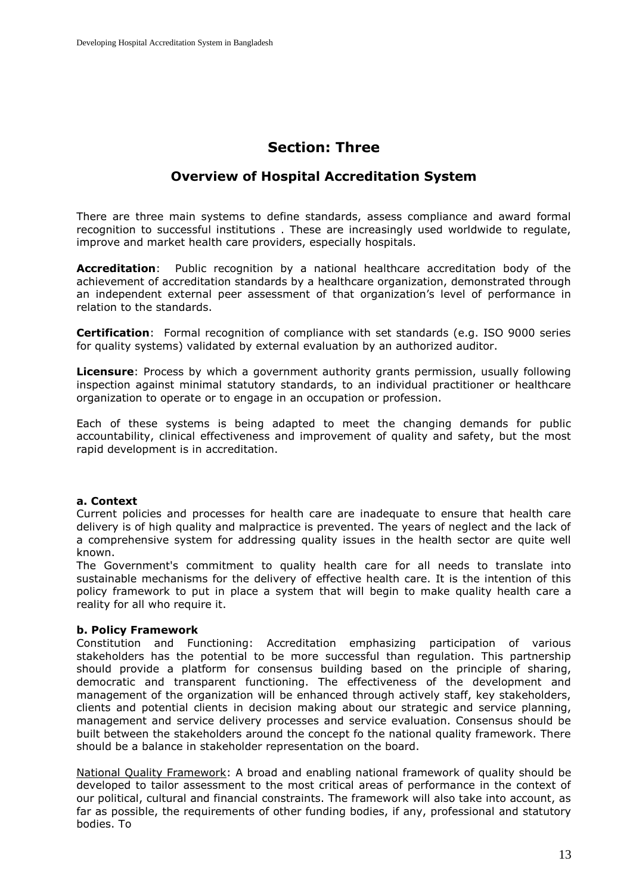# Section: Three

## Overview of Hospital Accreditation System

There are three main systems to define standards, assess compliance and award formal recognition to successful institutions . These are increasingly used worldwide to regulate, improve and market health care providers, especially hospitals.

**Accreditation**: Public recognition by a national healthcare accreditation body of the achievement of accreditation standards by a healthcare organization, demonstrated through an independent external peer assessment of that organization's level of performance in relation to the standards.

**Certification**: Formal recognition of compliance with set standards (e.g. ISO 9000 series for quality systems) validated by external evaluation by an authorized auditor.

**Licensure**: Process by which a government authority grants permission, usually following inspection against minimal statutory standards, to an individual practitioner or healthcare organization to operate or to engage in an occupation or profession.

Each of these systems is being adapted to meet the changing demands for public accountability, clinical effectiveness and improvement of quality and safety, but the most rapid development is in accreditation.

**a. Context**

Current policies and processes for health care are inadequate to ensure that health care delivery is of high quality and malpractice is prevented. The years of neglect and the lack of a comprehensive system for addressing quality issues in the health sector are quite well known.

The Government's commitment to quality health care for all needs to translate into sustainable mechanisms for the delivery of effective health care. It is the intention of this policy framework to put in place a system that will begin to make quality health care a reality for all who require it.

**b. Policy Framework**

Constitution and Functioning: Accreditation emphasizing participation of various stakeholders has the potential to be more successful than regulation. This partnership should provide a platform for consensus building based on the principle of sharing, democratic and transparent functioning. The effectiveness of the development and management of the organization will be enhanced through actively staff, key stakeholders, clients and potential clients in decision making about our strategic and service planning, management and service delivery processes and service evaluation. Consensus should be built between the stakeholders around the concept fo the national quality framework. There should be a balance in stakeholder representation on the board.

<u>National Quality Framework</u>: A broad and enabling national framework of quality should be developed to tailor assessment to the most critical areas of performance in the context of our political, cultural and financial constraints. The framework will also take into account, as far as possible, the requirements of other funding bodies, if any, professional and statutory bodies. To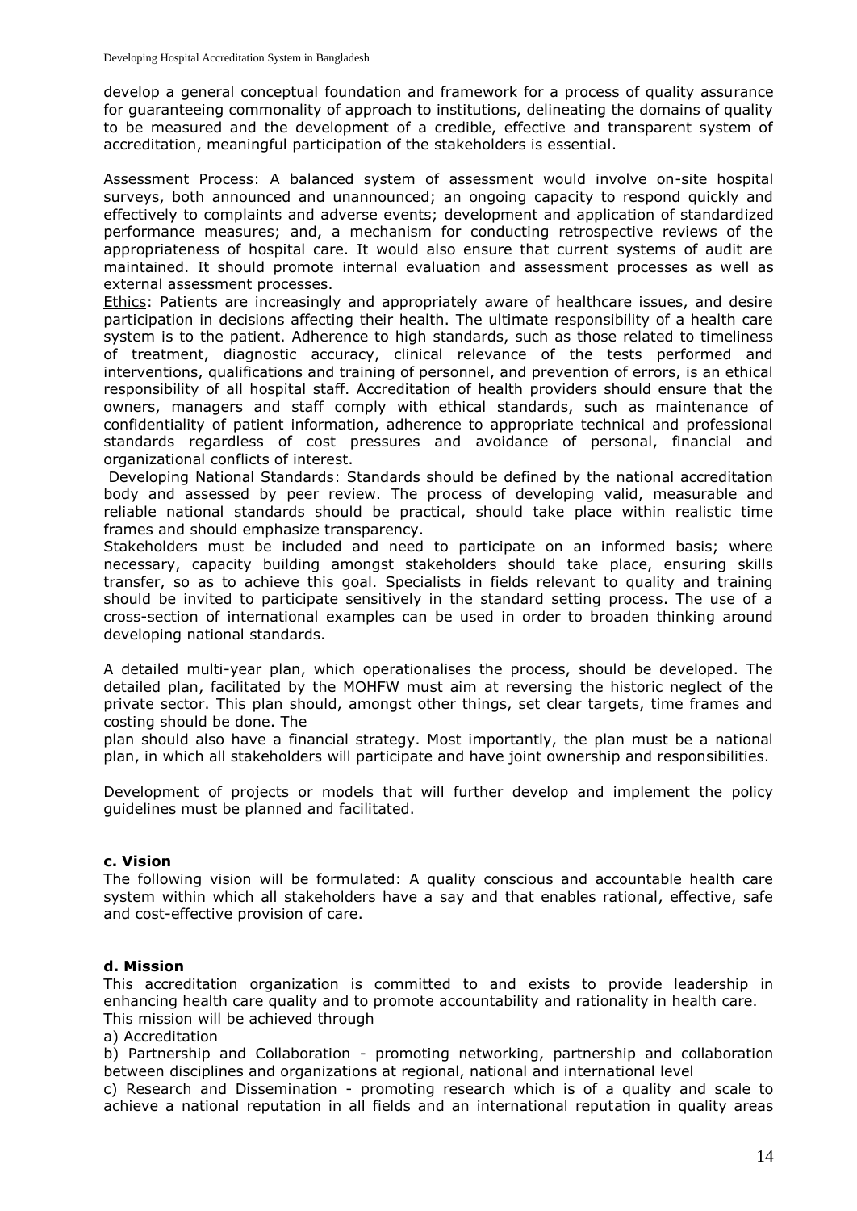develop a general conceptual foundation and framework for a process of quality assurance for guaranteeing commonality of approach to institutions, delineating the domains of quality to be measured and the development of a credible, effective and transparent system of accreditation, meaningful participation of the stakeholders is essential.

Assessment Process: A balanced system of assessment would involve on-site hospital surveys, both announced and unannounced; an ongoing capacity to respond quickly and effectively to complaints and adverse events; development and application of standardized performance measures; and, a mechanism for conducting retrospective reviews of the appropriateness of hospital care. It would also ensure that current systems of audit are maintained. It should promote internal evaluation and assessment processes as well as external assessment processes.

Ethics: Patients are increasingly and appropriately aware of healthcare issues, and desire participation in decisions affecting their health. The ultimate responsibility of a health care system is to the patient. Adherence to high standards, such as those related to timeliness of treatment, diagnostic accuracy, clinical relevance of the tests performed and interventions, qualifications and training of personnel, and prevention of errors, is an ethical responsibility of all hospital staff. Accreditation of health providers should ensure that the owners, managers and staff comply with ethical standards, such as maintenance of confidentiality of patient information, adherence to appropriate technical and professional standards regardless of cost pressures and avoidance of personal, financial and organizational conflicts of interest.

Developing National Standards: Standards should be defined by the national accreditation body and assessed by peer review. The process of developing valid, measurable and reliable national standards should be practical, should take place within realistic time frames and should emphasize transparency.

Stakeholders must be included and need to participate on an informed basis; where necessary, capacity building amongst stakeholders should take place, ensuring skills transfer, so as to achieve this goal. Specialists in fields relevant to quality and training should be invited to participate sensitively in the standard setting process. The use of a cross-section of international examples can be used in order to broaden thinking around developing national standards.

A detailed multi-year plan, which operationalises the process, should be developed. The detailed plan, facilitated by the MOHFW must aim at reversing the historic neglect of the private sector. This plan should, amongst other things, set clear targets, time frames and costing should be done. The plan should also have a financial strategy. Most importantly, the plan must be a national plan, in which all stakeholders will participate and have joint ownership and responsibilities.

Development of projects or models that will further develop and implement the policy guidelines must be planned and facilitated.

**c. Vision**

The following vision will be formulated: A quality conscious and accountable health care system within which all stakeholders have a say and that enables rational, effective, safe and cost-effective provision of care.

**d. Mission**

This accreditation organization is committed to and exists to provide leadership in enhancing health care quality and to promote accountability and rationality in health care. This mission will be achieved through

a) Accreditation

b) Partnership and Collaboration - promoting networking, partnership and collaboration between disciplines and organizations at regional, national and international level

c) Research and Dissemination - promoting research which is of a quality and scale to achieve a national reputation in all fields and an international reputation in quality areas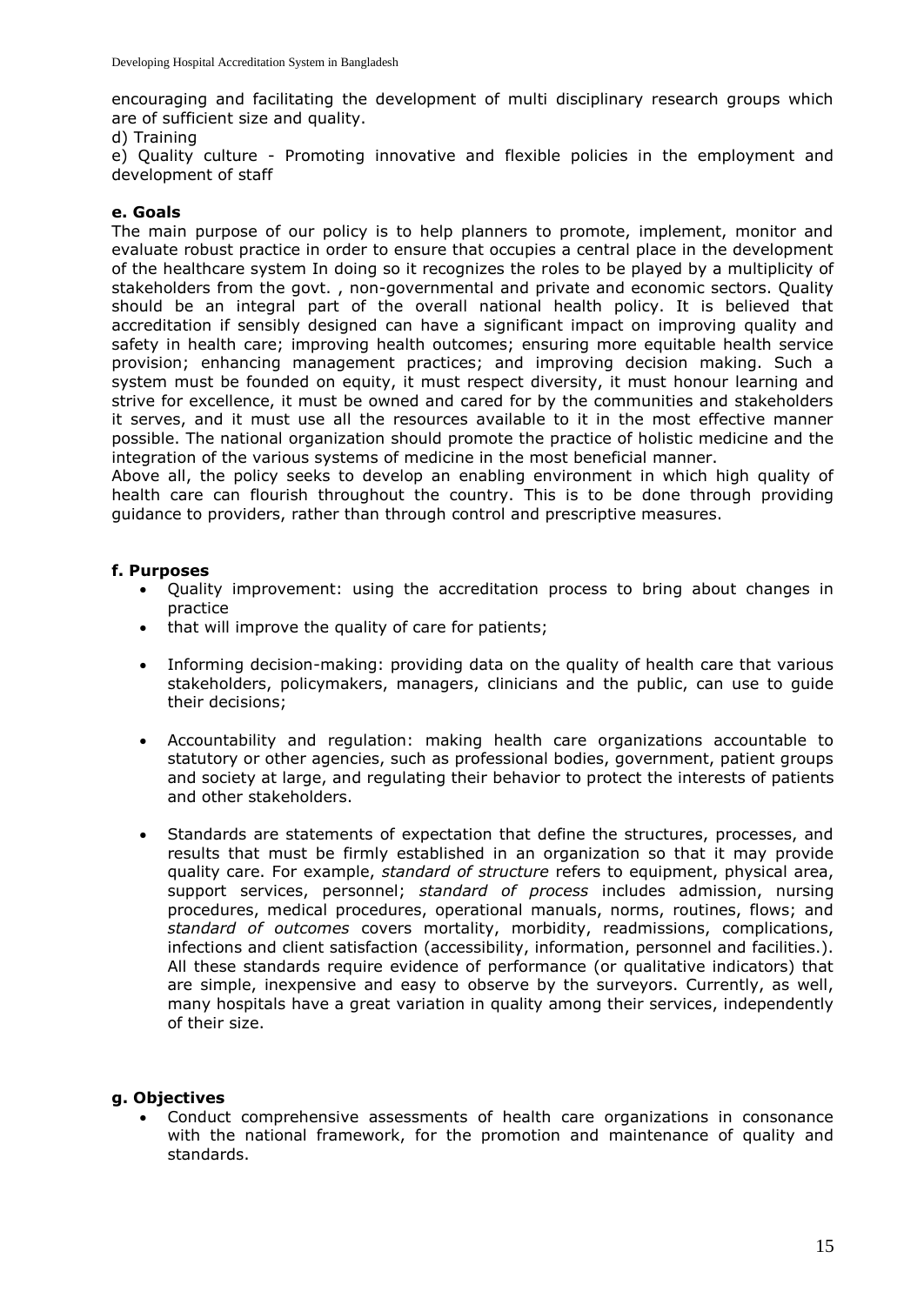encouraging and facilitating the development of multi disciplinary research groups which are of sufficient size and quality.

d) Training

e) Quality culture - Promoting innovative and flexible policies in the employment and development of staff

**e. Goals**

The main purpose of our policy is to help planners to promote, implement, monitor and evaluate robust practice in order to ensure that occupies a central place in the development of the healthcare system In doing so it recognizes the roles to be played by a multiplicity of stakeholders from the govt. , non-governmental and private and economic sectors. Quality should be an integral part of the overall national health policy. It is believed that accreditation if sensibly designed can have a significant impact on improving quality and safety in health care; improving health outcomes; ensuring more equitable health service provision; enhancing management practices; and improving decision making. Such a system must be founded on equity, it must respect diversity, it must honour learning and strive for excellence, it must be owned and cared for by the communities and stakeholders it serves, and it must use all the resources available to it in the most effective manner possible. The national organization should promote the practice of holistic medicine and the integration of the various systems of medicine in the most beneficial manner.

Above all, the policy seeks to develop an enabling environment in which high quality of health care can flourish throughout the country. This is to be done through providing guidance to providers, rather than through control and prescriptive measures.

**f. Purposes**

- Quality improvement: using the accreditation process to bring about changes in practice
- that will improve the quality of care for patients;
- Informing decision-making: providing data on the quality of health care that various stakeholders, policymakers, managers, clinicians and the public, can use to guide their decisions;
- Accountability and regulation: making health care organizations accountable to statutory or other agencies, such as professional bodies, government, patient groups and society at large, and regulating their behavior to protect the interests of patients and other stakeholders.
- Standards are statements of expectation that define the structures, processes, and results that must be firmly established in an organization so that it may provide quality care. For example, *standard of structure* refers to equipment, physical area, support services, personnel; *standard of process* includes admission, nursing procedures, medical procedures, operational manuals, norms, routines, flows; and *standard of outcomes* covers mortality, morbidity, readmissions, complications, infections and client satisfaction (accessibility, information, personnel and facilities.). All these standards require evidence of performance (or qualitative indicators) that are simple, inexpensive and easy to observe by the surveyors. Currently, as well, many hospitals have a great variation in quality among their services, independently of their size.

**g. Objectives**

- Conduct comprehensive assessments of health care organizations in consonance with the national framework, for the promotion and maintenance of quality and standards.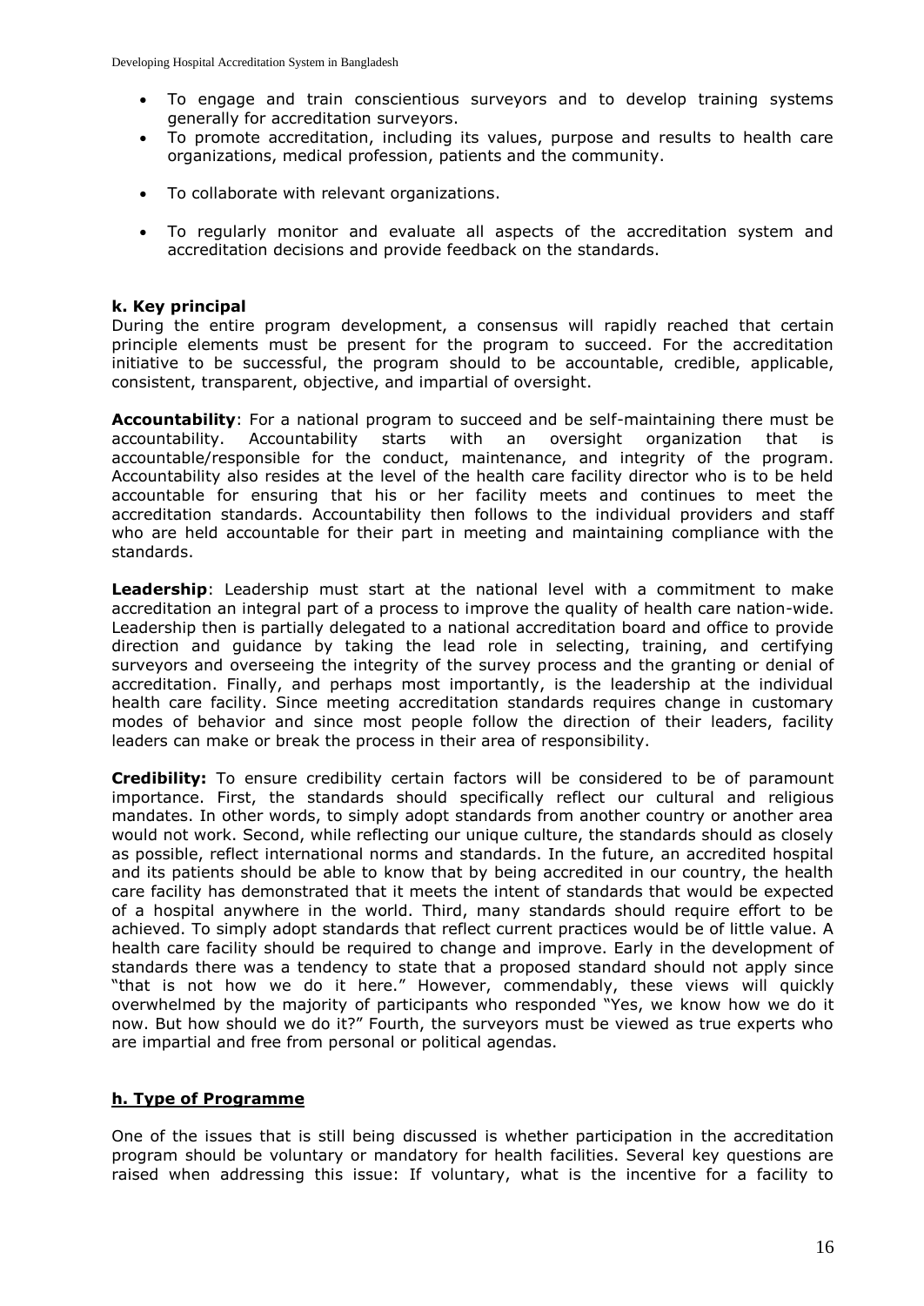- To engage and train conscientious surveyors and to develop training systems generally for accreditation surveyors.
- To promote accreditation, including its values, purpose and results to health care organizations, medical profession, patients and the community.
- To collaborate with relevant organizations.
- To regularly monitor and evaluate all aspects of the accreditation system and accreditation decisions and provide feedback on the standards.

**k. Key principal**

During the entire program development, a consensus will rapidly reached that certain principle elements must be present for the program to succeed. For the accreditation initiative to be successful, the program should to be accountable, credible, applicable, consistent, transparent, objective, and impartial of oversight.

**Accountability**: For a national program to succeed and be self-maintaining there must be accountability. Accountability starts with an oversight organization that is accountable/responsible for the conduct, maintenance, and integrity of the program. Accountability also resides at the level of the health care facility director who is to be held accountable for ensuring that his or her facility meets and continues to meet the accreditation standards. Accountability then follows to the individual providers and staff who are held accountable for their part in meeting and maintaining compliance with the standards.

**Leadership**: Leadership must start at the national level with a commitment to make accreditation an integral part of a process to improve the quality of health care nation-wide. Leadership then is partially delegated to a national accreditation board and office to provide direction and guidance by taking the lead role in selecting, training, and certifying surveyors and overseeing the integrity of the survey process and the granting or denial of accreditation. Finally, and perhaps most importantly, is the leadership at the individual health care facility. Since meeting accreditation standards requires change in customary modes of behavior and since most people follow the direction of their leaders, facility leaders can make or break the process in their area of responsibility.

**Credibility:** To ensure credibility certain factors will be considered to be of paramount importance. First, the standards should specifically reflect our cultural and religious mandates. In other words, to simply adopt standards from another country or another area would not work. Second, while reflecting our unique culture, the standards should as closely as possible, reflect international norms and standards. In the future, an accredited hospital and its patients should be able to know that by being accredited in our country, the health care facility has demonstrated that it meets the intent of standards that would be expected of a hospital anywhere in the world. Third, many standards should require effort to be achieved. To simply adopt standards that reflect current practices would be of little value. A health care facility should be required to change and improve. Early in the development of standards there was a tendency to state that a proposed standard should not apply since "that is not how we do it here." However, commendably, these views will quickly overwhelmed by the majority of participants who responded "Yes, we know how we do it now. But how should we do it?" Fourth, the surveyors must be viewed as true experts who are impartial and free from personal or political agendas.

**h. Type of Programme**

One of the issues that is still being discussed is whether participation in the accreditation program should be voluntary or mandatory for health facilities. Several key questions are raised when addressing this issue: If voluntary, what is the incentive for a facility to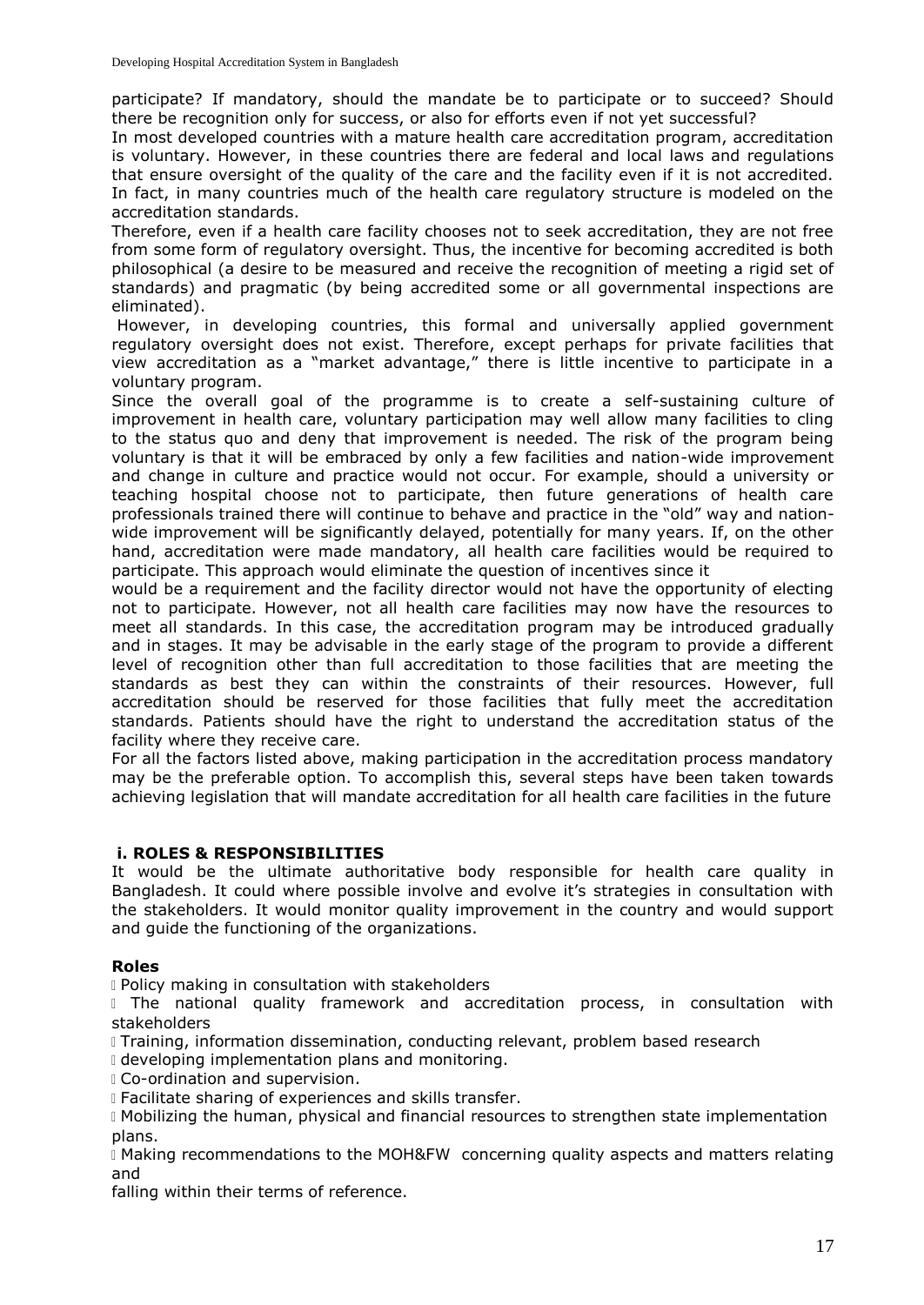participate? If mandatory, should the mandate be to participate or to succeed? Should there be recognition only for success, or also for efforts even if not yet successful?

In most developed countries with a mature health care accreditation program, accreditation is voluntary. However, in these countries there are federal and local laws and regulations that ensure oversight of the quality of the care and the facility even if it is not accredited. In fact, in many countries much of the health care regulatory structure is modeled on the accreditation standards.

Therefore, even if a health care facility chooses not to seek accreditation, they are not free from some form of regulatory oversight. Thus, the incentive for becoming accredited is both philosophical (a desire to be measured and receive the recognition of meeting a rigid set of standards) and pragmatic (by being accredited some or all governmental inspections are eliminated).

However, in developing countries, this formal and universally applied government regulatory oversight does not exist. Therefore, except perhaps for private facilities that view accreditation as a "market advantage," there is little incentive to participate in a voluntary program.

Since the overall goal of the programme is to create a self-sustaining culture of improvement in health care, voluntary participation may well allow many facilities to cling to the status quo and deny that improvement is needed. The risk of the program being voluntary is that it will be embraced by only a few facilities and nation-wide improvement and change in culture and practice would not occur. For example, should a university or teaching hospital choose not to participate, then future generations of health care professionals trained there will continue to behave and practice in the "old" way and nation-wide improvement will be significantly delayed, potentially for many years. If, on the other hand, accreditation were made mandatory, all health care facilities would be required to participate. This approach would eliminate the question of incentives since it would be a requirement and the facility director would not have the opportunity of electing not to participate. However, not all health care facilities may now have the resources to meet all standards. In this case, the accreditation program may be introduced gradually and in stages. It may be advisable in the early stage of the program to provide a different level of recognition other than full accreditation to those facilities that are meeting the standards as best they can within the constraints of their resources. However, full accreditation should be reserved for those facilities that fully meet the accreditation standards. Patients should have the right to understand the accreditation status of the facility where they receive care.

For all the factors listed above, making participation in the accreditation process mandatory may be the preferable option. To accomplish this, several steps have been taken towards achieving legislation that will mandate accreditation for all health care facilities in the future

### i. ROLES & RESPONSIBILITIES

It would be the ultimate authoritative body responsible for health care quality in Bangladesh. It could where possible involve and evolve it's strategies in consultation with the stakeholders. It would monitor quality improvement in the country and would support and guide the functioning of the organizations.

#### Roles

- Policy making in consultation with stakeholders
- The national quality framework and accreditation process, in consultation with stakeholders
- Training, information dissemination, conducting relevant, problem based research
- developing implementation plans and monitoring.
- Co-ordination and supervision.
- Facilitate sharing of experiences and skills transfer.
- Mobilizing the human, physical and financial resources to strengthen state implementation plans.
- Making recommendations to the MOH&FW concerning quality aspects and matters relating and falling within their terms of reference.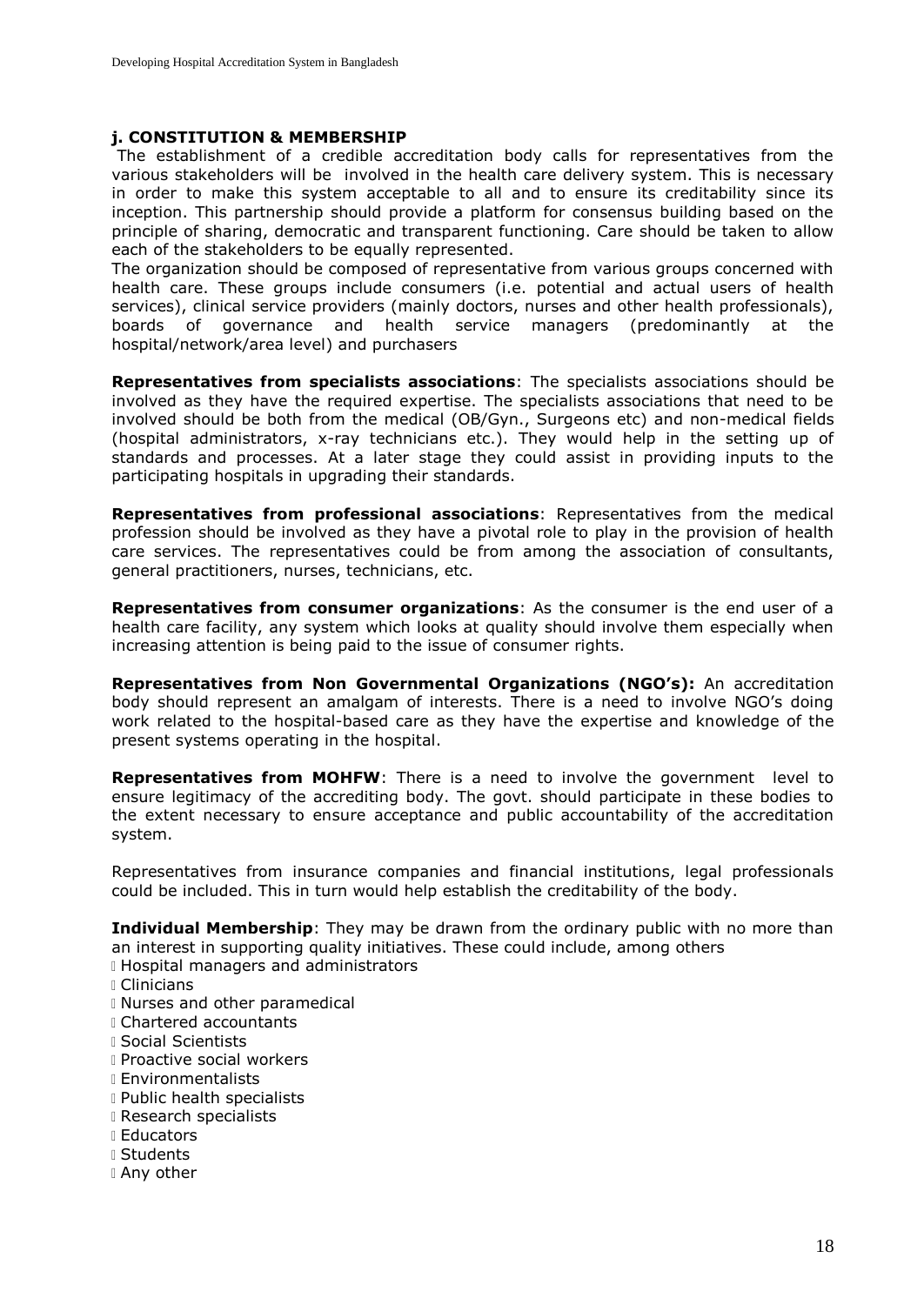### j. CONSTITUTION & MEMBERSHIP

The establishment of a credible accreditation body calls for representatives from the various stakeholders will be involved in the health care delivery system. This is necessary in order to make this system acceptable to all and to ensure its creditability since its inception. This partnership should provide a platform for consensus building based on the principle of sharing, democratic and transparent functioning. Care should be taken to allow each of the stakeholders to be equally represented.

The organization should be composed of representative from various groups concerned with health care. These groups include consumers (i.e. potential and actual users of health services), clinical service providers (mainly doctors, nurses and other health professionals), boards of governance and health service managers (predominantly at the hospital/network/area level) and purchasers

**Representatives from specialists associations**: The specialists associations should be involved as they have the required expertise. The specialists associations that need to be involved should be both from the medical (OB/Gyn., Surgeons etc) and non-medical fields (hospital administrators, x-ray technicians etc.). They would help in the setting up of standards and processes. At a later stage they could assist in providing inputs to the participating hospitals in upgrading their standards.

**Representatives from professional associations**: Representatives from the medical profession should be involved as they have a pivotal role to play in the provision of health care services. The representatives could be from among the association of consultants, general practitioners, nurses, technicians, etc.

**Representatives from consumer organizations**: As the consumer is the end user of a health care facility, any system which looks at quality should involve them especially when increasing attention is being paid to the issue of consumer rights.

**Representatives from Non Governmental Organizations (NGO's):** An accreditation body should represent an amalgam of interests. There is a need to involve NGO's doing work related to the hospital-based care as they have the expertise and knowledge of the present systems operating in the hospital.

**Representatives from MOHFW**: There is a need to involve the government level to ensure legitimacy of the accrediting body. The govt. should participate in these bodies to the extent necessary to ensure acceptance and public accountability of the accreditation system.

Representatives from insurance companies and financial institutions, legal professionals could be included. This in turn would help establish the creditability of the body.

**Individual Membership**: They may be drawn from the ordinary public with no more than an interest in supporting quality initiatives. These could include, among others

- Hospital managers and administrators
- Clinicians
- Nurses and other paramedical
- Chartered accountants
- Social Scientists
- Proactive social workers
- Environmentalists
- Public health specialists
- Research specialists
- Educators
- Students
- Any other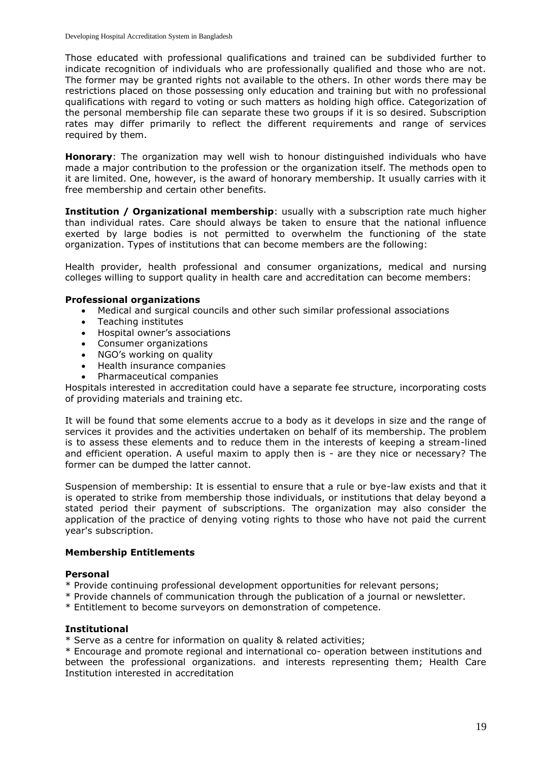Those educated with professional qualifications and trained can be subdivided further to indicate recognition of individuals who are professionally qualified and those who are not. The former may be granted rights not available to the others. In other words there may be restrictions placed on those possessing only education and training but with no professional qualifications with regard to voting or such matters as holding high office. Categorization of the personal membership file can separate these two groups if it is so desired. Subscription rates may differ primarily to reflect the different requirements and range of services required by them.

**Honorary**: The organization may well wish to honour distinguished individuals who have made a major contribution to the profession or the organization itself. The methods open to it are limited. One, however, is the award of honorary membership. It usually carries with it free membership and certain other benefits.

**Institution / Organizational membership**: usually with a subscription rate much higher than individual rates. Care should always be taken to ensure that the national influence exerted by large bodies is not permitted to overwhelm the functioning of the state organization. Types of institutions that can become members are the following:

Health provider, health professional and consumer organizations, medical and nursing colleges willing to support quality in health care and accreditation can become members:

**Professional organizations**

- Medical and surgical councils and other such similar professional associations
- Teaching institutes
- Hospital owner's associations
- Consumer organizations
- NGO's working on quality
- Health insurance companies
- Pharmaceutical companies

Hospitals interested in accreditation could have a separate fee structure, incorporating costs of providing materials and training etc.

It will be found that some elements accrue to a body as it develops in size and the range of services it provides and the activities undertaken on behalf of its membership. The problem is to assess these elements and to reduce them in the interests of keeping a stream-lined and efficient operation. A useful maxim to apply then is - are they nice or necessary? The former can be dumped the latter cannot.

Suspension of membership: It is essential to ensure that a rule or bye-law exists and that it is operated to strike from membership those individuals, or institutions that delay beyond a stated period their payment of subscriptions. The organization may also consider the application of the practice of denying voting rights to those who have not paid the current year's subscription.

**Membership Entitlements**

**Personal**

* Provide continuing professional development opportunities for relevant persons;
* Provide channels of communication through the publication of a journal or newsletter.
* Entitlement to become surveyors on demonstration of competence.

**Institutional**

* Serve as a centre for information on quality & related activities;
* Encourage and promote regional and international co- operation between institutions and between the professional organizations. and interests representing them; Health Care Institution interested in accreditation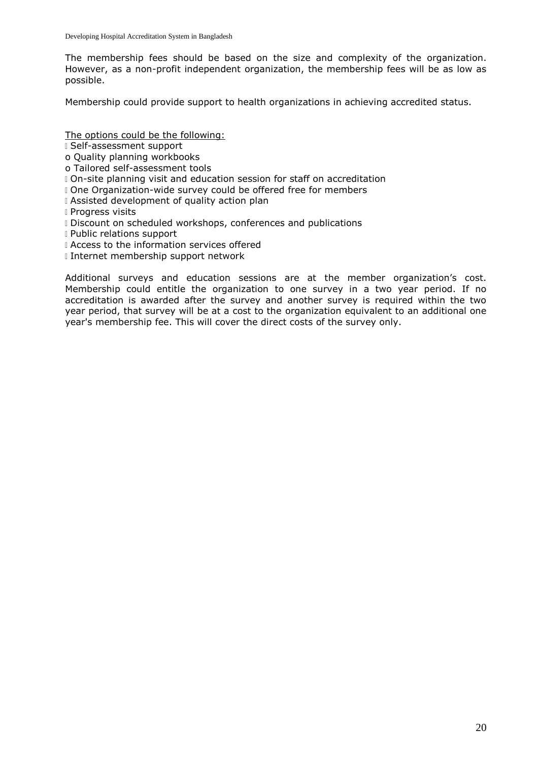The membership fees should be based on the size and complexity of the organization. However, as a non-profit independent organization, the membership fees will be as low as possible.

Membership could provide support to health organizations in achieving accredited status.

<u>The options could be the following:</u>

- Self-assessment support
  - Quality planning workbooks
  - Tailored self-assessment tools
- On-site planning visit and education session for staff on accreditation
- One Organization-wide survey could be offered free for members
- Assisted development of quality action plan
- Progress visits
- Discount on scheduled workshops, conferences and publications
- Public relations support
- Access to the information services offered
- Internet membership support network

Additional surveys and education sessions are at the member organization's cost. Membership could entitle the organization to one survey in a two year period. If no accreditation is awarded after the survey and another survey is required within the two year period, that survey will be at a cost to the organization equivalent to an additional one year's membership fee. This will cover the direct costs of the survey only.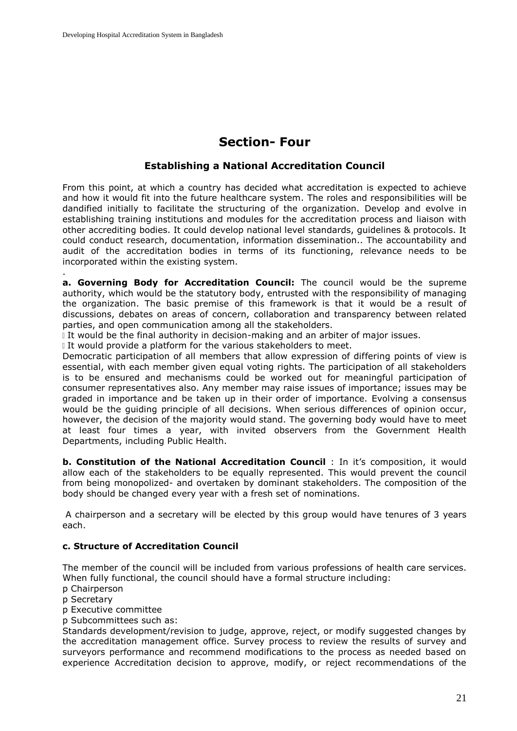# Section- Four

## Establishing a National Accreditation Council

From this point, at which a country has decided what accreditation is expected to achieve and how it would fit into the future healthcare system. The roles and responsibilities will be dandified initially to facilitate the structuring of the organization. Develop and evolve in establishing training institutions and modules for the accreditation process and liaison with other accrediting bodies. It could develop national level standards, guidelines & protocols. It could conduct research, documentation, information dissemination.. The accountability and audit of the accreditation bodies in terms of its functioning, relevance needs to be incorporated within the existing system.

.

**a. Governing Body for Accreditation Council:** The council would be the supreme authority, which would be the statutory body, entrusted with the responsibility of managing the organization. The basic premise of this framework is that it would be a result of discussions, debates on areas of concern, collaboration and transparency between related parties, and open communication among all the stakeholders.

- It would be the final authority in decision-making and an arbiter of major issues.
- It would provide a platform for the various stakeholders to meet.

Democratic participation of all members that allow expression of differing points of view is essential, with each member given equal voting rights. The participation of all stakeholders is to be ensured and mechanisms could be worked out for meaningful participation of consumer representatives also. Any member may raise issues of importance; issues may be graded in importance and be taken up in their order of importance. Evolving a consensus would be the guiding principle of all decisions. When serious differences of opinion occur, however, the decision of the majority would stand. The governing body would have to meet at least four times a year, with invited observers from the Government Health Departments, including Public Health.

**b. Constitution of the National Accreditation Council** : In it's composition, it would allow each of the stakeholders to be equally represented. This would prevent the council from being monopolized- and overtaken by dominant stakeholders. The composition of the body should be changed every year with a fresh set of nominations.

A chairperson and a secretary will be elected by this group would have tenures of 3 years each.

**c. Structure of Accreditation Council**

The member of the council will be included from various professions of health care services. When fully functional, the council should have a formal structure including:

- Chairperson
- Secretary
- Executive committee
- Subcommittees such as:

Standards development/revision to judge, approve, reject, or modify suggested changes by the accreditation management office. Survey process to review the results of survey and surveyors performance and recommend modifications to the process as needed based on experience Accreditation decision to approve, modify, or reject recommendations of the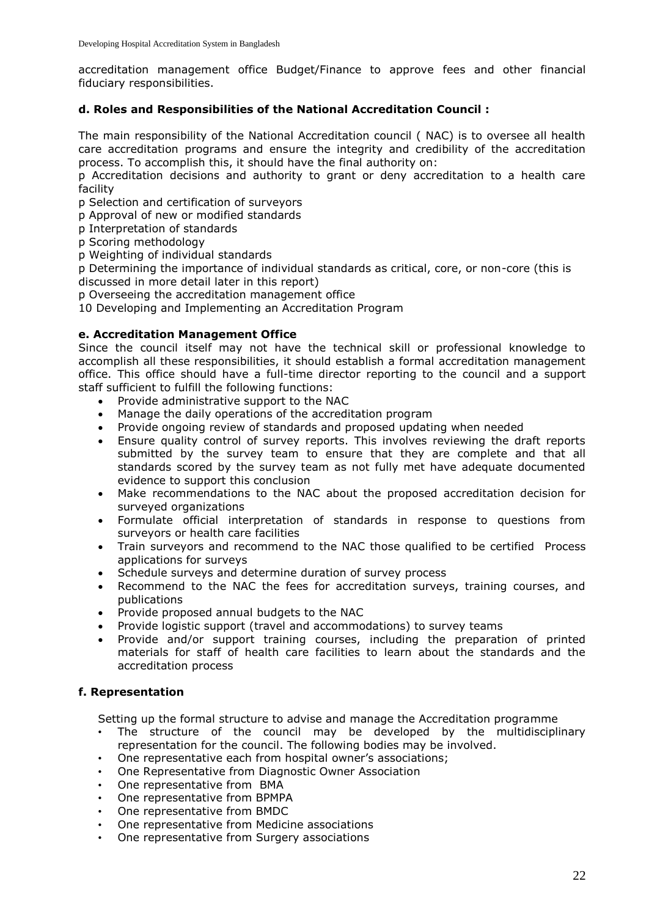accreditation management office Budget/Finance to approve fees and other financial fiduciary responsibilities.

**d. Roles and Responsibilities of the National Accreditation Council :**

The main responsibility of the National Accreditation council ( NAC) is to oversee all health care accreditation programs and ensure the integrity and credibility of the accreditation process. To accomplish this, it should have the final authority on:

p Accreditation decisions and authority to grant or deny accreditation to a health care facility

p Selection and certification of surveyors

p Approval of new or modified standards

p Interpretation of standards

p Scoring methodology

p Weighting of individual standards

p Determining the importance of individual standards as critical, core, or non-core (this is discussed in more detail later in this report)

p Overseeing the accreditation management office

10 Developing and Implementing an Accreditation Program

**e. Accreditation Management Office**

Since the council itself may not have the technical skill or professional knowledge to accomplish all these responsibilities, it should establish a formal accreditation management office. This office should have a full-time director reporting to the council and a support staff sufficient to fulfill the following functions:

- Provide administrative support to the NAC
- Manage the daily operations of the accreditation program
- Provide ongoing review of standards and proposed updating when needed
- Ensure quality control of survey reports. This involves reviewing the draft reports submitted by the survey team to ensure that they are complete and that all standards scored by the survey team as not fully met have adequate documented evidence to support this conclusion
- Make recommendations to the NAC about the proposed accreditation decision for surveyed organizations
- Formulate official interpretation of standards in response to questions from surveyors or health care facilities
- Train surveyors and recommend to the NAC those qualified to be certified Process applications for surveys
- Schedule surveys and determine duration of survey process
- Recommend to the NAC the fees for accreditation surveys, training courses, and publications
- Provide proposed annual budgets to the NAC
- Provide logistic support (travel and accommodations) to survey teams
- Provide and/or support training courses, including the preparation of printed materials for staff of health care facilities to learn about the standards and the accreditation process

**f. Representation**

Setting up the formal structure to advise and manage the Accreditation programme

- The structure of the council may be developed by the multidisciplinary representation for the council. The following bodies may be involved.
- One representative each from hospital owner's associations;
- One Representative from Diagnostic Owner Association
- One representative from BMA
- One representative from BPMPA
- One representative from BMDC
- One representative from Medicine associations
- One representative from Surgery associations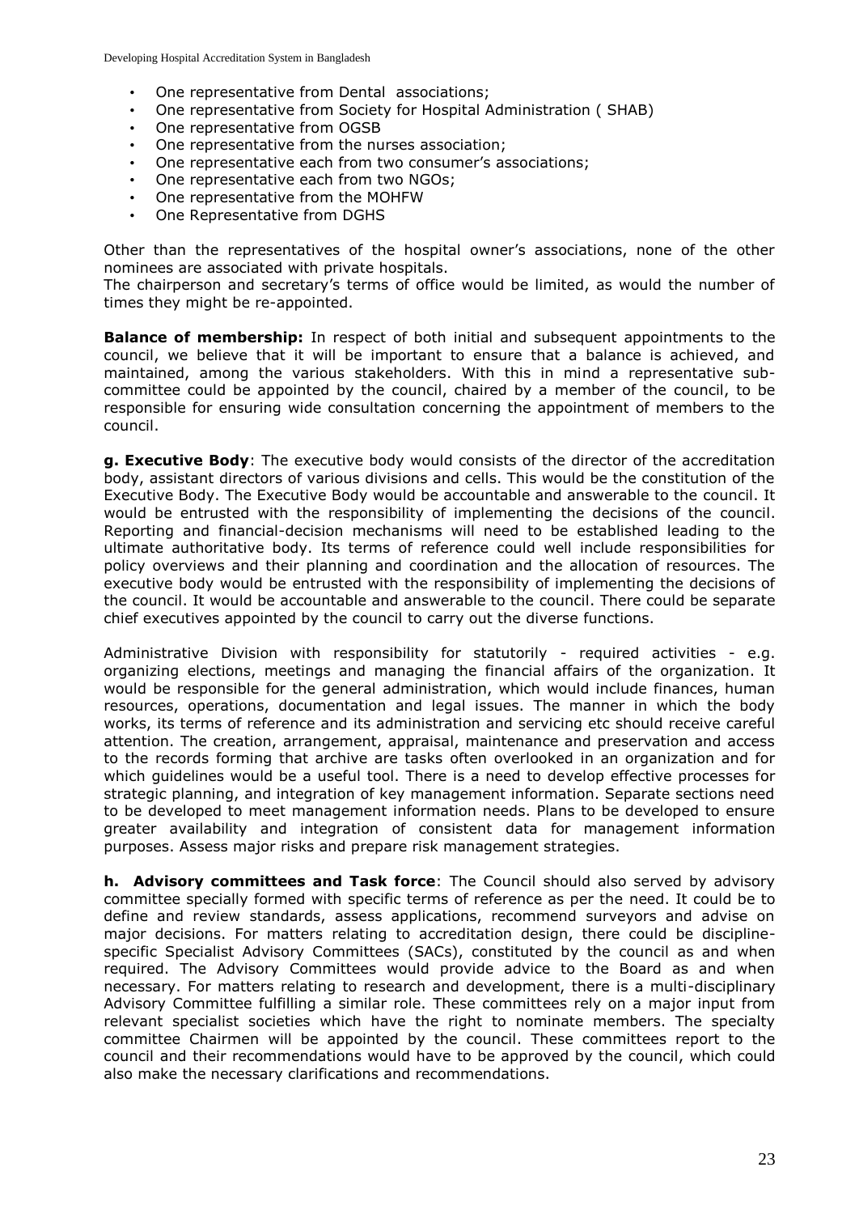- One representative from Dental associations;
- One representative from Society for Hospital Administration ( SHAB)
- One representative from OGSB
- One representative from the nurses association;
- One representative each from two consumer's associations;
- One representative each from two NGOs;
- One representative from the MOHFW
- One Representative from DGHS

Other than the representatives of the hospital owner's associations, none of the other nominees are associated with private hospitals.
The chairperson and secretary's terms of office would be limited, as would the number of times they might be re-appointed.

**Balance of membership:** In respect of both initial and subsequent appointments to the council, we believe that it will be important to ensure that a balance is achieved, and maintained, among the various stakeholders. With this in mind a representative sub-committee could be appointed by the council, chaired by a member of the council, to be responsible for ensuring wide consultation concerning the appointment of members to the council.

**g. Executive Body**: The executive body would consists of the director of the accreditation body, assistant directors of various divisions and cells. This would be the constitution of the Executive Body. The Executive Body would be accountable and answerable to the council. It would be entrusted with the responsibility of implementing the decisions of the council. Reporting and financial-decision mechanisms will need to be established leading to the ultimate authoritative body. Its terms of reference could well include responsibilities for policy overviews and their planning and coordination and the allocation of resources. The executive body would be entrusted with the responsibility of implementing the decisions of the council. It would be accountable and answerable to the council. There could be separate chief executives appointed by the council to carry out the diverse functions.

Administrative Division with responsibility for statutorily - required activities - e.g. organizing elections, meetings and managing the financial affairs of the organization. It would be responsible for the general administration, which would include finances, human resources, operations, documentation and legal issues. The manner in which the body works, its terms of reference and its administration and servicing etc should receive careful attention. The creation, arrangement, appraisal, maintenance and preservation and access to the records forming that archive are tasks often overlooked in an organization and for which guidelines would be a useful tool. There is a need to develop effective processes for strategic planning, and integration of key management information. Separate sections need to be developed to meet management information needs. Plans to be developed to ensure greater availability and integration of consistent data for management information purposes. Assess major risks and prepare risk management strategies.

**h. Advisory committees and Task force**: The Council should also served by advisory committee specially formed with specific terms of reference as per the need. It could be to define and review standards, assess applications, recommend surveyors and advise on major decisions. For matters relating to accreditation design, there could be discipline-specific Specialist Advisory Committees (SACs), constituted by the council as and when required. The Advisory Committees would provide advice to the Board as and when necessary. For matters relating to research and development, there is a multi-disciplinary Advisory Committee fulfilling a similar role. These committees rely on a major input from relevant specialist societies which have the right to nominate members. The specialty committee Chairmen will be appointed by the council. These committees report to the council and their recommendations would have to be approved by the council, which could also make the necessary clarifications and recommendations.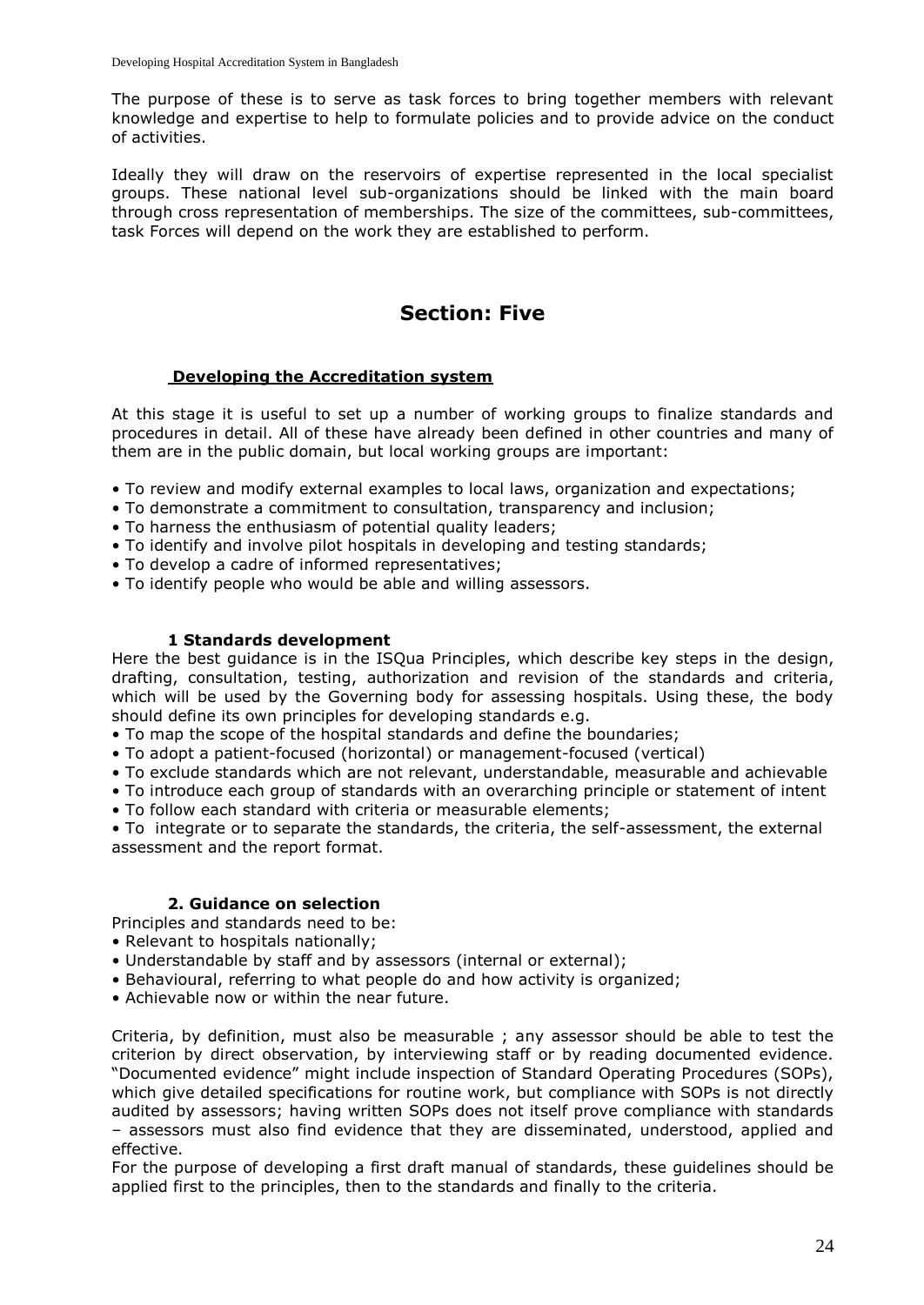The purpose of these is to serve as task forces to bring together members with relevant knowledge and expertise to help to formulate policies and to provide advice on the conduct of activities.

Ideally they will draw on the reservoirs of expertise represented in the local specialist groups. These national level sub-organizations should be linked with the main board through cross representation of memberships. The size of the committees, sub-committees, task Forces will depend on the work they are established to perform.

# Section: Five

## Developing the Accreditation system

At this stage it is useful to set up a number of working groups to finalize standards and procedures in detail. All of these have already been defined in other countries and many of them are in the public domain, but local working groups are important:

- To review and modify external examples to local laws, organization and expectations;
- To demonstrate a commitment to consultation, transparency and inclusion;
- To harness the enthusiasm of potential quality leaders;
- To identify and involve pilot hospitals in developing and testing standards;
- To develop a cadre of informed representatives;
- To identify people who would be able and willing assessors.

### 1 Standards development

Here the best guidance is in the ISQua Principles, which describe key steps in the design, drafting, consultation, testing, authorization and revision of the standards and criteria, which will be used by the Governing body for assessing hospitals. Using these, the body should define its own principles for developing standards e.g.

- To map the scope of the hospital standards and define the boundaries;
- To adopt a patient-focused (horizontal) or management-focused (vertical)
- To exclude standards which are not relevant, understandable, measurable and achievable
- To introduce each group of standards with an overarching principle or statement of intent
- To follow each standard with criteria or measurable elements;
- To integrate or to separate the standards, the criteria, the self-assessment, the external assessment and the report format.

### 2. Guidance on selection

Principles and standards need to be:

- Relevant to hospitals nationally;
- Understandable by staff and by assessors (internal or external);
- Behavioural, referring to what people do and how activity is organized;
- Achievable now or within the near future.

Criteria, by definition, must also be measurable ; any assessor should be able to test the criterion by direct observation, by interviewing staff or by reading documented evidence. "Documented evidence" might include inspection of Standard Operating Procedures (SOPs), which give detailed specifications for routine work, but compliance with SOPs is not directly audited by assessors; having written SOPs does not itself prove compliance with standards – assessors must also find evidence that they are disseminated, understood, applied and effective.

For the purpose of developing a first draft manual of standards, these guidelines should be applied first to the principles, then to the standards and finally to the criteria.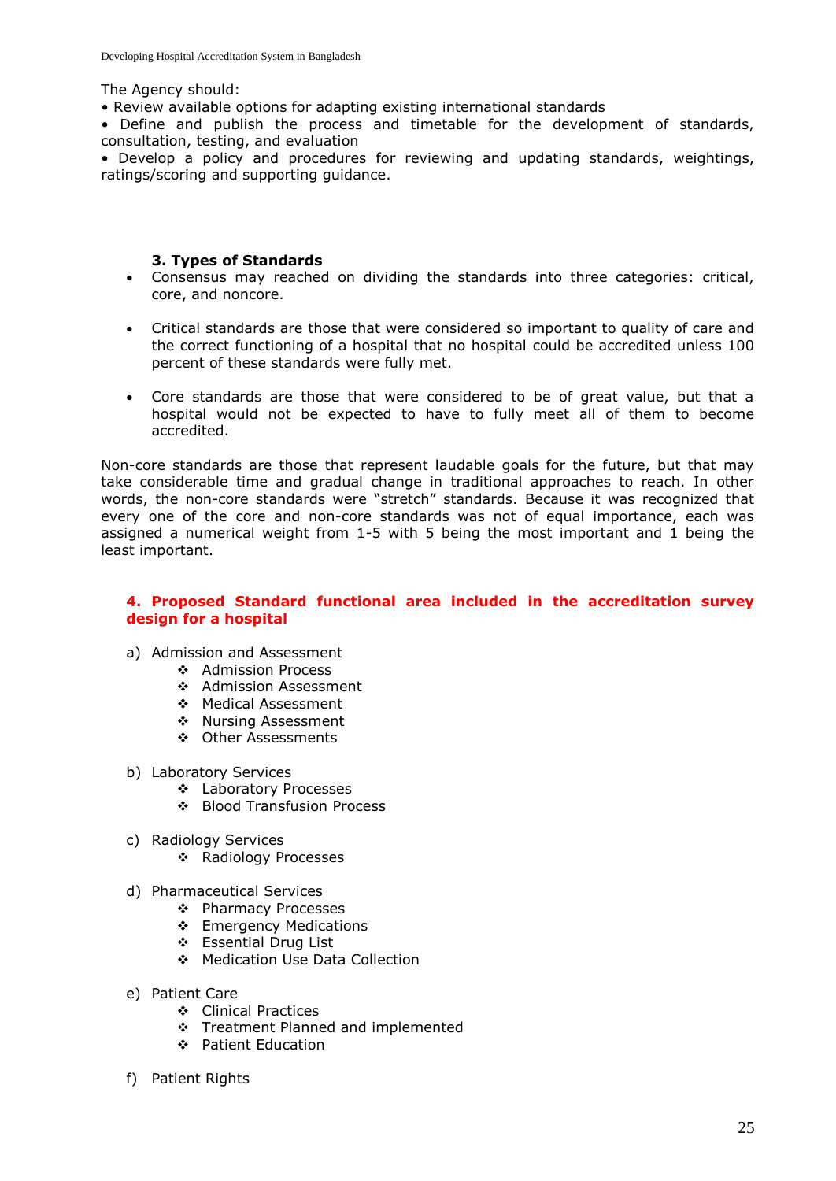The Agency should:
• Review available options for adapting existing international standards
• Define and publish the process and timetable for the development of standards, consultation, testing, and evaluation
• Develop a policy and procedures for reviewing and updating standards, weightings, ratings/scoring and supporting guidance.

### 3. Types of Standards

- Consensus may reached on dividing the standards into three categories: critical, core, and noncore.
- Critical standards are those that were considered so important to quality of care and the correct functioning of a hospital that no hospital could be accredited unless 100 percent of these standards were fully met.
- Core standards are those that were considered to be of great value, but that a hospital would not be expected to have to fully meet all of them to become accredited.

Non-core standards are those that represent laudable goals for the future, but that may take considerable time and gradual change in traditional approaches to reach. In other words, the non-core standards were "stretch" standards. Because it was recognized that every one of the core and non-core standards was not of equal importance, each was assigned a numerical weight from 1-5 with 5 being the most important and 1 being the least important.

### 4. Proposed Standard functional area included in the accreditation survey design for a hospital

a) Admission and Assessment
   - Admission Process
   - Admission Assessment
   - Medical Assessment
   - Nursing Assessment
   - Other Assessments

b) Laboratory Services
   - Laboratory Processes
   - Blood Transfusion Process

c) Radiology Services
   - Radiology Processes

d) Pharmaceutical Services
   - Pharmacy Processes
   - Emergency Medications
   - Essential Drug List
   - Medication Use Data Collection

e) Patient Care
   - Clinical Practices
   - Treatment Planned and implemented
   - Patient Education

f) Patient Rights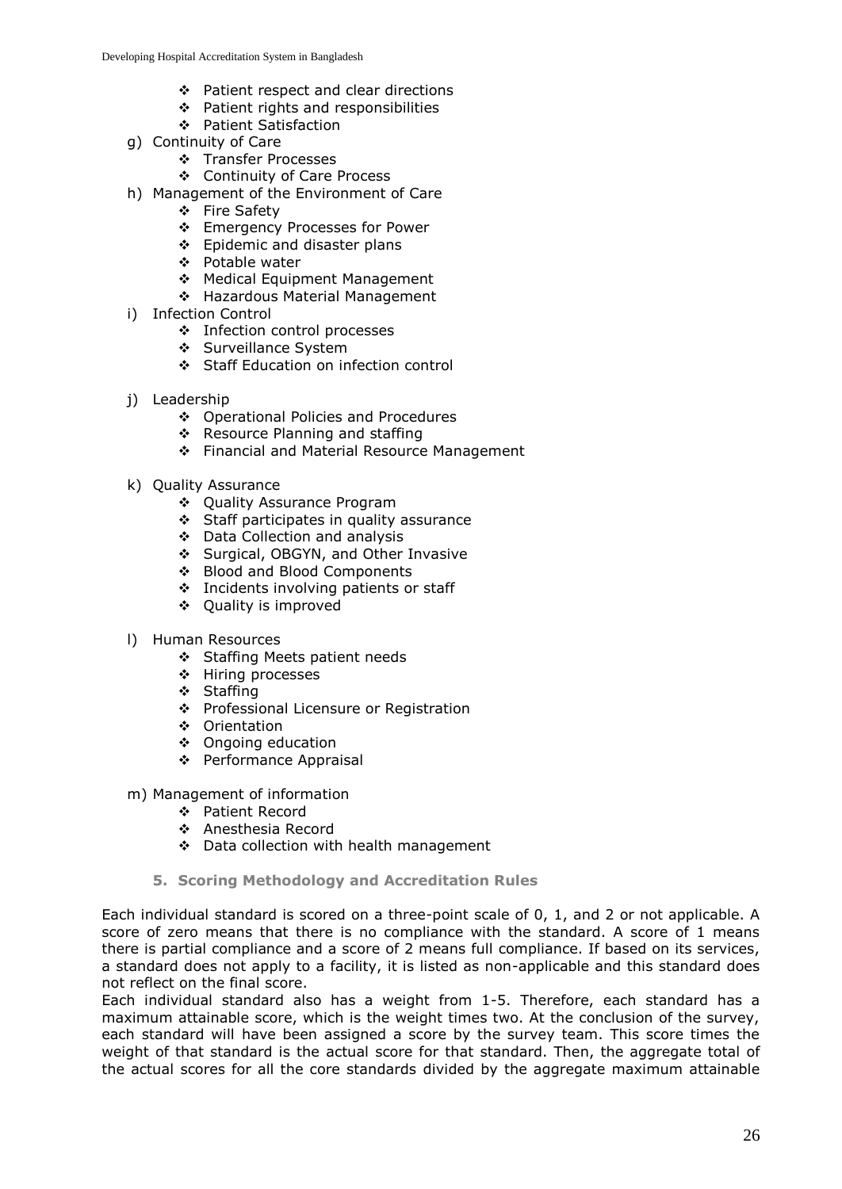- Patient respect and clear directions
  - Patient rights and responsibilities
  - Patient Satisfaction

g) Continuity of Care
  - Transfer Processes
  - Continuity of Care Process

h) Management of the Environment of Care
  - Fire Safety
  - Emergency Processes for Power
  - Epidemic and disaster plans
  - Potable water
  - Medical Equipment Management
  - Hazardous Material Management

i) Infection Control
  - Infection control processes
  - Surveillance System
  - Staff Education on infection control

j) Leadership
  - Operational Policies and Procedures
  - Resource Planning and staffing
  - Financial and Material Resource Management

k) Quality Assurance
  - Quality Assurance Program
  - Staff participates in quality assurance
  - Data Collection and analysis
  - Surgical, OBGYN, and Other Invasive
  - Blood and Blood Components
  - Incidents involving patients or staff
  - Quality is improved

l) Human Resources
  - Staffing Meets patient needs
  - Hiring processes
  - Staffing
  - Professional Licensure or Registration
  - Orientation
  - Ongoing education
  - Performance Appraisal

m) Management of information
  - Patient Record
  - Anesthesia Record
  - Data collection with health management

### 5. Scoring Methodology and Accreditation Rules

Each individual standard is scored on a three-point scale of 0, 1, and 2 or not applicable. A score of zero means that there is no compliance with the standard. A score of 1 means there is partial compliance and a score of 2 means full compliance. If based on its services, a standard does not apply to a facility, it is listed as non-applicable and this standard does not reflect on the final score.

Each individual standard also has a weight from 1-5. Therefore, each standard has a maximum attainable score, which is the weight times two. At the conclusion of the survey, each standard will have been assigned a score by the survey team. This score times the weight of that standard is the actual score for that standard. Then, the aggregate total of the actual scores for all the core standards divided by the aggregate maximum attainable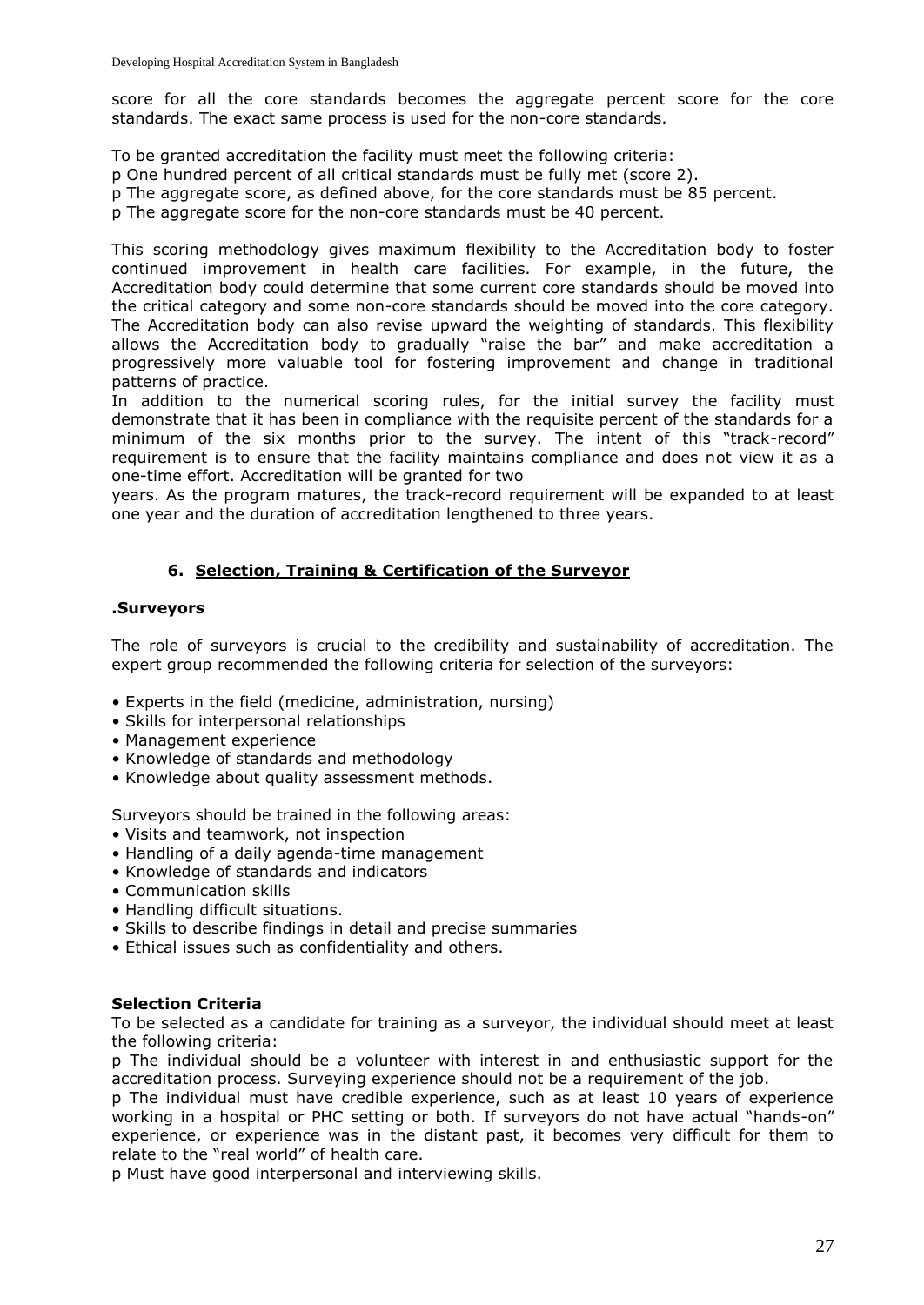score for all the core standards becomes the aggregate percent score for the core standards. The exact same process is used for the non-core standards.

To be granted accreditation the facility must meet the following criteria:

- One hundred percent of all critical standards must be fully met (score 2).
- The aggregate score, as defined above, for the core standards must be 85 percent.
- The aggregate score for the non-core standards must be 40 percent.

This scoring methodology gives maximum flexibility to the Accreditation body to foster continued improvement in health care facilities. For example, in the future, the Accreditation body could determine that some current core standards should be moved into the critical category and some non-core standards should be moved into the core category. The Accreditation body can also revise upward the weighting of standards. This flexibility allows the Accreditation body to gradually "raise the bar" and make accreditation a progressively more valuable tool for fostering improvement and change in traditional patterns of practice.

In addition to the numerical scoring rules, for the initial survey the facility must demonstrate that it has been in compliance with the requisite percent of the standards for a minimum of the six months prior to the survey. The intent of this "track-record" requirement is to ensure that the facility maintains compliance and does not view it as a one-time effort. Accreditation will be granted for two years. As the program matures, the track-record requirement will be expanded to at least one year and the duration of accreditation lengthened to three years.

## 6. Selection, Training & Certification of the Surveyor

### .Surveyors

The role of surveyors is crucial to the credibility and sustainability of accreditation. The expert group recommended the following criteria for selection of the surveyors:

- Experts in the field (medicine, administration, nursing)
- Skills for interpersonal relationships
- Management experience
- Knowledge of standards and methodology
- Knowledge about quality assessment methods.

Surveyors should be trained in the following areas:

- Visits and teamwork, not inspection
- Handling of a daily agenda-time management
- Knowledge of standards and indicators
- Communication skills
- Handling difficult situations.
- Skills to describe findings in detail and precise summaries
- Ethical issues such as confidentiality and others.

### Selection Criteria

To be selected as a candidate for training as a surveyor, the individual should meet at least the following criteria:

- The individual should be a volunteer with interest in and enthusiastic support for the accreditation process. Surveying experience should not be a requirement of the job.
- The individual must have credible experience, such as at least 10 years of experience working in a hospital or PHC setting or both. If surveyors do not have actual "hands-on" experience, or experience was in the distant past, it becomes very difficult for them to relate to the "real world" of health care.
- Must have good interpersonal and interviewing skills.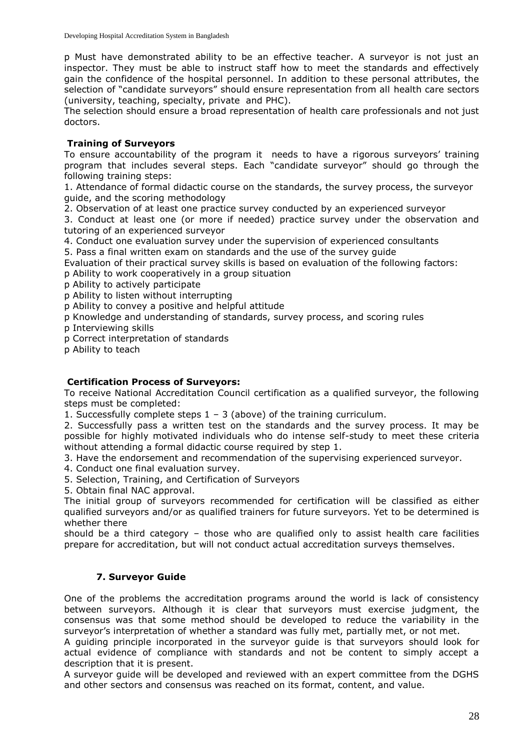p Must have demonstrated ability to be an effective teacher. A surveyor is not just an inspector. They must be able to instruct staff how to meet the standards and effectively gain the confidence of the hospital personnel. In addition to these personal attributes, the selection of "candidate surveyors" should ensure representation from all health care sectors (university, teaching, specialty, private and PHC).

The selection should ensure a broad representation of health care professionals and not just doctors.

**Training of Surveyors**

To ensure accountability of the program it needs to have a rigorous surveyors' training program that includes several steps. Each "candidate surveyor" should go through the following training steps:

1. Attendance of formal didactic course on the standards, the survey process, the surveyor guide, and the scoring methodology
2. Observation of at least one practice survey conducted by an experienced surveyor
3. Conduct at least one (or more if needed) practice survey under the observation and tutoring of an experienced surveyor
4. Conduct one evaluation survey under the supervision of experienced consultants
5. Pass a final written exam on standards and the use of the survey guide

Evaluation of their practical survey skills is based on evaluation of the following factors:

p Ability to work cooperatively in a group situation
p Ability to actively participate
p Ability to listen without interrupting
p Ability to convey a positive and helpful attitude
p Knowledge and understanding of standards, survey process, and scoring rules
p Interviewing skills
p Correct interpretation of standards
p Ability to teach

**Certification Process of Surveyors:**

To receive National Accreditation Council certification as a qualified surveyor, the following steps must be completed:

1. Successfully complete steps 1 – 3 (above) of the training curriculum.
2. Successfully pass a written test on the standards and the survey process. It may be possible for highly motivated individuals who do intense self-study to meet these criteria without attending a formal didactic course required by step 1.
3. Have the endorsement and recommendation of the supervising experienced surveyor.
4. Conduct one final evaluation survey.
5. Selection, Training, and Certification of Surveyors
5. Obtain final NAC approval.

The initial group of surveyors recommended for certification will be classified as either qualified surveyors and/or as qualified trainers for future surveyors. Yet to be determined is whether there should be a third category – those who are qualified only to assist health care facilities prepare for accreditation, but will not conduct actual accreditation surveys themselves.

## 7. Surveyor Guide

One of the problems the accreditation programs around the world is lack of consistency between surveyors. Although it is clear that surveyors must exercise judgment, the consensus was that some method should be developed to reduce the variability in the surveyor's interpretation of whether a standard was fully met, partially met, or not met.

A guiding principle incorporated in the surveyor guide is that surveyors should look for actual evidence of compliance with standards and not be content to simply accept a description that it is present.

A surveyor guide will be developed and reviewed with an expert committee from the DGHS and other sectors and consensus was reached on its format, content, and value.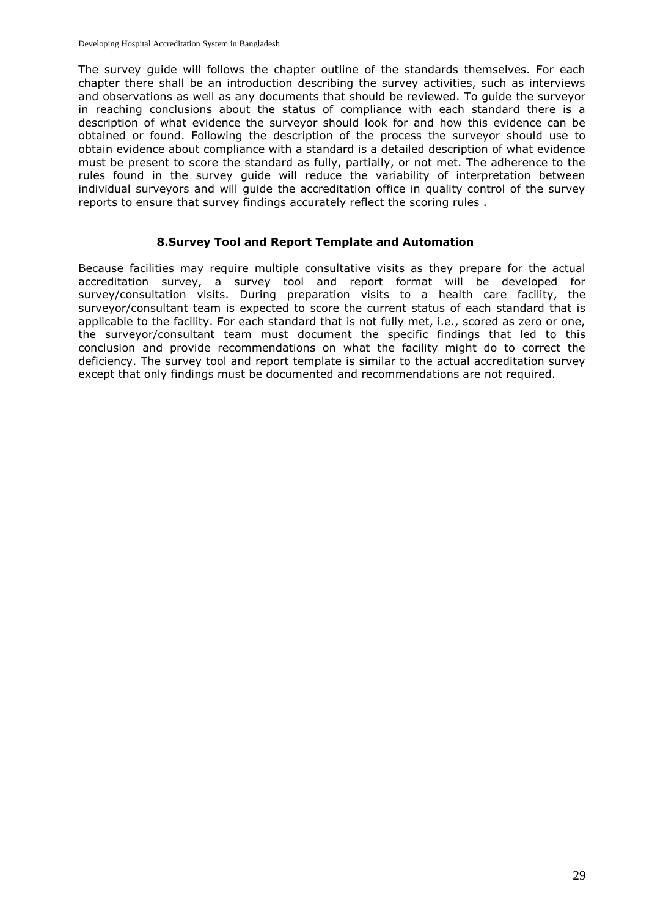The survey guide will follows the chapter outline of the standards themselves. For each chapter there shall be an introduction describing the survey activities, such as interviews and observations as well as any documents that should be reviewed. To guide the surveyor in reaching conclusions about the status of compliance with each standard there is a description of what evidence the surveyor should look for and how this evidence can be obtained or found. Following the description of the process the surveyor should use to obtain evidence about compliance with a standard is a detailed description of what evidence must be present to score the standard as fully, partially, or not met. The adherence to the rules found in the survey guide will reduce the variability of interpretation between individual surveyors and will guide the accreditation office in quality control of the survey reports to ensure that survey findings accurately reflect the scoring rules .

## 8.Survey Tool and Report Template and Automation

Because facilities may require multiple consultative visits as they prepare for the actual accreditation survey, a survey tool and report format will be developed for survey/consultation visits. During preparation visits to a health care facility, the surveyor/consultant team is expected to score the current status of each standard that is applicable to the facility. For each standard that is not fully met, i.e., scored as zero or one, the surveyor/consultant team must document the specific findings that led to this conclusion and provide recommendations on what the facility might do to correct the deficiency. The survey tool and report template is similar to the actual accreditation survey except that only findings must be documented and recommendations are not required.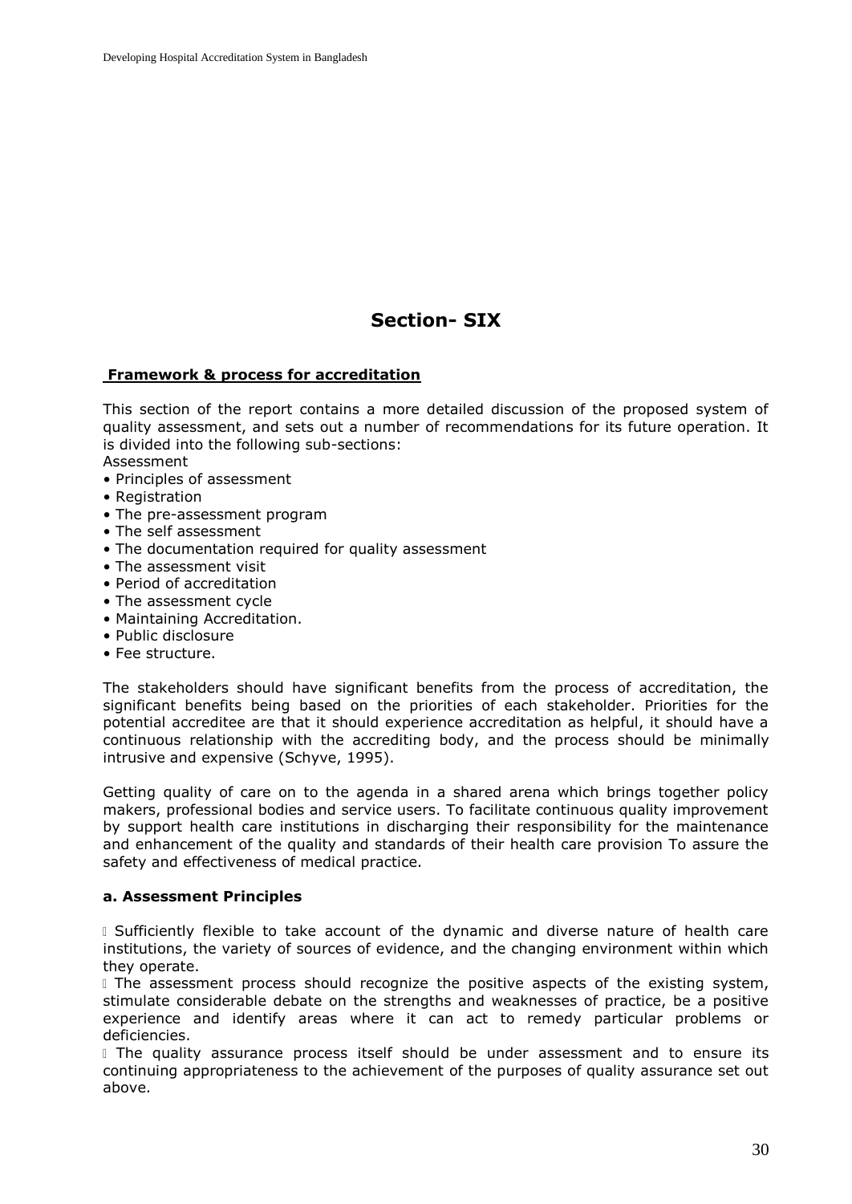# Section- SIX

**Framework & process for accreditation**

This section of the report contains a more detailed discussion of the proposed system of quality assessment, and sets out a number of recommendations for its future operation. It is divided into the following sub-sections:

Assessment

- Principles of assessment
- Registration
- The pre-assessment program
- The self assessment
- The documentation required for quality assessment
- The assessment visit
- Period of accreditation
- The assessment cycle
- Maintaining Accreditation.
- Public disclosure
- Fee structure.

The stakeholders should have significant benefits from the process of accreditation, the significant benefits being based on the priorities of each stakeholder. Priorities for the potential accreditee are that it should experience accreditation as helpful, it should have a continuous relationship with the accrediting body, and the process should be minimally intrusive and expensive (Schyve, 1995).

Getting quality of care on to the agenda in a shared arena which brings together policy makers, professional bodies and service users. To facilitate continuous quality improvement by support health care institutions in discharging their responsibility for the maintenance and enhancement of the quality and standards of their health care provision To assure the safety and effectiveness of medical practice.

**a. Assessment Principles**

- Sufficiently flexible to take account of the dynamic and diverse nature of health care institutions, the variety of sources of evidence, and the changing environment within which they operate.
- The assessment process should recognize the positive aspects of the existing system, stimulate considerable debate on the strengths and weaknesses of practice, be a positive experience and identify areas where it can act to remedy particular problems or deficiencies.
- The quality assurance process itself should be under assessment and to ensure its continuing appropriateness to the achievement of the purposes of quality assurance set out above.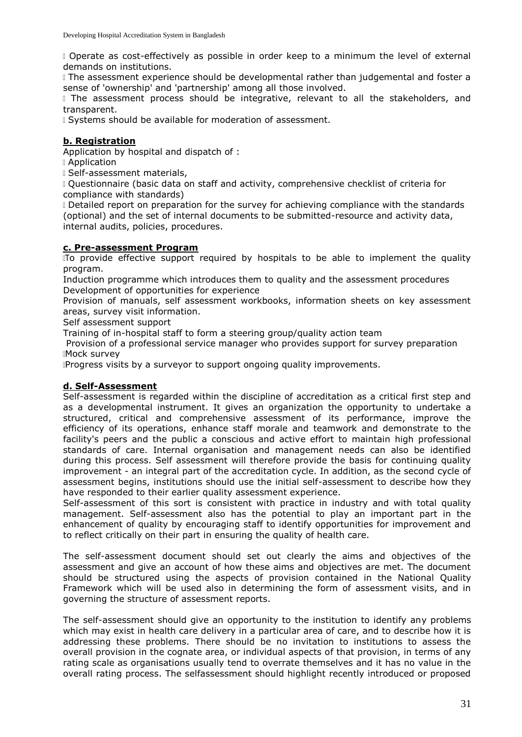- Operate as cost-effectively as possible in order keep to a minimum the level of external demands on institutions.
- The assessment experience should be developmental rather than judgemental and foster a sense of 'ownership' and 'partnership' among all those involved.
- The assessment process should be integrative, relevant to all the stakeholders, and transparent.
- Systems should be available for moderation of assessment.

### b. Registration

Application by hospital and dispatch of :

- Application
- Self-assessment materials,
- Questionnaire (basic data on staff and activity, comprehensive checklist of criteria for compliance with standards)
- Detailed report on preparation for the survey for achieving compliance with the standards (optional) and the set of internal documents to be submitted-resource and activity data, internal audits, policies, procedures.

### c. Pre-assessment Program

- To provide effective support required by hospitals to be able to implement the quality program.

Induction programme which introduces them to quality and the assessment procedures

Development of opportunities for experience

Provision of manuals, self assessment workbooks, information sheets on key assessment areas, survey visit information.

Self assessment support

Training of in-hospital staff to form a steering group/quality action team

Provision of a professional service manager who provides support for survey preparation

- Mock survey
- Progress visits by a surveyor to support ongoing quality improvements.

### d. Self-Assessment

Self-assessment is regarded within the discipline of accreditation as a critical first step and as a developmental instrument. It gives an organization the opportunity to undertake a structured, critical and comprehensive assessment of its performance, improve the efficiency of its operations, enhance staff morale and teamwork and demonstrate to the facility's peers and the public a conscious and active effort to maintain high professional standards of care. Internal organisation and management needs can also be identified during this process. Self assessment will therefore provide the basis for continuing quality improvement - an integral part of the accreditation cycle. In addition, as the second cycle of assessment begins, institutions should use the initial self-assessment to describe how they have responded to their earlier quality assessment experience.

Self-assessment of this sort is consistent with practice in industry and with total quality management. Self-assessment also has the potential to play an important part in the enhancement of quality by encouraging staff to identify opportunities for improvement and to reflect critically on their part in ensuring the quality of health care.

The self-assessment document should set out clearly the aims and objectives of the assessment and give an account of how these aims and objectives are met. The document should be structured using the aspects of provision contained in the National Quality Framework which will be used also in determining the form of assessment visits, and in governing the structure of assessment reports.

The self-assessment should give an opportunity to the institution to identify any problems which may exist in health care delivery in a particular area of care, and to describe how it is addressing these problems. There should be no invitation to institutions to assess the overall provision in the cognate area, or individual aspects of that provision, in terms of any rating scale as organisations usually tend to overrate themselves and it has no value in the overall rating process. The selfassessment should highlight recently introduced or proposed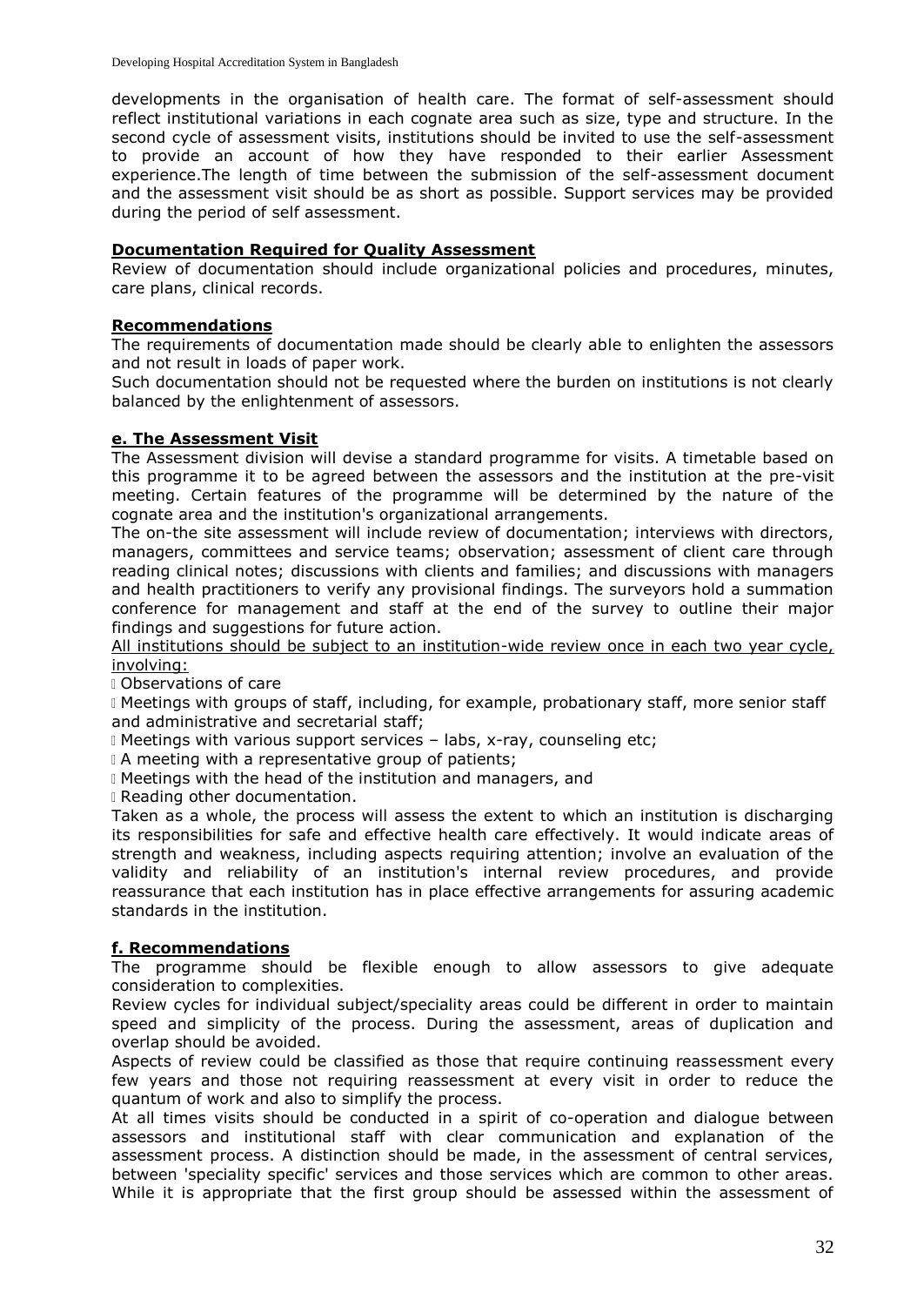developments in the organisation of health care. The format of self-assessment should reflect institutional variations in each cognate area such as size, type and structure. In the second cycle of assessment visits, institutions should be invited to use the self-assessment to provide an account of how they have responded to their earlier Assessment experience.The length of time between the submission of the self-assessment document and the assessment visit should be as short as possible. Support services may be provided during the period of self assessment.

**Documentation Required for Quality Assessment**

Review of documentation should include organizational policies and procedures, minutes, care plans, clinical records.

**Recommendations**

The requirements of documentation made should be clearly able to enlighten the assessors and not result in loads of paper work.

Such documentation should not be requested where the burden on institutions is not clearly balanced by the enlightenment of assessors.

**e. The Assessment Visit**

The Assessment division will devise a standard programme for visits. A timetable based on this programme it to be agreed between the assessors and the institution at the pre-visit meeting. Certain features of the programme will be determined by the nature of the cognate area and the institution's organizational arrangements.

The on-the site assessment will include review of documentation; interviews with directors, managers, committees and service teams; observation; assessment of client care through reading clinical notes; discussions with clients and families; and discussions with managers and health practitioners to verify any provisional findings. The surveyors hold a summation conference for management and staff at the end of the survey to outline their major findings and suggestions for future action.

<u>All institutions should be subject to an institution-wide review once in each two year cycle, involving:</u>

- Observations of care
- Meetings with groups of staff, including, for example, probationary staff, more senior staff and administrative and secretarial staff;
- Meetings with various support services – labs, x-ray, counseling etc;
- A meeting with a representative group of patients;
- Meetings with the head of the institution and managers, and
- Reading other documentation.

Taken as a whole, the process will assess the extent to which an institution is discharging its responsibilities for safe and effective health care effectively. It would indicate areas of strength and weakness, including aspects requiring attention; involve an evaluation of the validity and reliability of an institution's internal review procedures, and provide reassurance that each institution has in place effective arrangements for assuring academic standards in the institution.

**f. Recommendations**

The programme should be flexible enough to allow assessors to give adequate consideration to complexities.

Review cycles for individual subject/speciality areas could be different in order to maintain speed and simplicity of the process. During the assessment, areas of duplication and overlap should be avoided.

Aspects of review could be classified as those that require continuing reassessment every few years and those not requiring reassessment at every visit in order to reduce the quantum of work and also to simplify the process.

At all times visits should be conducted in a spirit of co-operation and dialogue between assessors and institutional staff with clear communication and explanation of the assessment process. A distinction should be made, in the assessment of central services, between 'speciality specific' services and those services which are common to other areas. While it is appropriate that the first group should be assessed within the assessment of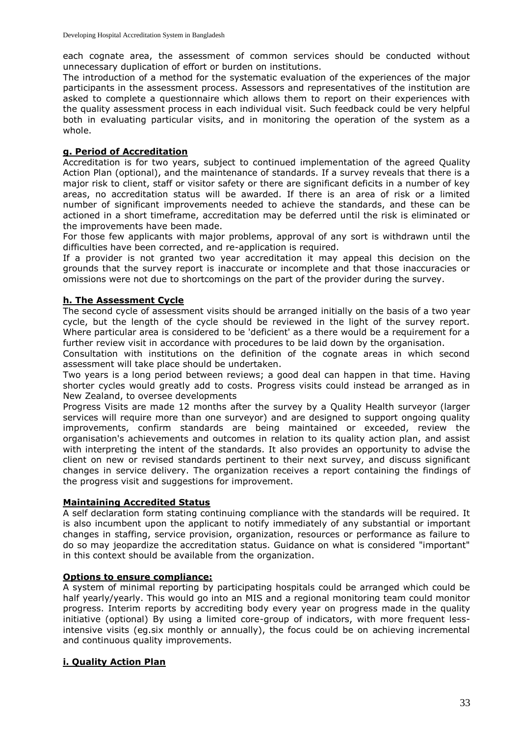each cognate area, the assessment of common services should be conducted without unnecessary duplication of effort or burden on institutions.

The introduction of a method for the systematic evaluation of the experiences of the major participants in the assessment process. Assessors and representatives of the institution are asked to complete a questionnaire which allows them to report on their experiences with the quality assessment process in each individual visit. Such feedback could be very helpful both in evaluating particular visits, and in monitoring the operation of the system as a whole.

### g. Period of Accreditation

Accreditation is for two years, subject to continued implementation of the agreed Quality Action Plan (optional), and the maintenance of standards. If a survey reveals that there is a major risk to client, staff or visitor safety or there are significant deficits in a number of key areas, no accreditation status will be awarded. If there is an area of risk or a limited number of significant improvements needed to achieve the standards, and these can be actioned in a short timeframe, accreditation may be deferred until the risk is eliminated or the improvements have been made.

For those few applicants with major problems, approval of any sort is withdrawn until the difficulties have been corrected, and re-application is required.

If a provider is not granted two year accreditation it may appeal this decision on the grounds that the survey report is inaccurate or incomplete and that those inaccuracies or omissions were not due to shortcomings on the part of the provider during the survey.

### h. The Assessment Cycle

The second cycle of assessment visits should be arranged initially on the basis of a two year cycle, but the length of the cycle should be reviewed in the light of the survey report. Where particular area is considered to be 'deficient' as a there would be a requirement for a further review visit in accordance with procedures to be laid down by the organisation.

Consultation with institutions on the definition of the cognate areas in which second assessment will take place should be undertaken.

Two years is a long period between reviews; a good deal can happen in that time. Having shorter cycles would greatly add to costs. Progress visits could instead be arranged as in New Zealand, to oversee developments

Progress Visits are made 12 months after the survey by a Quality Health surveyor (larger services will require more than one surveyor) and are designed to support ongoing quality improvements, confirm standards are being maintained or exceeded, review the organisation's achievements and outcomes in relation to its quality action plan, and assist with interpreting the intent of the standards. It also provides an opportunity to advise the client on new or revised standards pertinent to their next survey, and discuss significant changes in service delivery. The organization receives a report containing the findings of the progress visit and suggestions for improvement.

### Maintaining Accredited Status

A self declaration form stating continuing compliance with the standards will be required. It is also incumbent upon the applicant to notify immediately of any substantial or important changes in staffing, service provision, organization, resources or performance as failure to do so may jeopardize the accreditation status. Guidance on what is considered "important" in this context should be available from the organization.

### Options to ensure compliance:

A system of minimal reporting by participating hospitals could be arranged which could be half yearly/yearly. This would go into an MIS and a regional monitoring team could monitor progress. Interim reports by accrediting body every year on progress made in the quality initiative (optional) By using a limited core-group of indicators, with more frequent less-intensive visits (eg.six monthly or annually), the focus could be on achieving incremental and continuous quality improvements.

### i. Quality Action Plan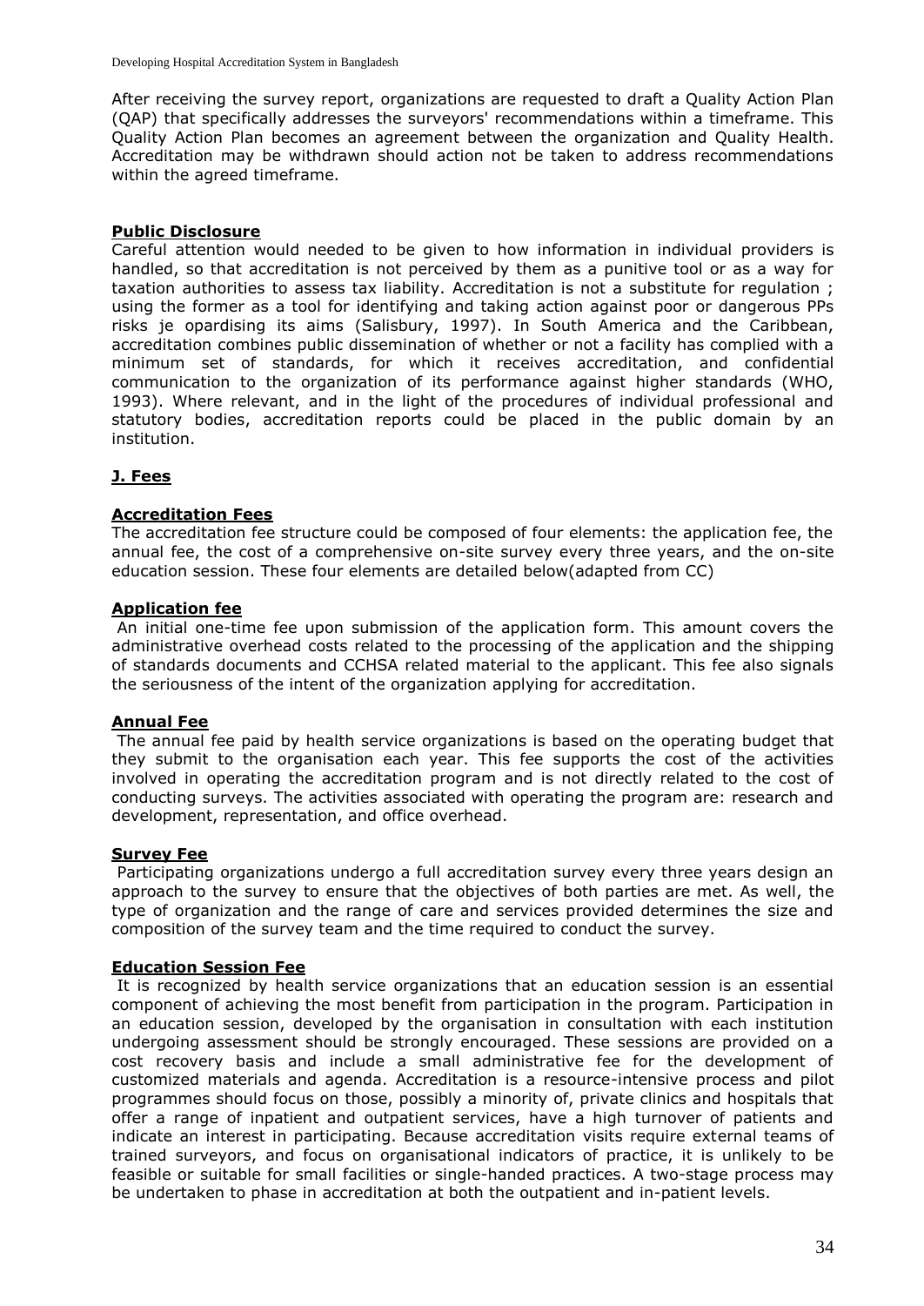After receiving the survey report, organizations are requested to draft a Quality Action Plan (QAP) that specifically addresses the surveyors' recommendations within a timeframe. This Quality Action Plan becomes an agreement between the organization and Quality Health. Accreditation may be withdrawn should action not be taken to address recommendations within the agreed timeframe.

**Public Disclosure**

Careful attention would needed to be given to how information in individual providers is handled, so that accreditation is not perceived by them as a punitive tool or as a way for taxation authorities to assess tax liability. Accreditation is not a substitute for regulation ; using the former as a tool for identifying and taking action against poor or dangerous PPs risks je opardising its aims (Salisbury, 1997). In South America and the Caribbean, accreditation combines public dissemination of whether or not a facility has complied with a minimum set of standards, for which it receives accreditation, and confidential communication to the organization of its performance against higher standards (WHO, 1993). Where relevant, and in the light of the procedures of individual professional and statutory bodies, accreditation reports could be placed in the public domain by an institution.

## J. Fees

**Accreditation Fees**

The accreditation fee structure could be composed of four elements: the application fee, the annual fee, the cost of a comprehensive on-site survey every three years, and the on-site education session. These four elements are detailed below(adapted from CC)

**Application fee**

An initial one-time fee upon submission of the application form. This amount covers the administrative overhead costs related to the processing of the application and the shipping of standards documents and CCHSA related material to the applicant. This fee also signals the seriousness of the intent of the organization applying for accreditation.

**Annual Fee**

The annual fee paid by health service organizations is based on the operating budget that they submit to the organisation each year. This fee supports the cost of the activities involved in operating the accreditation program and is not directly related to the cost of conducting surveys. The activities associated with operating the program are: research and development, representation, and office overhead.

**Survey Fee**

Participating organizations undergo a full accreditation survey every three years design an approach to the survey to ensure that the objectives of both parties are met. As well, the type of organization and the range of care and services provided determines the size and composition of the survey team and the time required to conduct the survey.

**Education Session Fee**

It is recognized by health service organizations that an education session is an essential component of achieving the most benefit from participation in the program. Participation in an education session, developed by the organisation in consultation with each institution undergoing assessment should be strongly encouraged. These sessions are provided on a cost recovery basis and include a small administrative fee for the development of customized materials and agenda. Accreditation is a resource-intensive process and pilot programmes should focus on those, possibly a minority of, private clinics and hospitals that offer a range of inpatient and outpatient services, have a high turnover of patients and indicate an interest in participating. Because accreditation visits require external teams of trained surveyors, and focus on organisational indicators of practice, it is unlikely to be feasible or suitable for small facilities or single-handed practices. A two-stage process may be undertaken to phase in accreditation at both the outpatient and in-patient levels.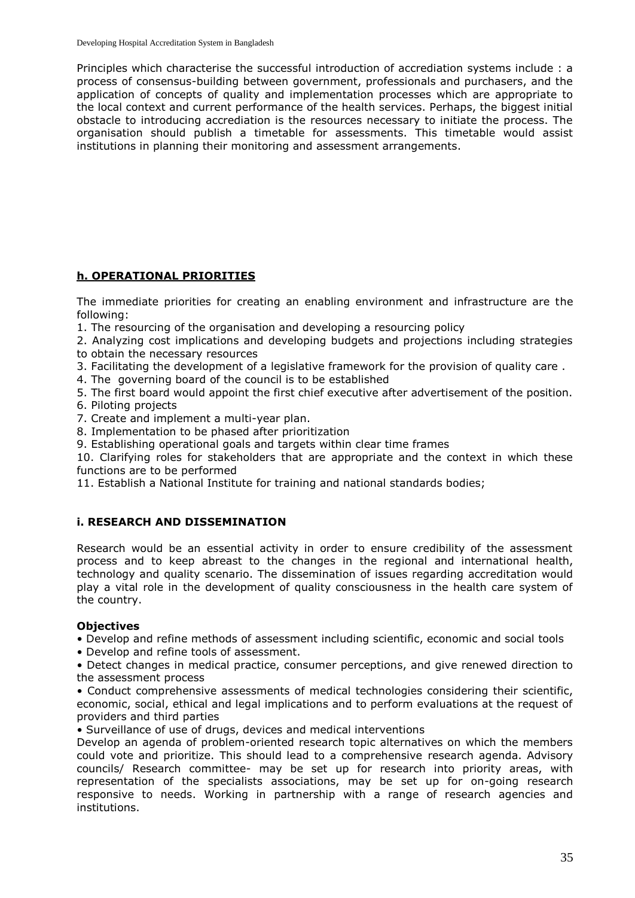Principles which characterise the successful introduction of accrediation systems include : a process of consensus-building between government, professionals and purchasers, and the application of concepts of quality and implementation processes which are appropriate to the local context and current performance of the health services. Perhaps, the biggest initial obstacle to introducing accrediation is the resources necessary to initiate the process. The organisation should publish a timetable for assessments. This timetable would assist institutions in planning their monitoring and assessment arrangements.

## h. OPERATIONAL PRIORITIES

The immediate priorities for creating an enabling environment and infrastructure are the following:

1. The resourcing of the organisation and developing a resourcing policy
2. Analyzing cost implications and developing budgets and projections including strategies to obtain the necessary resources
3. Facilitating the development of a legislative framework for the provision of quality care .
4. The governing board of the council is to be established
5. The first board would appoint the first chief executive after advertisement of the position.
6. Piloting projects
7. Create and implement a multi-year plan.
8. Implementation to be phased after prioritization
9. Establishing operational goals and targets within clear time frames
10. Clarifying roles for stakeholders that are appropriate and the context in which these functions are to be performed
11. Establish a National Institute for training and national standards bodies;

## i. RESEARCH AND DISSEMINATION

Research would be an essential activity in order to ensure credibility of the assessment process and to keep abreast to the changes in the regional and international health, technology and quality scenario. The dissemination of issues regarding accreditation would play a vital role in the development of quality consciousness in the health care system of the country.

### Objectives

- Develop and refine methods of assessment including scientific, economic and social tools
- Develop and refine tools of assessment.
- Detect changes in medical practice, consumer perceptions, and give renewed direction to the assessment process
- Conduct comprehensive assessments of medical technologies considering their scientific, economic, social, ethical and legal implications and to perform evaluations at the request of providers and third parties
- Surveillance of use of drugs, devices and medical interventions

Develop an agenda of problem-oriented research topic alternatives on which the members could vote and prioritize. This should lead to a comprehensive research agenda. Advisory councils/ Research committee- may be set up for research into priority areas, with representation of the specialists associations, may be set up for on-going research responsive to needs. Working in partnership with a range of research agencies and institutions.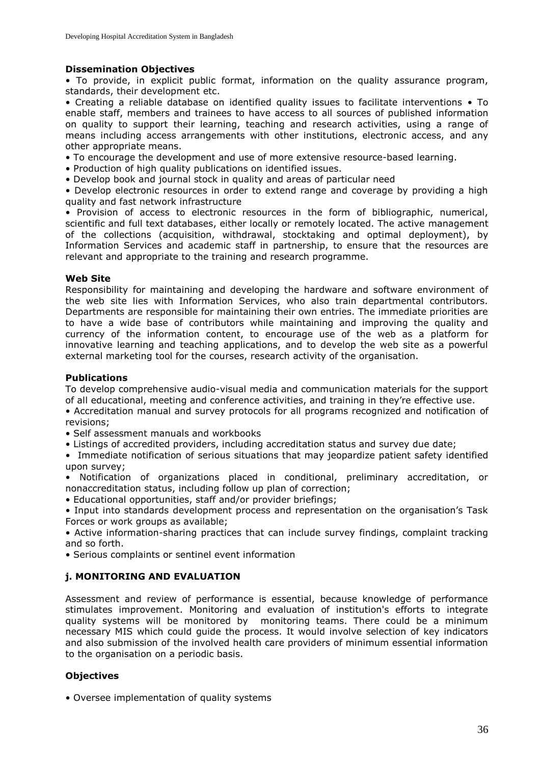**Dissemination Objectives**

• To provide, in explicit public format, information on the quality assurance program, standards, their development etc.

• Creating a reliable database on identified quality issues to facilitate interventions • To enable staff, members and trainees to have access to all sources of published information on quality to support their learning, teaching and research activities, using a range of means including access arrangements with other institutions, electronic access, and any other appropriate means.

• To encourage the development and use of more extensive resource-based learning.

• Production of high quality publications on identified issues.

• Develop book and journal stock in quality and areas of particular need

• Develop electronic resources in order to extend range and coverage by providing a high quality and fast network infrastructure

• Provision of access to electronic resources in the form of bibliographic, numerical, scientific and full text databases, either locally or remotely located. The active management of the collections (acquisition, withdrawal, stocktaking and optimal deployment), by Information Services and academic staff in partnership, to ensure that the resources are relevant and appropriate to the training and research programme.

**Web Site**

Responsibility for maintaining and developing the hardware and software environment of the web site lies with Information Services, who also train departmental contributors. Departments are responsible for maintaining their own entries. The immediate priorities are to have a wide base of contributors while maintaining and improving the quality and currency of the information content, to encourage use of the web as a platform for innovative learning and teaching applications, and to develop the web site as a powerful external marketing tool for the courses, research activity of the organisation.

**Publications**

To develop comprehensive audio-visual media and communication materials for the support of all educational, meeting and conference activities, and training in they're effective use.

• Accreditation manual and survey protocols for all programs recognized and notification of revisions;

• Self assessment manuals and workbooks

• Listings of accredited providers, including accreditation status and survey due date;

• Immediate notification of serious situations that may jeopardize patient safety identified upon survey;

• Notification of organizations placed in conditional, preliminary accreditation, or nonaccreditation status, including follow up plan of correction;

• Educational opportunities, staff and/or provider briefings;

• Input into standards development process and representation on the organisation's Task Forces or work groups as available;

• Active information-sharing practices that can include survey findings, complaint tracking and so forth.

• Serious complaints or sentinel event information

## j. MONITORING AND EVALUATION

Assessment and review of performance is essential, because knowledge of performance stimulates improvement. Monitoring and evaluation of institution's efforts to integrate quality systems will be monitored by monitoring teams. There could be a minimum necessary MIS which could guide the process. It would involve selection of key indicators and also submission of the involved health care providers of minimum essential information to the organisation on a periodic basis.

**Objectives**

• Oversee implementation of quality systems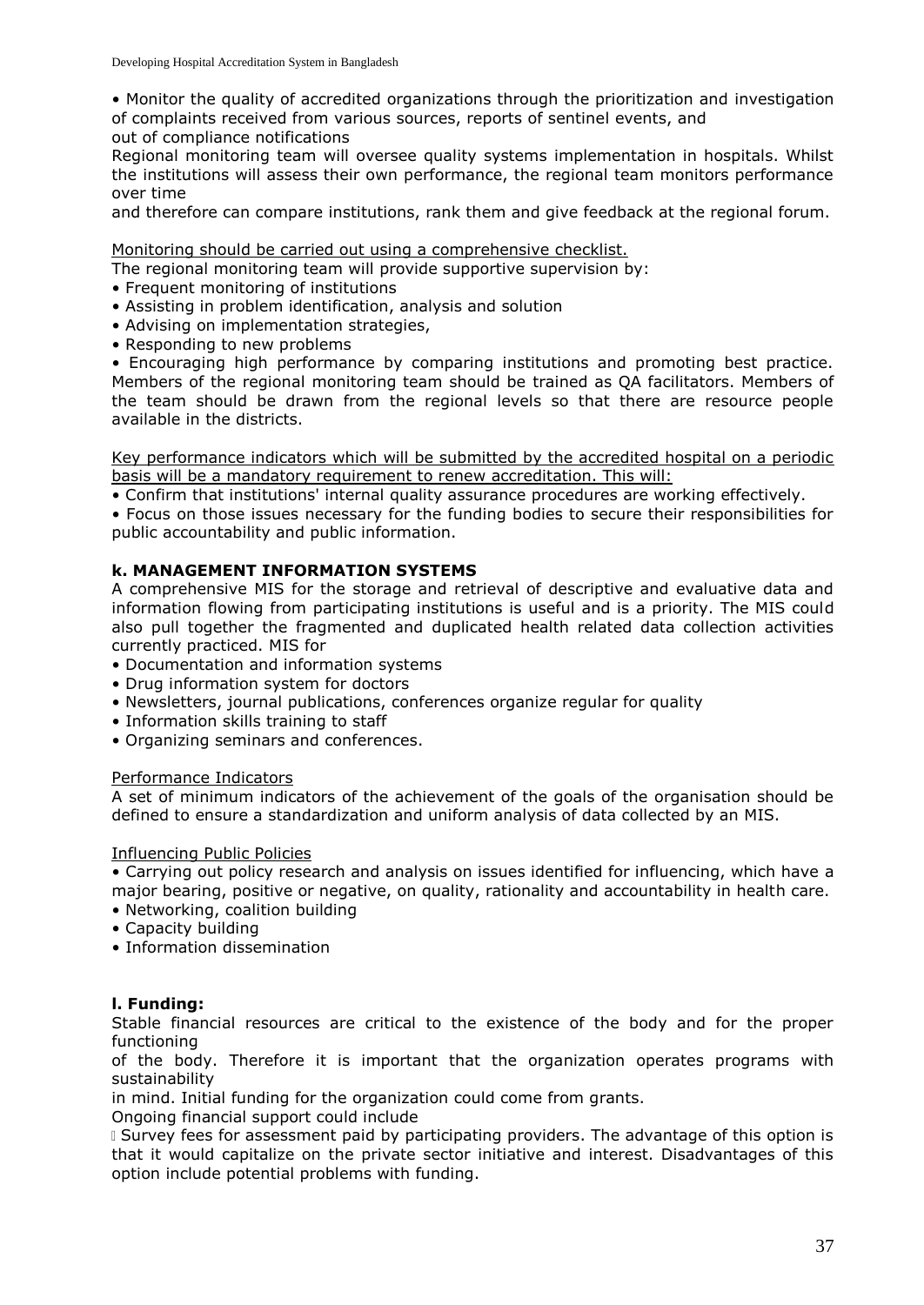• Monitor the quality of accredited organizations through the prioritization and investigation of complaints received from various sources, reports of sentinel events, and out of compliance notifications

Regional monitoring team will oversee quality systems implementation in hospitals. Whilst the institutions will assess their own performance, the regional team monitors performance over time and therefore can compare institutions, rank them and give feedback at the regional forum.

Monitoring should be carried out using a comprehensive checklist.

The regional monitoring team will provide supportive supervision by:

- Frequent monitoring of institutions
- Assisting in problem identification, analysis and solution
- Advising on implementation strategies,
- Responding to new problems
- Encouraging high performance by comparing institutions and promoting best practice.

Members of the regional monitoring team should be trained as QA facilitators. Members of the team should be drawn from the regional levels so that there are resource people available in the districts.

Key performance indicators which will be submitted by the accredited hospital on a periodic basis will be a mandatory requirement to renew accreditation. This will:

- Confirm that institutions' internal quality assurance procedures are working effectively.
- Focus on those issues necessary for the funding bodies to secure their responsibilities for public accountability and public information.

**k. MANAGEMENT INFORMATION SYSTEMS**

A comprehensive MIS for the storage and retrieval of descriptive and evaluative data and information flowing from participating institutions is useful and is a priority. The MIS could also pull together the fragmented and duplicated health related data collection activities currently practiced. MIS for

- Documentation and information systems
- Drug information system for doctors
- Newsletters, journal publications, conferences organize regular for quality
- Information skills training to staff
- Organizing seminars and conferences.

Performance Indicators

A set of minimum indicators of the achievement of the goals of the organisation should be defined to ensure a standardization and uniform analysis of data collected by an MIS.

Influencing Public Policies

- Carrying out policy research and analysis on issues identified for influencing, which have a major bearing, positive or negative, on quality, rationality and accountability in health care.
- Networking, coalition building
- Capacity building
- Information dissemination

**l. Funding:**

Stable financial resources are critical to the existence of the body and for the proper functioning of the body. Therefore it is important that the organization operates programs with sustainability in mind. Initial funding for the organization could come from grants.

Ongoing financial support could include

- Survey fees for assessment paid by participating providers. The advantage of this option is that it would capitalize on the private sector initiative and interest. Disadvantages of this option include potential problems with funding.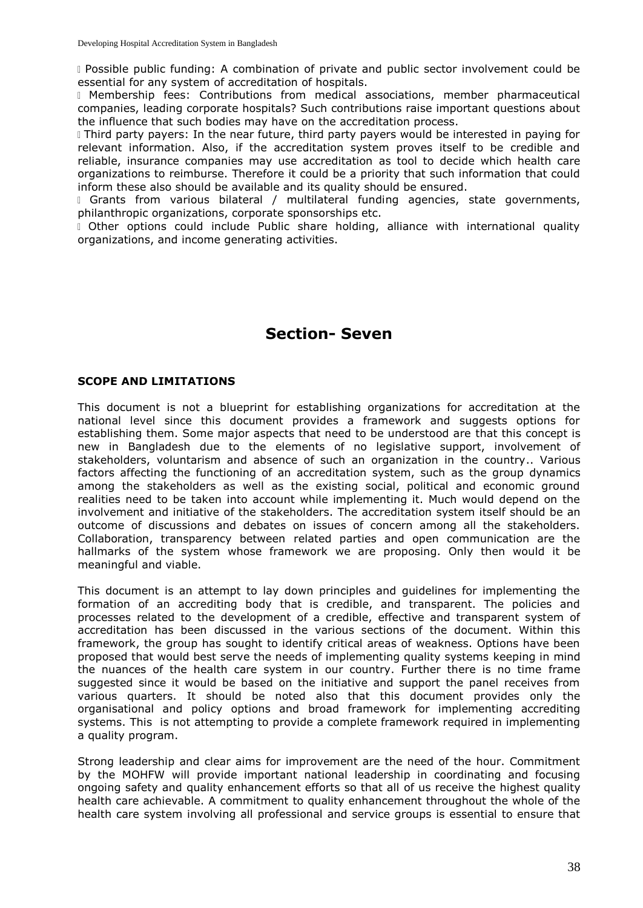- Possible public funding: A combination of private and public sector involvement could be essential for any system of accreditation of hospitals.
- Membership fees: Contributions from medical associations, member pharmaceutical companies, leading corporate hospitals? Such contributions raise important questions about the influence that such bodies may have on the accreditation process.
- Third party payers: In the near future, third party payers would be interested in paying for relevant information. Also, if the accreditation system proves itself to be credible and reliable, insurance companies may use accreditation as tool to decide which health care organizations to reimburse. Therefore it could be a priority that such information that could inform these also should be available and its quality should be ensured.
- Grants from various bilateral / multilateral funding agencies, state governments, philanthropic organizations, corporate sponsorships etc.
- Other options could include Public share holding, alliance with international quality organizations, and income generating activities.

# Section- Seven

**SCOPE AND LIMITATIONS**

This document is not a blueprint for establishing organizations for accreditation at the national level since this document provides a framework and suggests options for establishing them. Some major aspects that need to be understood are that this concept is new in Bangladesh due to the elements of no legislative support, involvement of stakeholders, voluntarism and absence of such an organization in the country.. Various factors affecting the functioning of an accreditation system, such as the group dynamics among the stakeholders as well as the existing social, political and economic ground realities need to be taken into account while implementing it. Much would depend on the involvement and initiative of the stakeholders. The accreditation system itself should be an outcome of discussions and debates on issues of concern among all the stakeholders. Collaboration, transparency between related parties and open communication are the hallmarks of the system whose framework we are proposing. Only then would it be meaningful and viable.

This document is an attempt to lay down principles and guidelines for implementing the formation of an accrediting body that is credible, and transparent. The policies and processes related to the development of a credible, effective and transparent system of accreditation has been discussed in the various sections of the document. Within this framework, the group has sought to identify critical areas of weakness. Options have been proposed that would best serve the needs of implementing quality systems keeping in mind the nuances of the health care system in our country. Further there is no time frame suggested since it would be based on the initiative and support the panel receives from various quarters. It should be noted also that this document provides only the organisational and policy options and broad framework for implementing accrediting systems. This is not attempting to provide a complete framework required in implementing a quality program.

Strong leadership and clear aims for improvement are the need of the hour. Commitment by the MOHFW will provide important national leadership in coordinating and focusing ongoing safety and quality enhancement efforts so that all of us receive the highest quality health care achievable. A commitment to quality enhancement throughout the whole of the health care system involving all professional and service groups is essential to ensure that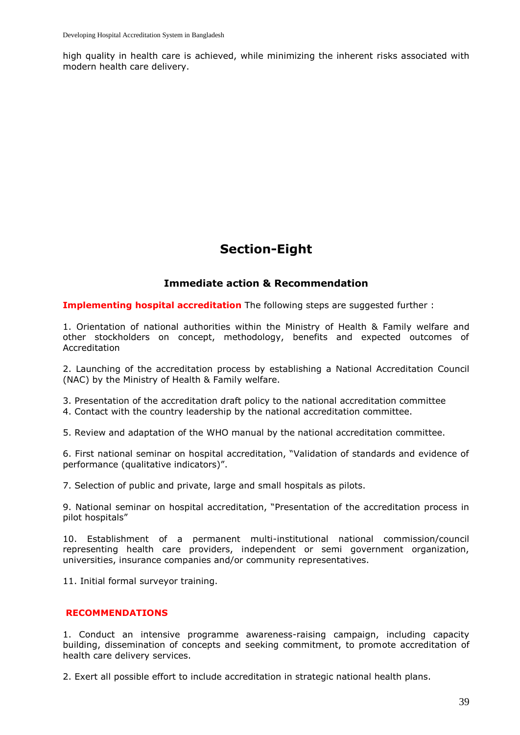high quality in health care is achieved, while minimizing the inherent risks associated with modern health care delivery.

# Section-Eight

## Immediate action & Recommendation

**Implementing hospital accreditation** The following steps are suggested further :

1. Orientation of national authorities within the Ministry of Health & Family welfare and other stockholders on concept, methodology, benefits and expected outcomes of Accreditation

2. Launching of the accreditation process by establishing a National Accreditation Council (NAC) by the Ministry of Health & Family welfare.

3. Presentation of the accreditation draft policy to the national accreditation committee
4. Contact with the country leadership by the national accreditation committee.

5. Review and adaptation of the WHO manual by the national accreditation committee.

6. First national seminar on hospital accreditation, "Validation of standards and evidence of performance (qualitative indicators)".

7. Selection of public and private, large and small hospitals as pilots.

9. National seminar on hospital accreditation, "Presentation of the accreditation process in pilot hospitals"

10. Establishment of a permanent multi-institutional national commission/council representing health care providers, independent or semi government organization, universities, insurance companies and/or community representatives.

11. Initial formal surveyor training.

**RECOMMENDATIONS**

1. Conduct an intensive programme awareness-raising campaign, including capacity building, dissemination of concepts and seeking commitment, to promote accreditation of health care delivery services.

2. Exert all possible effort to include accreditation in strategic national health plans.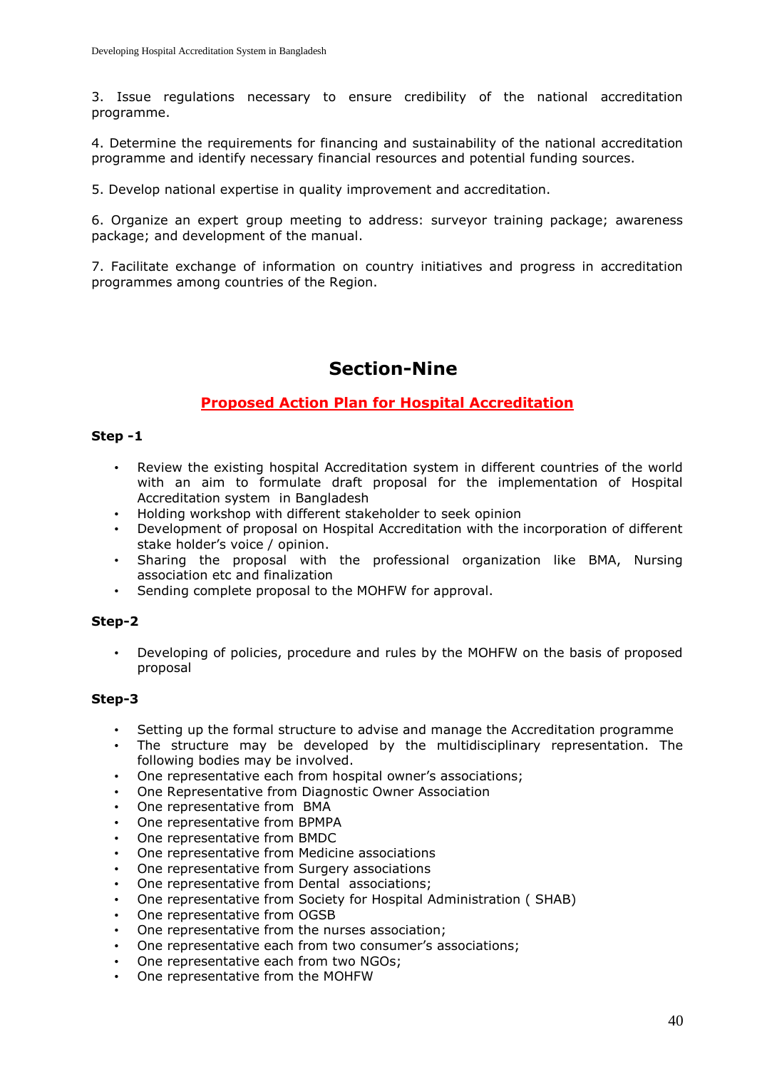3. Issue regulations necessary to ensure credibility of the national accreditation programme.

4. Determine the requirements for financing and sustainability of the national accreditation programme and identify necessary financial resources and potential funding sources.

5. Develop national expertise in quality improvement and accreditation.

6. Organize an expert group meeting to address: surveyor training package; awareness package; and development of the manual.

7. Facilitate exchange of information on country initiatives and progress in accreditation programmes among countries of the Region.

# Section-Nine

## Proposed Action Plan for Hospital Accreditation

### Step -1

- Review the existing hospital Accreditation system in different countries of the world with an aim to formulate draft proposal for the implementation of Hospital Accreditation system in Bangladesh
- Holding workshop with different stakeholder to seek opinion
- Development of proposal on Hospital Accreditation with the incorporation of different stake holder's voice / opinion.
- Sharing the proposal with the professional organization like BMA, Nursing association etc and finalization
- Sending complete proposal to the MOHFW for approval.

### Step-2

- Developing of policies, procedure and rules by the MOHFW on the basis of proposed proposal

### Step-3

- Setting up the formal structure to advise and manage the Accreditation programme
- The structure may be developed by the multidisciplinary representation. The following bodies may be involved.
- One representative each from hospital owner's associations;
- One Representative from Diagnostic Owner Association
- One representative from BMA
- One representative from BPMPA
- One representative from BMDC
- One representative from Medicine associations
- One representative from Surgery associations
- One representative from Dental associations;
- One representative from Society for Hospital Administration ( SHAB)
- One representative from OGSB
- One representative from the nurses association;
- One representative each from two consumer's associations;
- One representative each from two NGOs;
- One representative from the MOHFW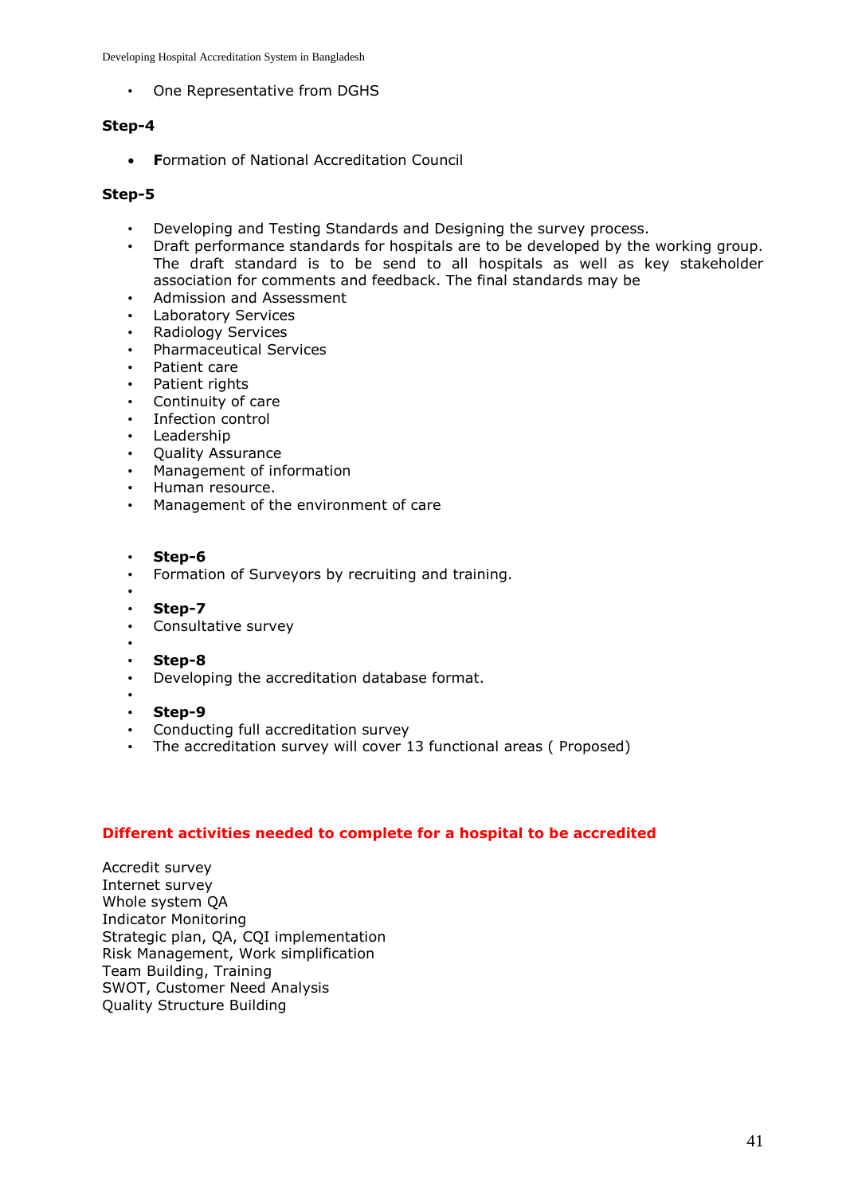- One Representative from DGHS

**Step-4**

- **F**ormation of National Accreditation Council

**Step-5**

- Developing and Testing Standards and Designing the survey process.
- Draft performance standards for hospitals are to be developed by the working group. The draft standard is to be send to all hospitals as well as key stakeholder association for comments and feedback. The final standards may be
- Admission and Assessment
- Laboratory Services
- Radiology Services
- Pharmaceutical Services
- Patient care
- Patient rights
- Continuity of care
- Infection control
- Leadership
- Quality Assurance
- Management of information
- Human resource.
- Management of the environment of care

- **Step-6**
- Formation of Surveyors by recruiting and training.
- 
- **Step-7**
- Consultative survey
- 
- **Step-8**
- Developing the accreditation database format.
- 
- **Step-9**
- Conducting full accreditation survey
- The accreditation survey will cover 13 functional areas ( Proposed)

**Different activities needed to complete for a hospital to be accredited**

Accredit survey
Internet survey
Whole system QA
Indicator Monitoring
Strategic plan, QA, CQI implementation
Risk Management, Work simplification
Team Building, Training
SWOT, Customer Need Analysis
Quality Structure Building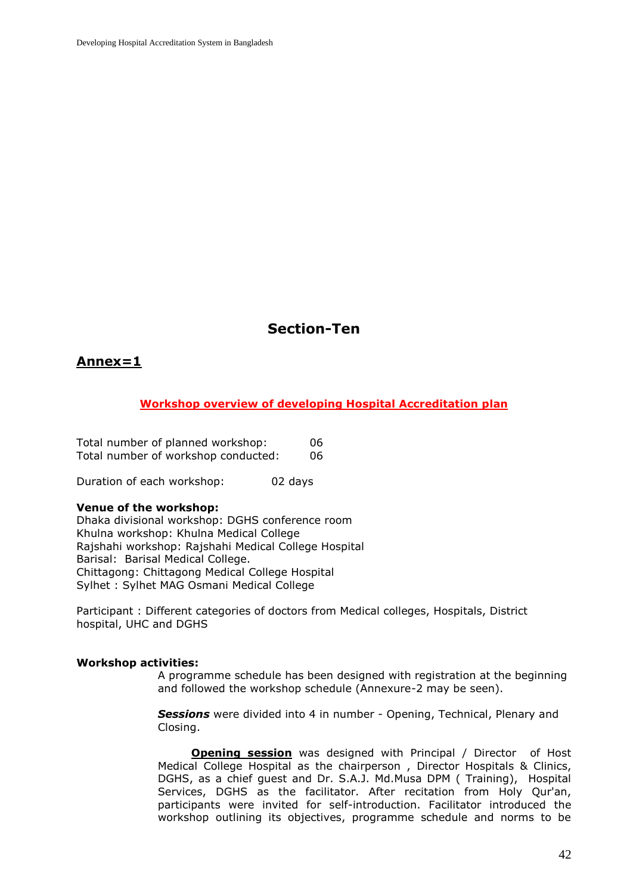# Section-Ten

## Annex=1

**Workshop overview of developing Hospital Accreditation plan**

Total number of planned workshop: 06
Total number of workshop conducted: 06

Duration of each workshop: 02 days

**Venue of the workshop:**
Dhaka divisional workshop: DGHS conference room
Khulna workshop: Khulna Medical College
Rajshahi workshop: Rajshahi Medical College Hospital
Barisal: Barisal Medical College.
Chittagong: Chittagong Medical College Hospital
Sylhet : Sylhet MAG Osmani Medical College

Participant : Different categories of doctors from Medical colleges, Hospitals, District hospital, UHC and DGHS

**Workshop activities:**

A programme schedule has been designed with registration at the beginning and followed the workshop schedule (Annexure-2 may be seen).

***Sessions*** were divided into 4 in number - Opening, Technical, Plenary and Closing.

**Opening session** was designed with Principal / Director of Host Medical College Hospital as the chairperson , Director Hospitals & Clinics, DGHS, as a chief guest and Dr. S.A.J. Md.Musa DPM ( Training), Hospital Services, DGHS as the facilitator. After recitation from Holy Qur'an, participants were invited for self-introduction. Facilitator introduced the workshop outlining its objectives, programme schedule and norms to be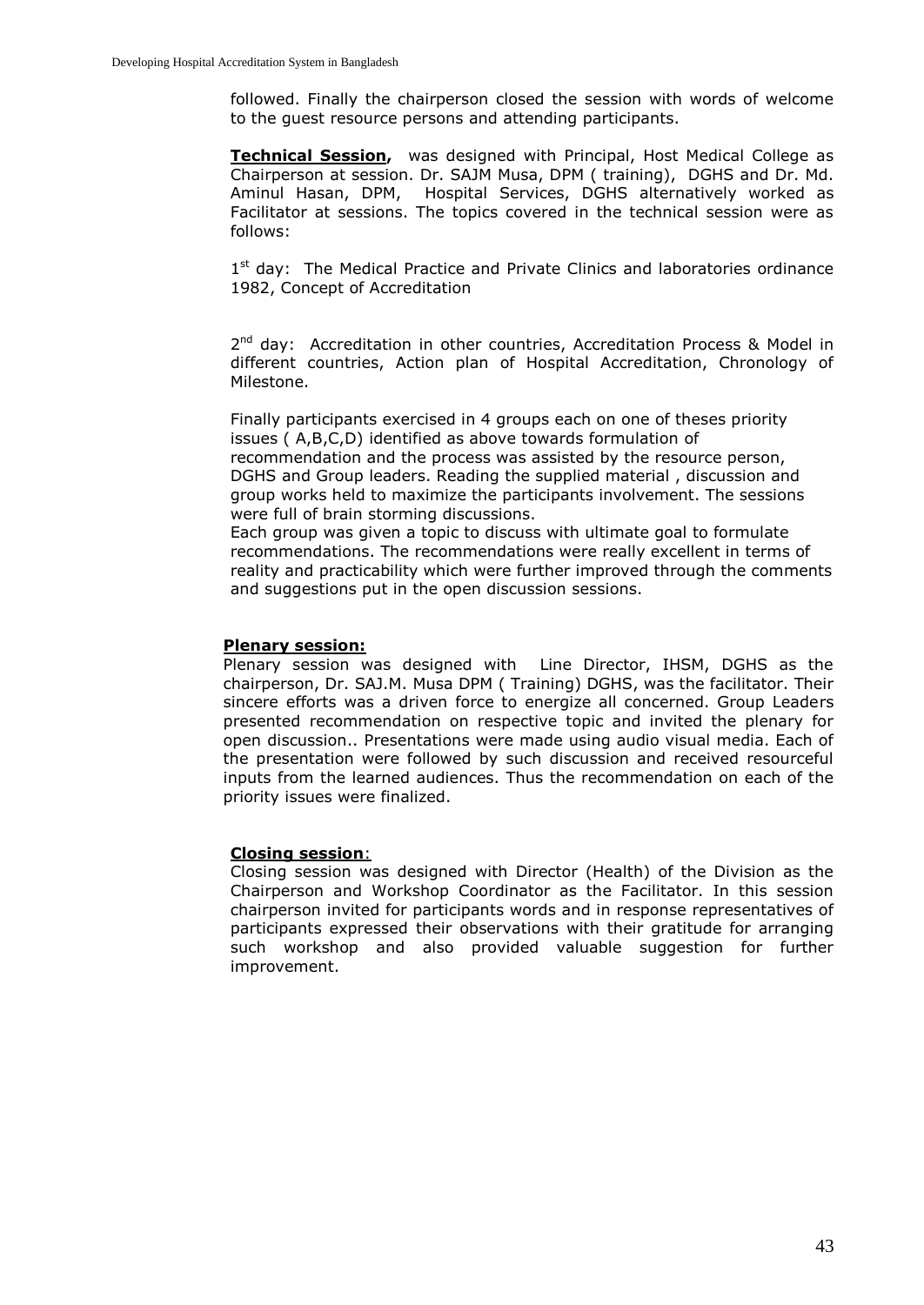followed. Finally the chairperson closed the session with words of welcome to the guest resource persons and attending participants.

**Technical Session,** was designed with Principal, Host Medical College as Chairperson at session. Dr. SAJM Musa, DPM ( training), DGHS and Dr. Md. Aminul Hasan, DPM, Hospital Services, DGHS alternatively worked as Facilitator at sessions. The topics covered in the technical session were as follows:

1st day: The Medical Practice and Private Clinics and laboratories ordinance 1982, Concept of Accreditation

2nd day: Accreditation in other countries, Accreditation Process & Model in different countries, Action plan of Hospital Accreditation, Chronology of Milestone.

Finally participants exercised in 4 groups each on one of theses priority issues ( A,B,C,D) identified as above towards formulation of recommendation and the process was assisted by the resource person, DGHS and Group leaders. Reading the supplied material , discussion and group works held to maximize the participants involvement. The sessions were full of brain storming discussions.
Each group was given a topic to discuss with ultimate goal to formulate recommendations. The recommendations were really excellent in terms of reality and practicability which were further improved through the comments and suggestions put in the open discussion sessions.

**Plenary session:**
Plenary session was designed with Line Director, IHSM, DGHS as the chairperson, Dr. SAJ.M. Musa DPM ( Training) DGHS, was the facilitator. Their sincere efforts was a driven force to energize all concerned. Group Leaders presented recommendation on respective topic and invited the plenary for open discussion.. Presentations were made using audio visual media. Each of the presentation were followed by such discussion and received resourceful inputs from the learned audiences. Thus the recommendation on each of the priority issues were finalized.

**Closing session**:
Closing session was designed with Director (Health) of the Division as the Chairperson and Workshop Coordinator as the Facilitator. In this session chairperson invited for participants words and in response representatives of participants expressed their observations with their gratitude for arranging such workshop and also provided valuable suggestion for further improvement.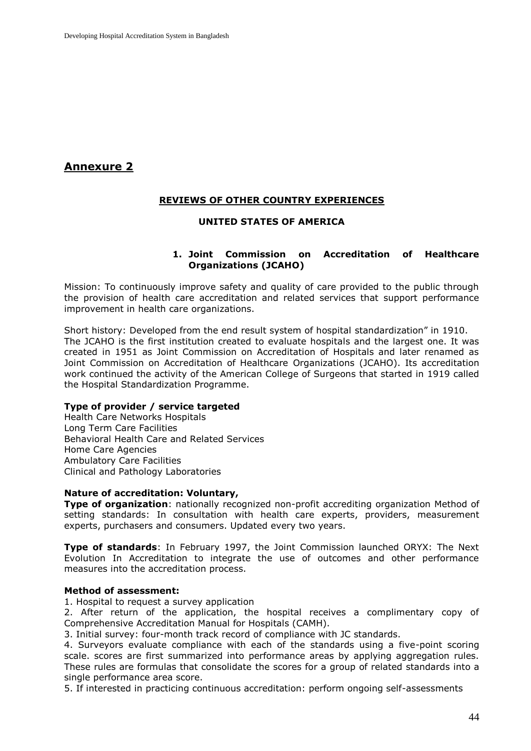## Annexure 2

### REVIEWS OF OTHER COUNTRY EXPERIENCES

### UNITED STATES OF AMERICA

#### 1. Joint Commission on Accreditation of Healthcare Organizations (JCAHO)

Mission: To continuously improve safety and quality of care provided to the public through the provision of health care accreditation and related services that support performance improvement in health care organizations.

Short history: Developed from the end result system of hospital standardization" in 1910.
The JCAHO is the first institution created to evaluate hospitals and the largest one. It was created in 1951 as Joint Commission on Accreditation of Hospitals and later renamed as Joint Commission on Accreditation of Healthcare Organizations (JCAHO). Its accreditation work continued the activity of the American College of Surgeons that started in 1919 called the Hospital Standardization Programme.

**Type of provider / service targeted**
Health Care Networks Hospitals
Long Term Care Facilities
Behavioral Health Care and Related Services
Home Care Agencies
Ambulatory Care Facilities
Clinical and Pathology Laboratories

**Nature of accreditation: Voluntary,**
**Type of organization**: nationally recognized non-profit accrediting organization Method of setting standards: In consultation with health care experts, providers, measurement experts, purchasers and consumers. Updated every two years.

**Type of standards**: In February 1997, the Joint Commission launched ORYX: The Next Evolution In Accreditation to integrate the use of outcomes and other performance measures into the accreditation process.

**Method of assessment:**
1. Hospital to request a survey application
2. After return of the application, the hospital receives a complimentary copy of Comprehensive Accreditation Manual for Hospitals (CAMH).
3. Initial survey: four-month track record of compliance with JC standards.
4. Surveyors evaluate compliance with each of the standards using a five-point scoring scale. scores are first summarized into performance areas by applying aggregation rules. These rules are formulas that consolidate the scores for a group of related standards into a single performance area score.
5. If interested in practicing continuous accreditation: perform ongoing self-assessments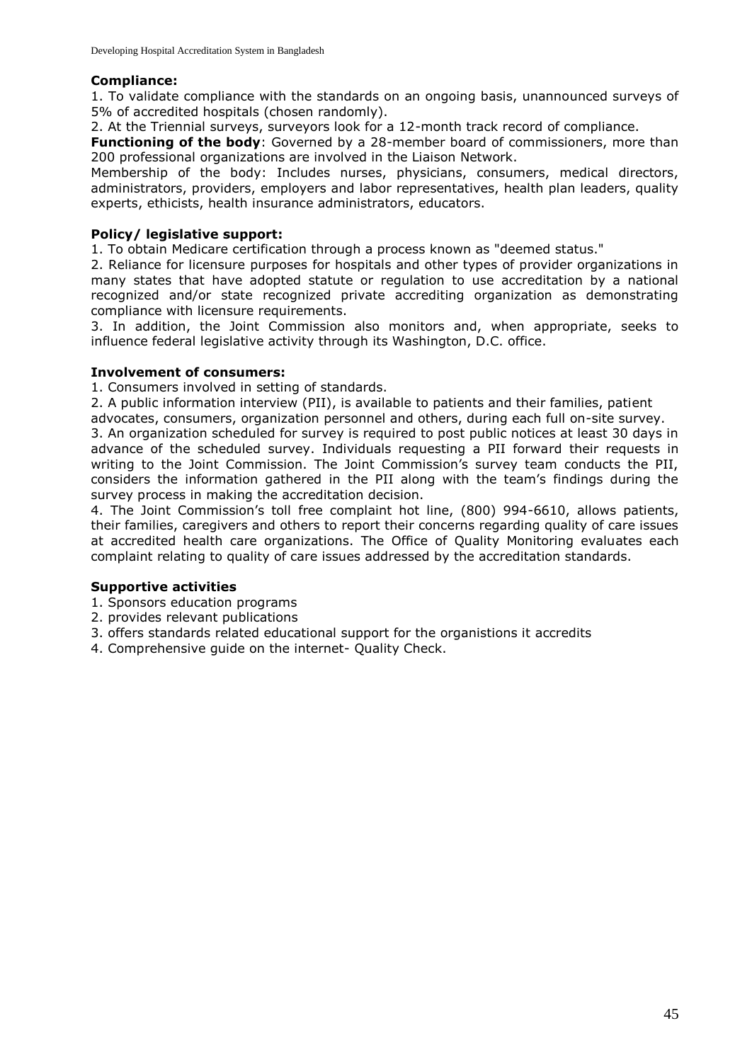**Compliance:**

1. To validate compliance with the standards on an ongoing basis, unannounced surveys of 5% of accredited hospitals (chosen randomly).
2. At the Triennial surveys, surveyors look for a 12-month track record of compliance.

**Functioning of the body**: Governed by a 28-member board of commissioners, more than 200 professional organizations are involved in the Liaison Network.

Membership of the body: Includes nurses, physicians, consumers, medical directors, administrators, providers, employers and labor representatives, health plan leaders, quality experts, ethicists, health insurance administrators, educators.

**Policy/ legislative support:**

1. To obtain Medicare certification through a process known as "deemed status."
2. Reliance for licensure purposes for hospitals and other types of provider organizations in many states that have adopted statute or regulation to use accreditation by a national recognized and/or state recognized private accrediting organization as demonstrating compliance with licensure requirements.
3. In addition, the Joint Commission also monitors and, when appropriate, seeks to influence federal legislative activity through its Washington, D.C. office.

**Involvement of consumers:**

1. Consumers involved in setting of standards.
2. A public information interview (PII), is available to patients and their families, patient advocates, consumers, organization personnel and others, during each full on-site survey.
3. An organization scheduled for survey is required to post public notices at least 30 days in advance of the scheduled survey. Individuals requesting a PII forward their requests in writing to the Joint Commission. The Joint Commission's survey team conducts the PII, considers the information gathered in the PII along with the team's findings during the survey process in making the accreditation decision.
4. The Joint Commission's toll free complaint hot line, (800) 994-6610, allows patients, their families, caregivers and others to report their concerns regarding quality of care issues at accredited health care organizations. The Office of Quality Monitoring evaluates each complaint relating to quality of care issues addressed by the accreditation standards.

**Supportive activities**

1. Sponsors education programs
2. provides relevant publications
3. offers standards related educational support for the organistions it accredits
4. Comprehensive guide on the internet- Quality Check.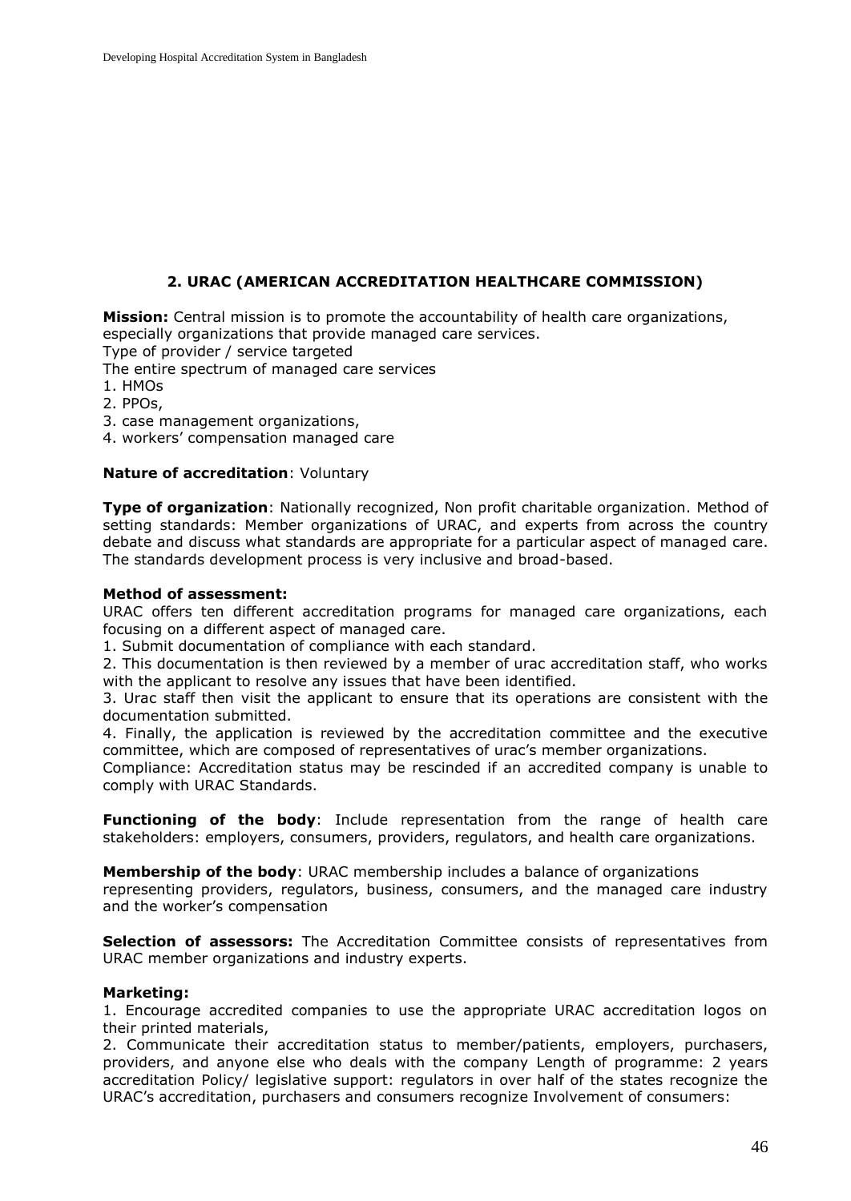## 2. URAC (AMERICAN ACCREDITATION HEALTHCARE COMMISSION)

**Mission:** Central mission is to promote the accountability of health care organizations, especially organizations that provide managed care services.
Type of provider / service targeted
The entire spectrum of managed care services

1. HMOs
2. PPOs,
3. case management organizations,
4. workers' compensation managed care

**Nature of accreditation**: Voluntary

**Type of organization**: Nationally recognized, Non profit charitable organization. Method of setting standards: Member organizations of URAC, and experts from across the country debate and discuss what standards are appropriate for a particular aspect of managed care. The standards development process is very inclusive and broad-based.

**Method of assessment:**
URAC offers ten different accreditation programs for managed care organizations, each focusing on a different aspect of managed care.

1. Submit documentation of compliance with each standard.
2. This documentation is then reviewed by a member of urac accreditation staff, who works with the applicant to resolve any issues that have been identified.
3. Urac staff then visit the applicant to ensure that its operations are consistent with the documentation submitted.
4. Finally, the application is reviewed by the accreditation committee and the executive committee, which are composed of representatives of urac's member organizations.

Compliance: Accreditation status may be rescinded if an accredited company is unable to comply with URAC Standards.

**Functioning of the body**: Include representation from the range of health care stakeholders: employers, consumers, providers, regulators, and health care organizations.

**Membership of the body**: URAC membership includes a balance of organizations representing providers, regulators, business, consumers, and the managed care industry and the worker's compensation

**Selection of assessors:** The Accreditation Committee consists of representatives from URAC member organizations and industry experts.

**Marketing:**

1. Encourage accredited companies to use the appropriate URAC accreditation logos on their printed materials,
2. Communicate their accreditation status to member/patients, employers, purchasers, providers, and anyone else who deals with the company Length of programme: 2 years accreditation Policy/ legislative support: regulators in over half of the states recognize the URAC's accreditation, purchasers and consumers recognize Involvement of consumers: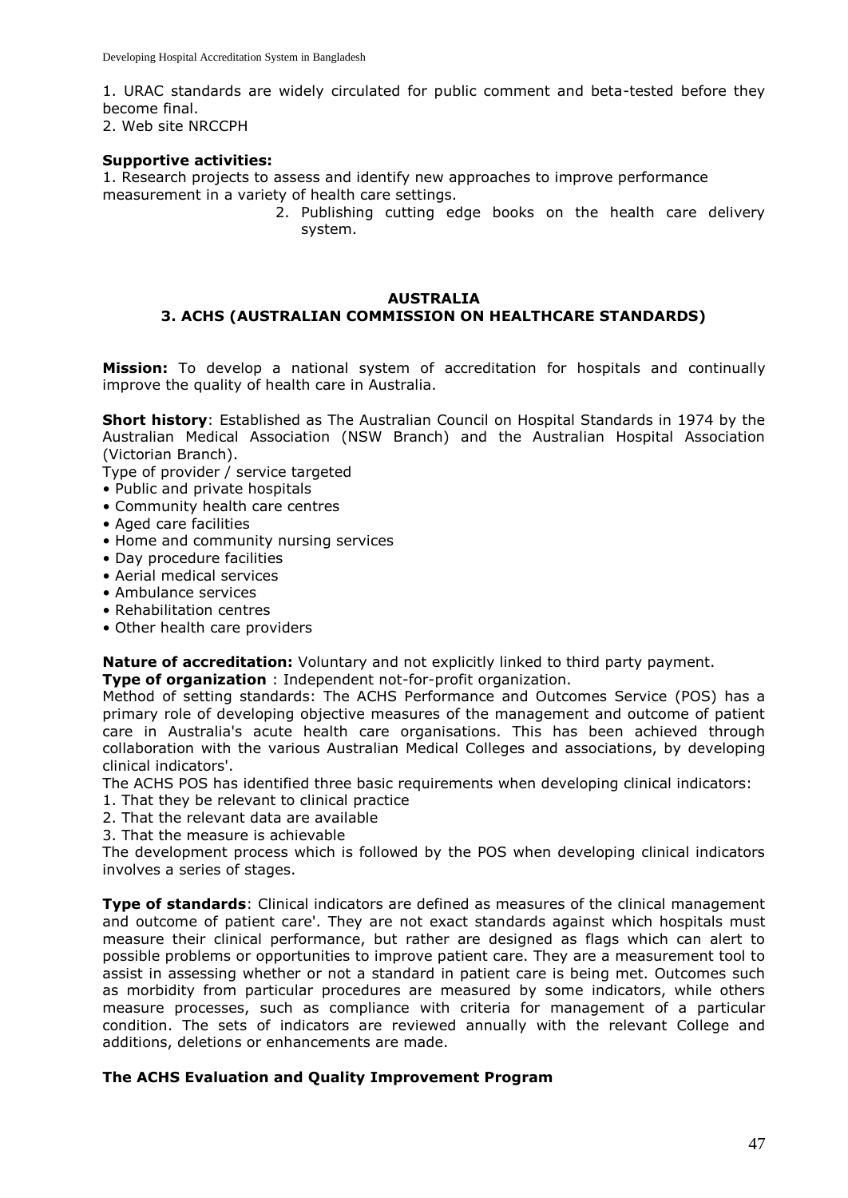1. URAC standards are widely circulated for public comment and beta-tested before they become final.
2. Web site NRCCPH

**Supportive activities:**

1. Research projects to assess and identify new approaches to improve performance measurement in a variety of health care settings.
2. Publishing cutting edge books on the health care delivery system.

## AUSTRALIA

## 3. ACHS (AUSTRALIAN COMMISSION ON HEALTHCARE STANDARDS)

**Mission:** To develop a national system of accreditation for hospitals and continually improve the quality of health care in Australia.

**Short history**: Established as The Australian Council on Hospital Standards in 1974 by the Australian Medical Association (NSW Branch) and the Australian Hospital Association (Victorian Branch).

Type of provider / service targeted

- Public and private hospitals
- Community health care centres
- Aged care facilities
- Home and community nursing services
- Day procedure facilities
- Aerial medical services
- Ambulance services
- Rehabilitation centres
- Other health care providers

**Nature of accreditation:** Voluntary and not explicitly linked to third party payment.

**Type of organization** : Independent not-for-profit organization.

Method of setting standards: The ACHS Performance and Outcomes Service (POS) has a primary role of developing objective measures of the management and outcome of patient care in Australia's acute health care organisations. This has been achieved through collaboration with the various Australian Medical Colleges and associations, by developing clinical indicators'.

The ACHS POS has identified three basic requirements when developing clinical indicators:

1. That they be relevant to clinical practice
2. That the relevant data are available
3. That the measure is achievable

The development process which is followed by the POS when developing clinical indicators involves a series of stages.

**Type of standards**: Clinical indicators are defined as measures of the clinical management and outcome of patient care'. They are not exact standards against which hospitals must measure their clinical performance, but rather are designed as flags which can alert to possible problems or opportunities to improve patient care. They are a measurement tool to assist in assessing whether or not a standard in patient care is being met. Outcomes such as morbidity from particular procedures are measured by some indicators, while others measure processes, such as compliance with criteria for management of a particular condition. The sets of indicators are reviewed annually with the relevant College and additions, deletions or enhancements are made.

**The ACHS Evaluation and Quality Improvement Program**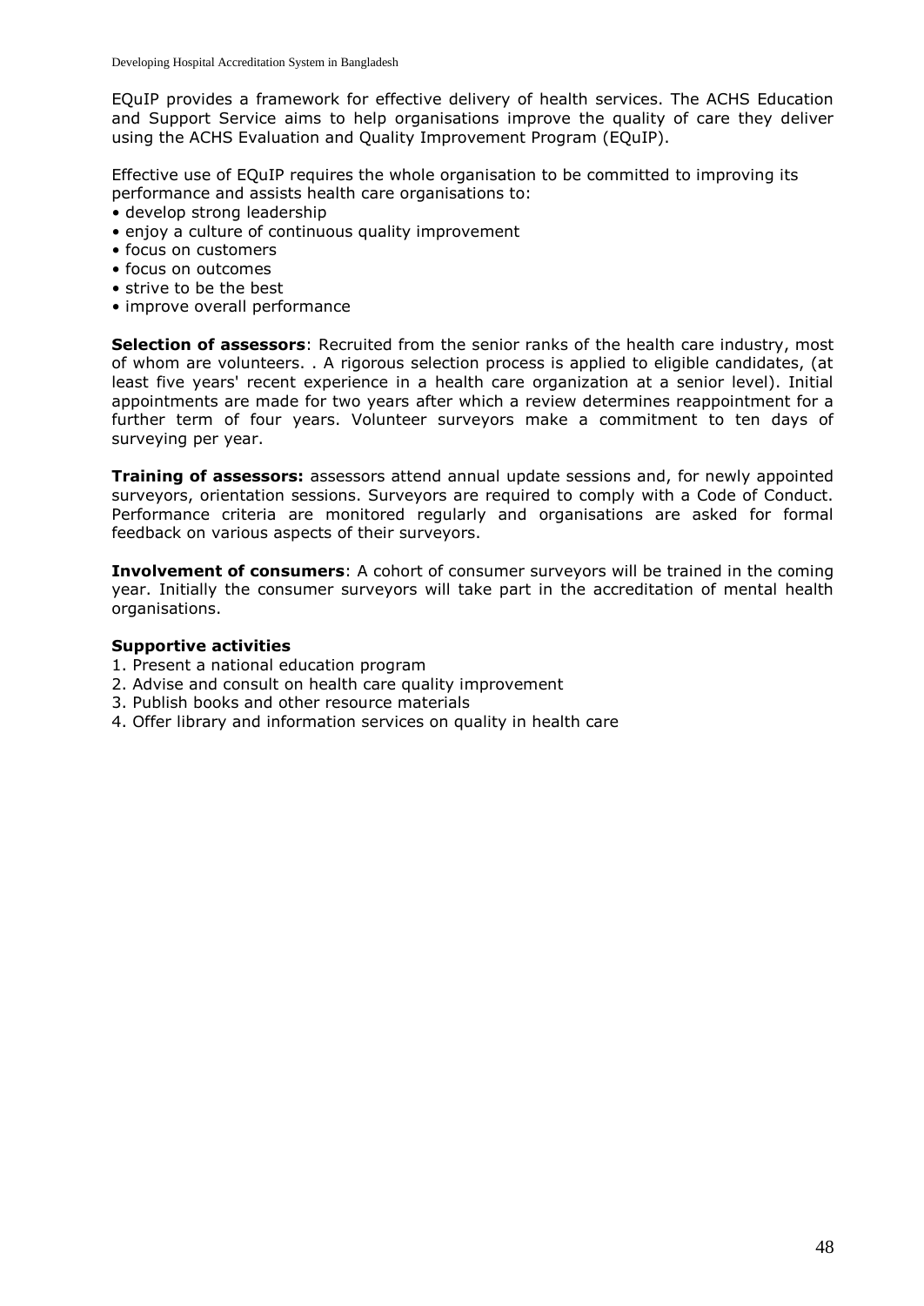EQuIP provides a framework for effective delivery of health services. The ACHS Education and Support Service aims to help organisations improve the quality of care they deliver using the ACHS Evaluation and Quality Improvement Program (EQuIP).

Effective use of EQuIP requires the whole organisation to be committed to improving its performance and assists health care organisations to:

- develop strong leadership
- enjoy a culture of continuous quality improvement
- focus on customers
- focus on outcomes
- strive to be the best
- improve overall performance

**Selection of assessors**: Recruited from the senior ranks of the health care industry, most of whom are volunteers. . A rigorous selection process is applied to eligible candidates, (at least five years' recent experience in a health care organization at a senior level). Initial appointments are made for two years after which a review determines reappointment for a further term of four years. Volunteer surveyors make a commitment to ten days of surveying per year.

**Training of assessors:** assessors attend annual update sessions and, for newly appointed surveyors, orientation sessions. Surveyors are required to comply with a Code of Conduct. Performance criteria are monitored regularly and organisations are asked for formal feedback on various aspects of their surveyors.

**Involvement of consumers**: A cohort of consumer surveyors will be trained in the coming year. Initially the consumer surveyors will take part in the accreditation of mental health organisations.

**Supportive activities**

1. Present a national education program
2. Advise and consult on health care quality improvement
3. Publish books and other resource materials
4. Offer library and information services on quality in health care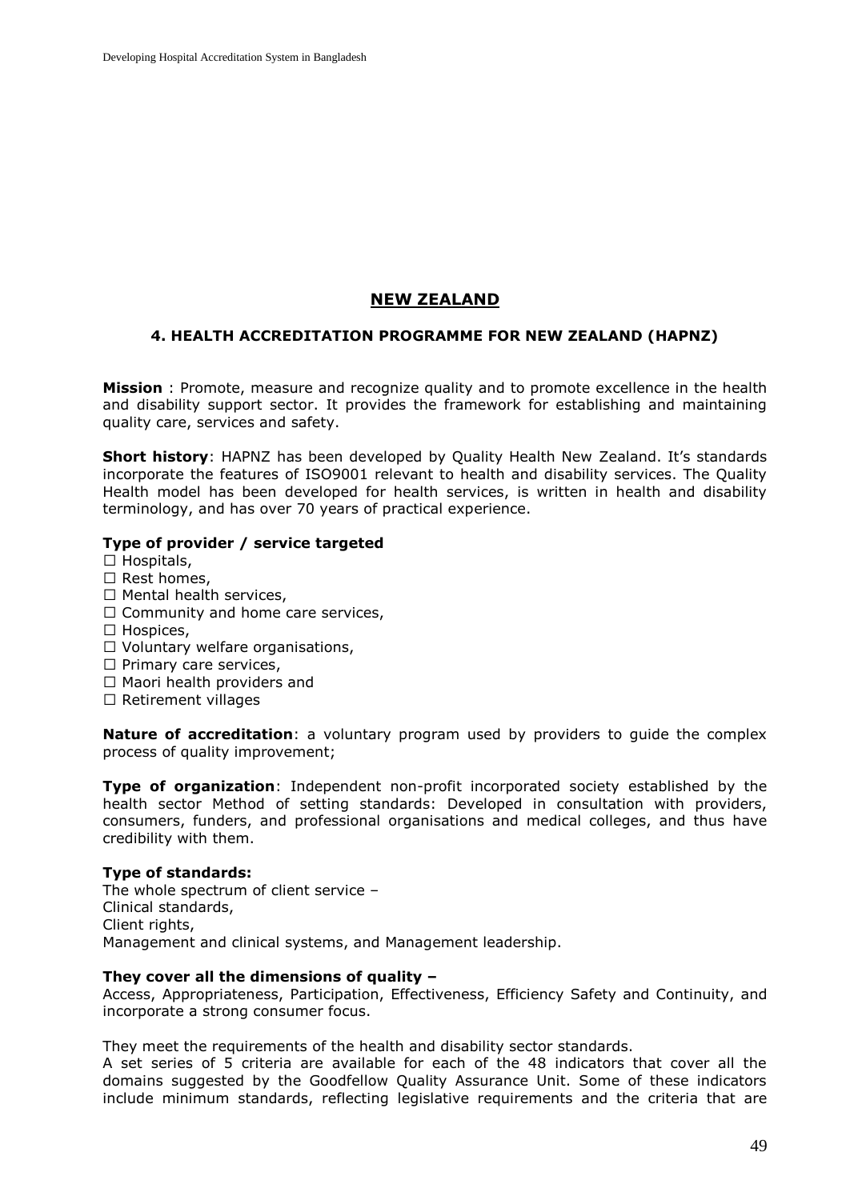## NEW ZEALAND

### 4. HEALTH ACCREDITATION PROGRAMME FOR NEW ZEALAND (HAPNZ)

**Mission** : Promote, measure and recognize quality and to promote excellence in the health and disability support sector. It provides the framework for establishing and maintaining quality care, services and safety.

**Short history**: HAPNZ has been developed by Quality Health New Zealand. It's standards incorporate the features of ISO9001 relevant to health and disability services. The Quality Health model has been developed for health services, is written in health and disability terminology, and has over 70 years of practical experience.

**Type of provider / service targeted**

- ☐ Hospitals,
- ☐ Rest homes,
- ☐ Mental health services,
- ☐ Community and home care services,
- ☐ Hospices,
- ☐ Voluntary welfare organisations,
- ☐ Primary care services,
- ☐ Maori health providers and
- ☐ Retirement villages

**Nature of accreditation**: a voluntary program used by providers to guide the complex process of quality improvement;

**Type of organization**: Independent non-profit incorporated society established by the health sector Method of setting standards: Developed in consultation with providers, consumers, funders, and professional organisations and medical colleges, and thus have credibility with them.

**Type of standards:**
The whole spectrum of client service –
Clinical standards,
Client rights,
Management and clinical systems, and Management leadership.

**They cover all the dimensions of quality –**
Access, Appropriateness, Participation, Effectiveness, Efficiency Safety and Continuity, and incorporate a strong consumer focus.

They meet the requirements of the health and disability sector standards.
A set series of 5 criteria are available for each of the 48 indicators that cover all the domains suggested by the Goodfellow Quality Assurance Unit. Some of these indicators include minimum standards, reflecting legislative requirements and the criteria that are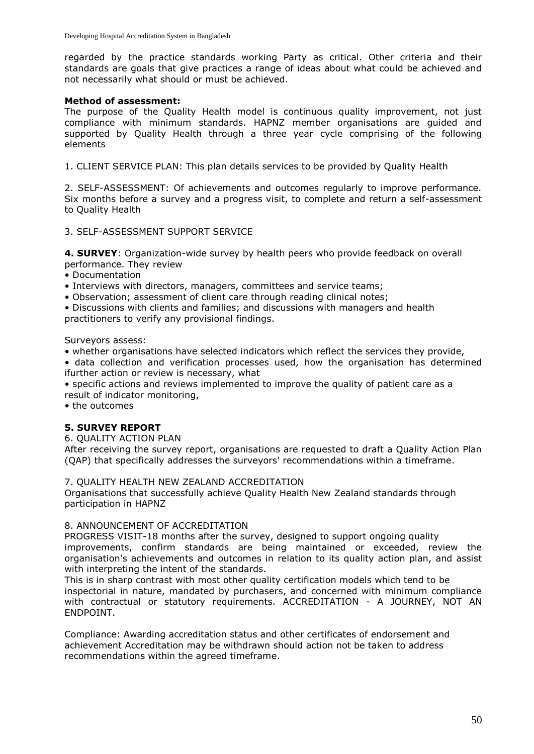regarded by the practice standards working Party as critical. Other criteria and their standards are goals that give practices a range of ideas about what could be achieved and not necessarily what should or must be achieved.

**Method of assessment:**
The purpose of the Quality Health model is continuous quality improvement, not just compliance with minimum standards. HAPNZ member organisations are guided and supported by Quality Health through a three year cycle comprising of the following elements

1. CLIENT SERVICE PLAN: This plan details services to be provided by Quality Health

2. SELF-ASSESSMENT: Of achievements and outcomes regularly to improve performance. Six months before a survey and a progress visit, to complete and return a self-assessment to Quality Health

3. SELF-ASSESSMENT SUPPORT SERVICE

**4. SURVEY**: Organization-wide survey by health peers who provide feedback on overall performance. They review

- Documentation
- Interviews with directors, managers, committees and service teams;
- Observation; assessment of client care through reading clinical notes;
- Discussions with clients and families; and discussions with managers and health practitioners to verify any provisional findings.

Surveyors assess:

- whether organisations have selected indicators which reflect the services they provide,
- data collection and verification processes used, how the organisation has determined ifurther action or review is necessary, what
- specific actions and reviews implemented to improve the quality of patient care as a result of indicator monitoring,
- the outcomes

**5. SURVEY REPORT**

6. QUALITY ACTION PLAN
After receiving the survey report, organisations are requested to draft a Quality Action Plan (QAP) that specifically addresses the surveyors' recommendations within a timeframe.

7. QUALITY HEALTH NEW ZEALAND ACCREDITATION
Organisations that successfully achieve Quality Health New Zealand standards through participation in HAPNZ

8. ANNOUNCEMENT OF ACCREDITATION
PROGRESS VISIT-18 months after the survey, designed to support ongoing quality improvements, confirm standards are being maintained or exceeded, review the organisation's achievements and outcomes in relation to its quality action plan, and assist with interpreting the intent of the standards.
This is in sharp contrast with most other quality certification models which tend to be inspectorial in nature, mandated by purchasers, and concerned with minimum compliance with contractual or statutory requirements. ACCREDITATION - A JOURNEY, NOT AN ENDPOINT.

Compliance: Awarding accreditation status and other certificates of endorsement and achievement Accreditation may be withdrawn should action not be taken to address recommendations within the agreed timeframe.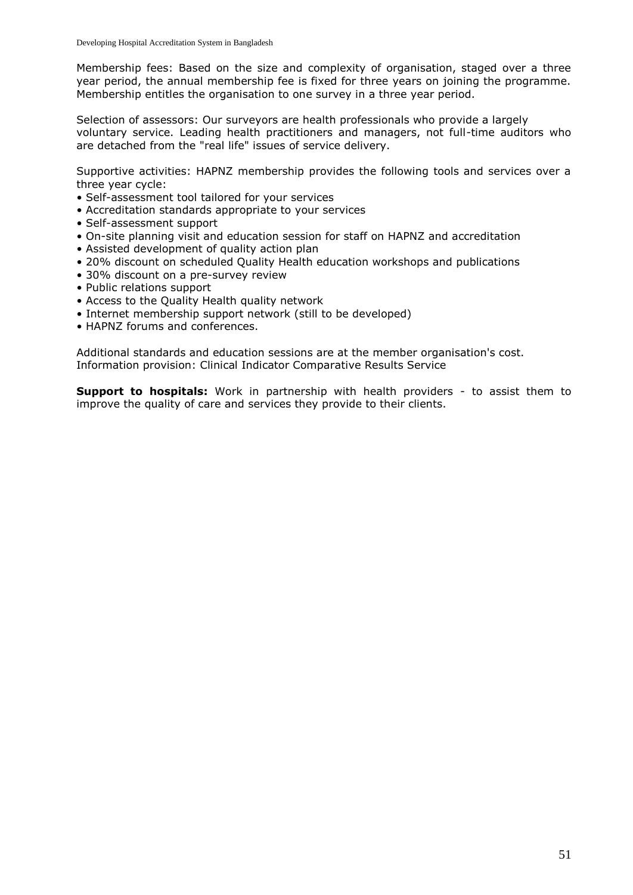Membership fees: Based on the size and complexity of organisation, staged over a three year period, the annual membership fee is fixed for three years on joining the programme. Membership entitles the organisation to one survey in a three year period.

Selection of assessors: Our surveyors are health professionals who provide a largely voluntary service. Leading health practitioners and managers, not full-time auditors who are detached from the "real life" issues of service delivery.

Supportive activities: HAPNZ membership provides the following tools and services over a three year cycle:

- Self-assessment tool tailored for your services
- Accreditation standards appropriate to your services
- Self-assessment support
- On-site planning visit and education session for staff on HAPNZ and accreditation
- Assisted development of quality action plan
- 20% discount on scheduled Quality Health education workshops and publications
- 30% discount on a pre-survey review
- Public relations support
- Access to the Quality Health quality network
- Internet membership support network (still to be developed)
- HAPNZ forums and conferences.

Additional standards and education sessions are at the member organisation's cost.
Information provision: Clinical Indicator Comparative Results Service

**Support to hospitals:** Work in partnership with health providers - to assist them to improve the quality of care and services they provide to their clients.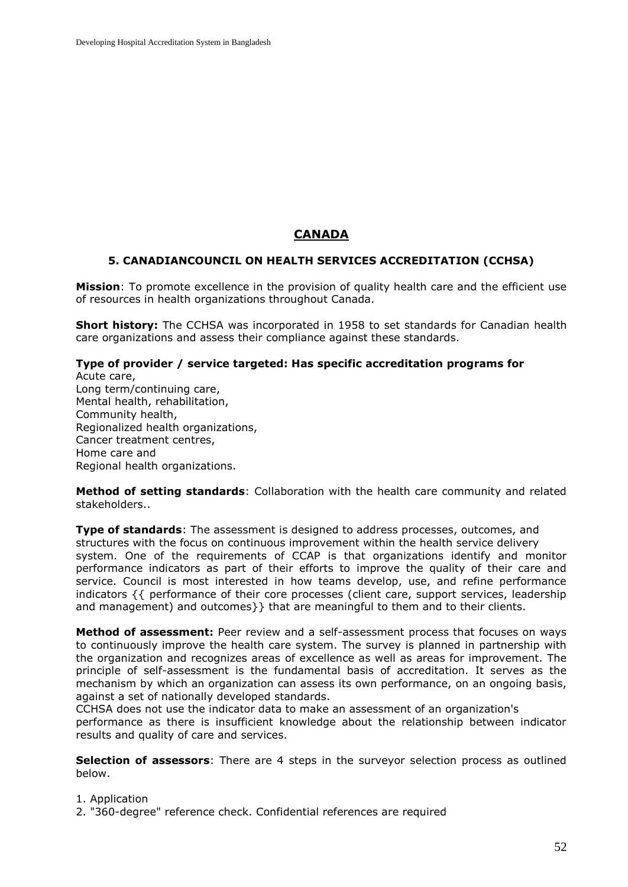## CANADA

### 5. CANADIANCOUNCIL ON HEALTH SERVICES ACCREDITATION (CCHSA)

**Mission**: To promote excellence in the provision of quality health care and the efficient use of resources in health organizations throughout Canada.

**Short history:** The CCHSA was incorporated in 1958 to set standards for Canadian health care organizations and assess their compliance against these standards.

**Type of provider / service targeted: Has specific accreditation programs for**

Acute care,
Long term/continuing care,
Mental health, rehabilitation,
Community health,
Regionalized health organizations,
Cancer treatment centres,
Home care and
Regional health organizations.

**Method of setting standards**: Collaboration with the health care community and related stakeholders..

**Type of standards**: The assessment is designed to address processes, outcomes, and structures with the focus on continuous improvement within the health service delivery system. One of the requirements of CCAP is that organizations identify and monitor performance indicators as part of their efforts to improve the quality of their care and service. Council is most interested in how teams develop, use, and refine performance indicators {{ performance of their core processes (client care, support services, leadership and management) and outcomes}} that are meaningful to them and to their clients.

**Method of assessment:** Peer review and a self-assessment process that focuses on ways to continuously improve the health care system. The survey is planned in partnership with the organization and recognizes areas of excellence as well as areas for improvement. The principle of self-assessment is the fundamental basis of accreditation. It serves as the mechanism by which an organization can assess its own performance, on an ongoing basis, against a set of nationally developed standards.

CCHSA does not use the indicator data to make an assessment of an organization's performance as there is insufficient knowledge about the relationship between indicator results and quality of care and services.

**Selection of assessors**: There are 4 steps in the surveyor selection process as outlined below.

1. Application
2. "360-degree" reference check. Confidential references are required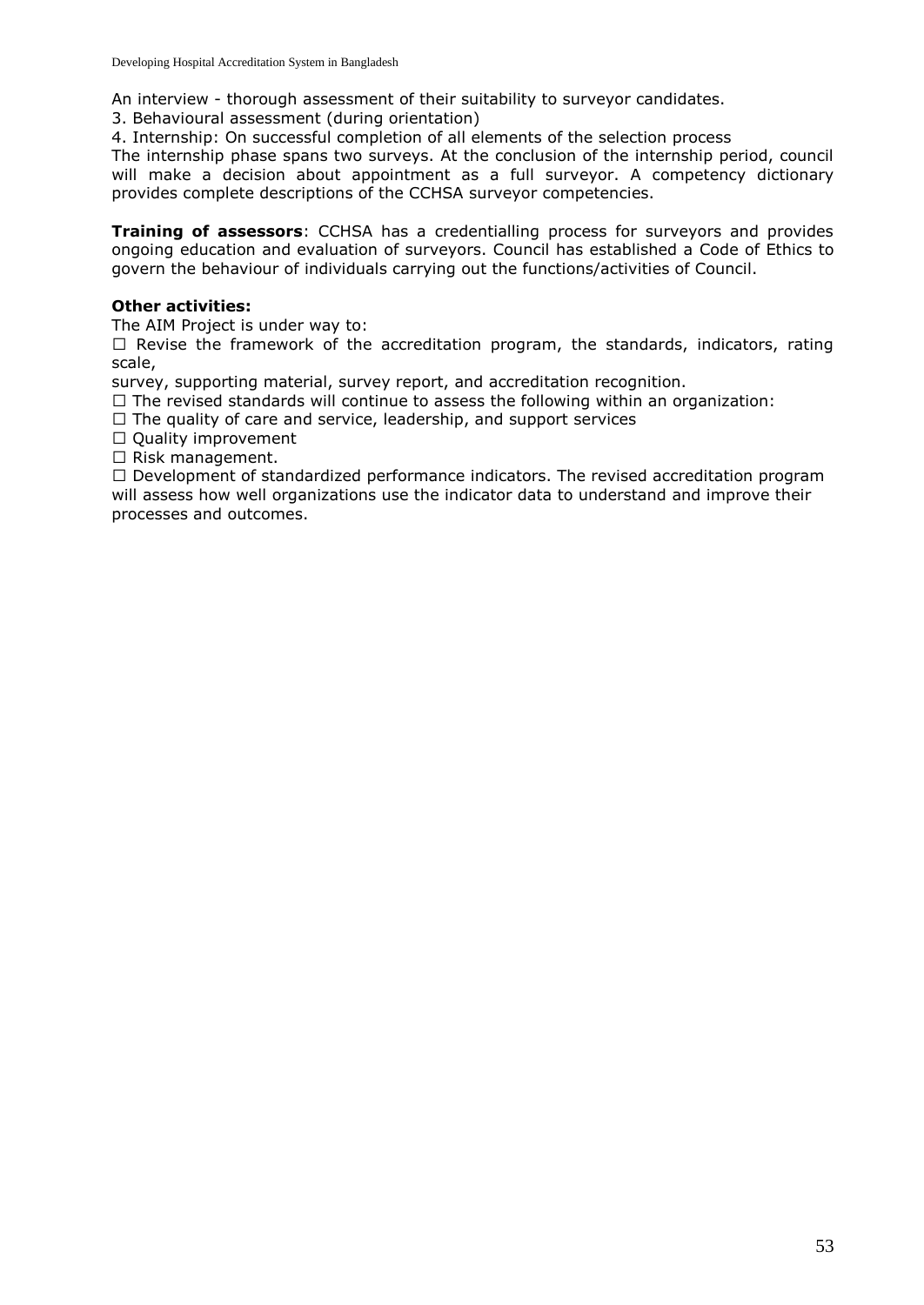An interview - thorough assessment of their suitability to surveyor candidates.

3. Behavioural assessment (during orientation)

4. Internship: On successful completion of all elements of the selection process

The internship phase spans two surveys. At the conclusion of the internship period, council will make a decision about appointment as a full surveyor. A competency dictionary provides complete descriptions of the CCHSA surveyor competencies.

**Training of assessors**: CCHSA has a credentialling process for surveyors and provides ongoing education and evaluation of surveyors. Council has established a Code of Ethics to govern the behaviour of individuals carrying out the functions/activities of Council.

**Other activities:**

The AIM Project is under way to:

- Revise the framework of the accreditation program, the standards, indicators, rating scale,
survey, supporting material, survey report, and accreditation recognition.
- The revised standards will continue to assess the following within an organization:
- The quality of care and service, leadership, and support services
- Quality improvement
- Risk management.
- Development of standardized performance indicators. The revised accreditation program will assess how well organizations use the indicator data to understand and improve their processes and outcomes.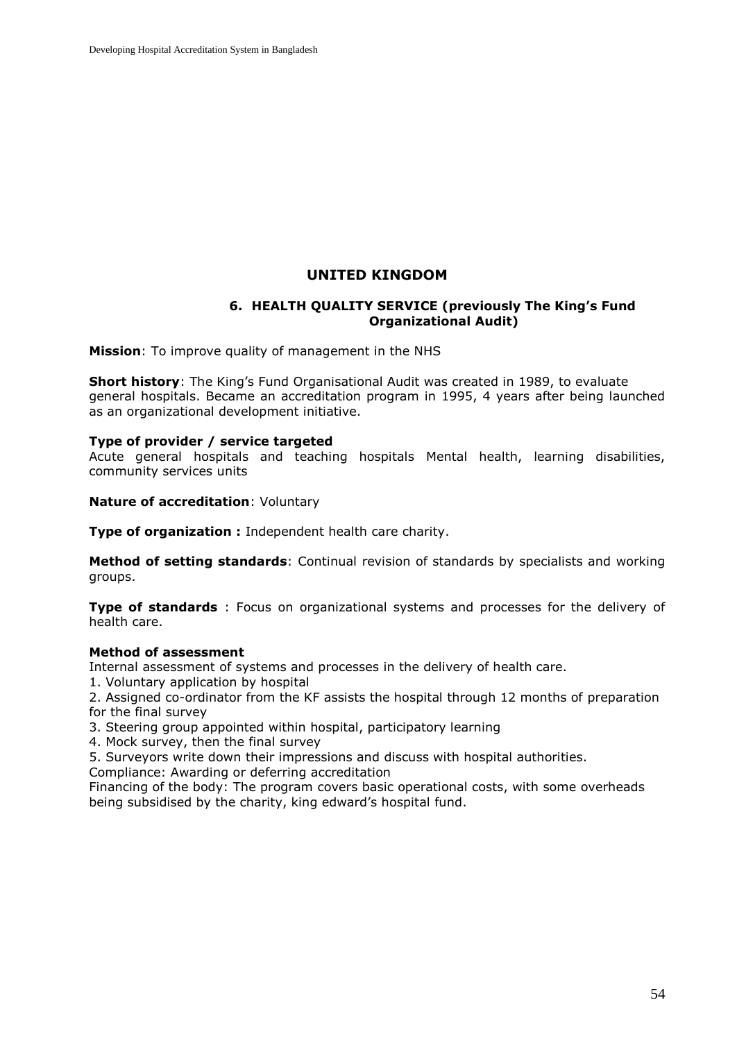## UNITED KINGDOM

### 6. HEALTH QUALITY SERVICE (previously The King's Fund Organizational Audit)

**Mission**: To improve quality of management in the NHS

**Short history**: The King's Fund Organisational Audit was created in 1989, to evaluate general hospitals. Became an accreditation program in 1995, 4 years after being launched as an organizational development initiative.

**Type of provider / service targeted**
Acute general hospitals and teaching hospitals Mental health, learning disabilities, community services units

**Nature of accreditation**: Voluntary

**Type of organization :** Independent health care charity.

**Method of setting standards**: Continual revision of standards by specialists and working groups.

**Type of standards** : Focus on organizational systems and processes for the delivery of health care.

**Method of assessment**
Internal assessment of systems and processes in the delivery of health care.

1. Voluntary application by hospital
2. Assigned co-ordinator from the KF assists the hospital through 12 months of preparation for the final survey
3. Steering group appointed within hospital, participatory learning
4. Mock survey, then the final survey
5. Surveyors write down their impressions and discuss with hospital authorities.

Compliance: Awarding or deferring accreditation
Financing of the body: The program covers basic operational costs, with some overheads being subsidised by the charity, king edward's hospital fund.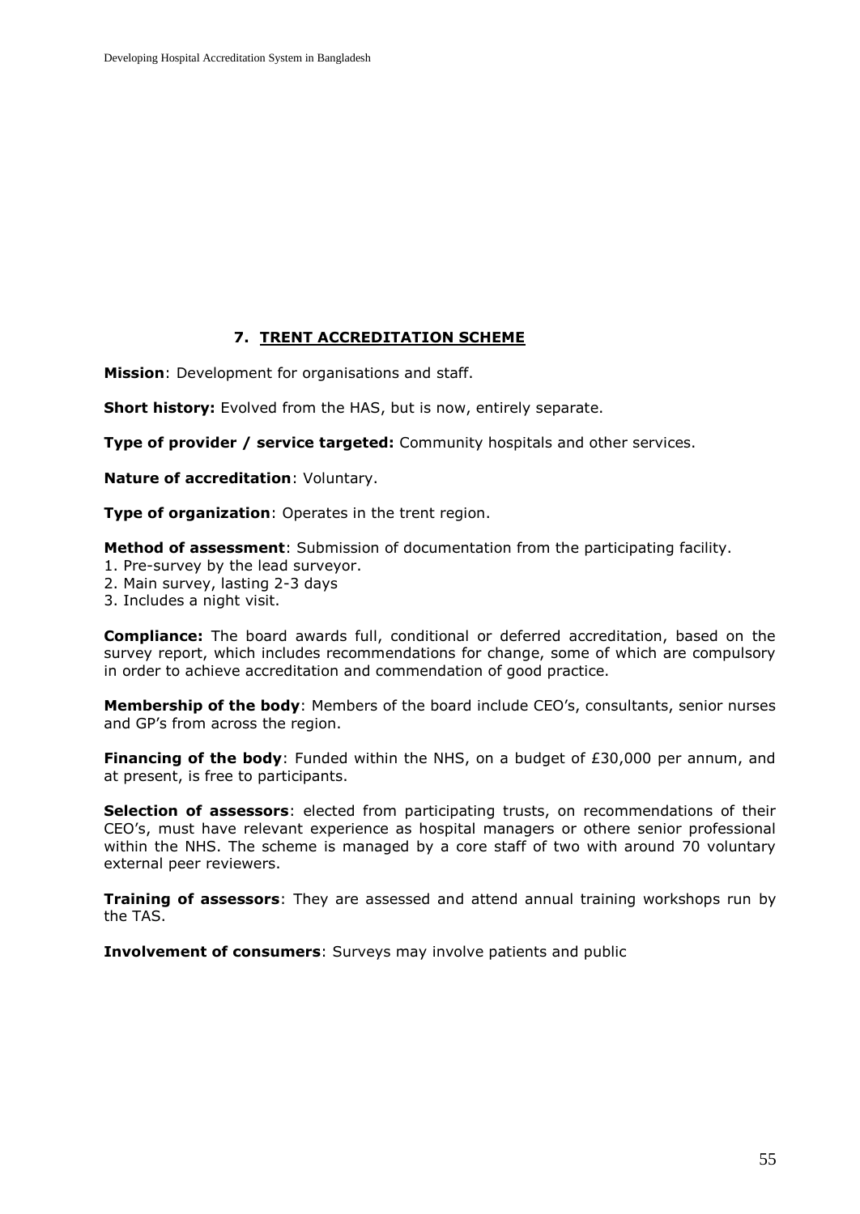## 7. TRENT ACCREDITATION SCHEME

**Mission**: Development for organisations and staff.

**Short history:** Evolved from the HAS, but is now, entirely separate.

**Type of provider / service targeted:** Community hospitals and other services.

**Nature of accreditation**: Voluntary.

**Type of organization**: Operates in the trent region.

**Method of assessment**: Submission of documentation from the participating facility.

1. Pre-survey by the lead surveyor.
2. Main survey, lasting 2-3 days
3. Includes a night visit.

**Compliance:** The board awards full, conditional or deferred accreditation, based on the survey report, which includes recommendations for change, some of which are compulsory in order to achieve accreditation and commendation of good practice.

**Membership of the body**: Members of the board include CEO's, consultants, senior nurses and GP's from across the region.

**Financing of the body**: Funded within the NHS, on a budget of £30,000 per annum, and at present, is free to participants.

**Selection of assessors**: elected from participating trusts, on recommendations of their CEO's, must have relevant experience as hospital managers or othere senior professional within the NHS. The scheme is managed by a core staff of two with around 70 voluntary external peer reviewers.

**Training of assessors**: They are assessed and attend annual training workshops run by the TAS.

**Involvement of consumers**: Surveys may involve patients and public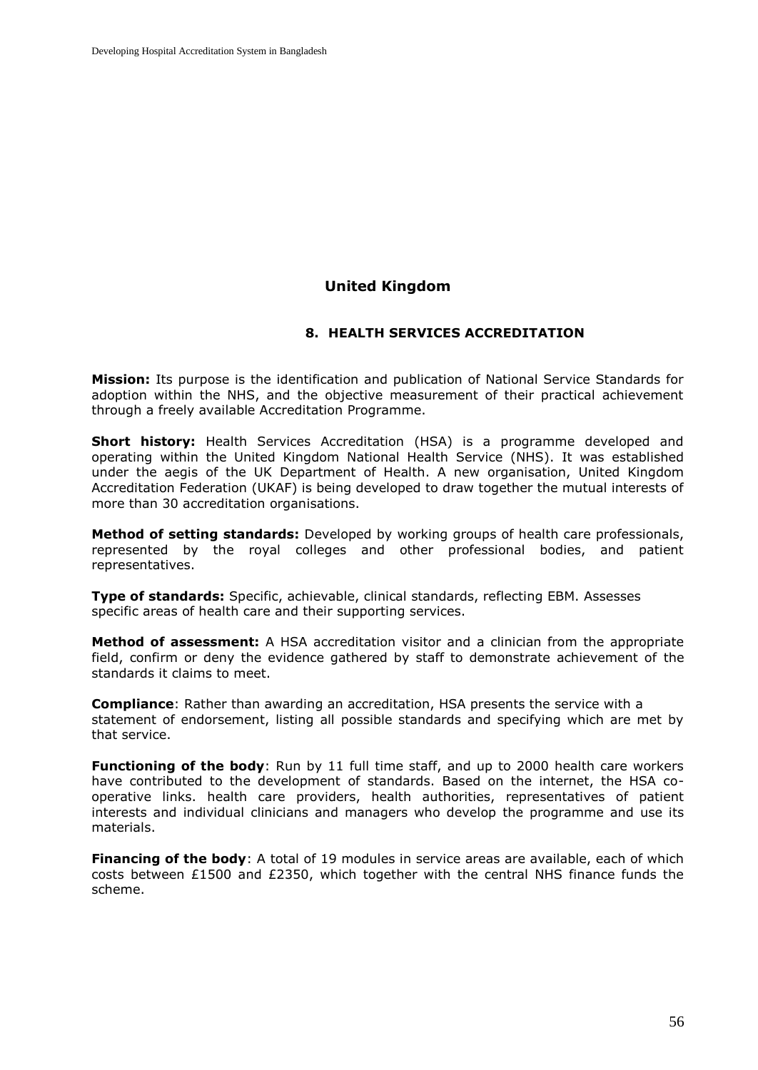## United Kingdom

### 8. HEALTH SERVICES ACCREDITATION

**Mission:** Its purpose is the identification and publication of National Service Standards for adoption within the NHS, and the objective measurement of their practical achievement through a freely available Accreditation Programme.

**Short history:** Health Services Accreditation (HSA) is a programme developed and operating within the United Kingdom National Health Service (NHS). It was established under the aegis of the UK Department of Health. A new organisation, United Kingdom Accreditation Federation (UKAF) is being developed to draw together the mutual interests of more than 30 accreditation organisations.

**Method of setting standards:** Developed by working groups of health care professionals, represented by the royal colleges and other professional bodies, and patient representatives.

**Type of standards:** Specific, achievable, clinical standards, reflecting EBM. Assesses specific areas of health care and their supporting services.

**Method of assessment:** A HSA accreditation visitor and a clinician from the appropriate field, confirm or deny the evidence gathered by staff to demonstrate achievement of the standards it claims to meet.

**Compliance**: Rather than awarding an accreditation, HSA presents the service with a statement of endorsement, listing all possible standards and specifying which are met by that service.

**Functioning of the body**: Run by 11 full time staff, and up to 2000 health care workers have contributed to the development of standards. Based on the internet, the HSA co-operative links. health care providers, health authorities, representatives of patient interests and individual clinicians and managers who develop the programme and use its materials.

**Financing of the body**: A total of 19 modules in service areas are available, each of which costs between £1500 and £2350, which together with the central NHS finance funds the scheme.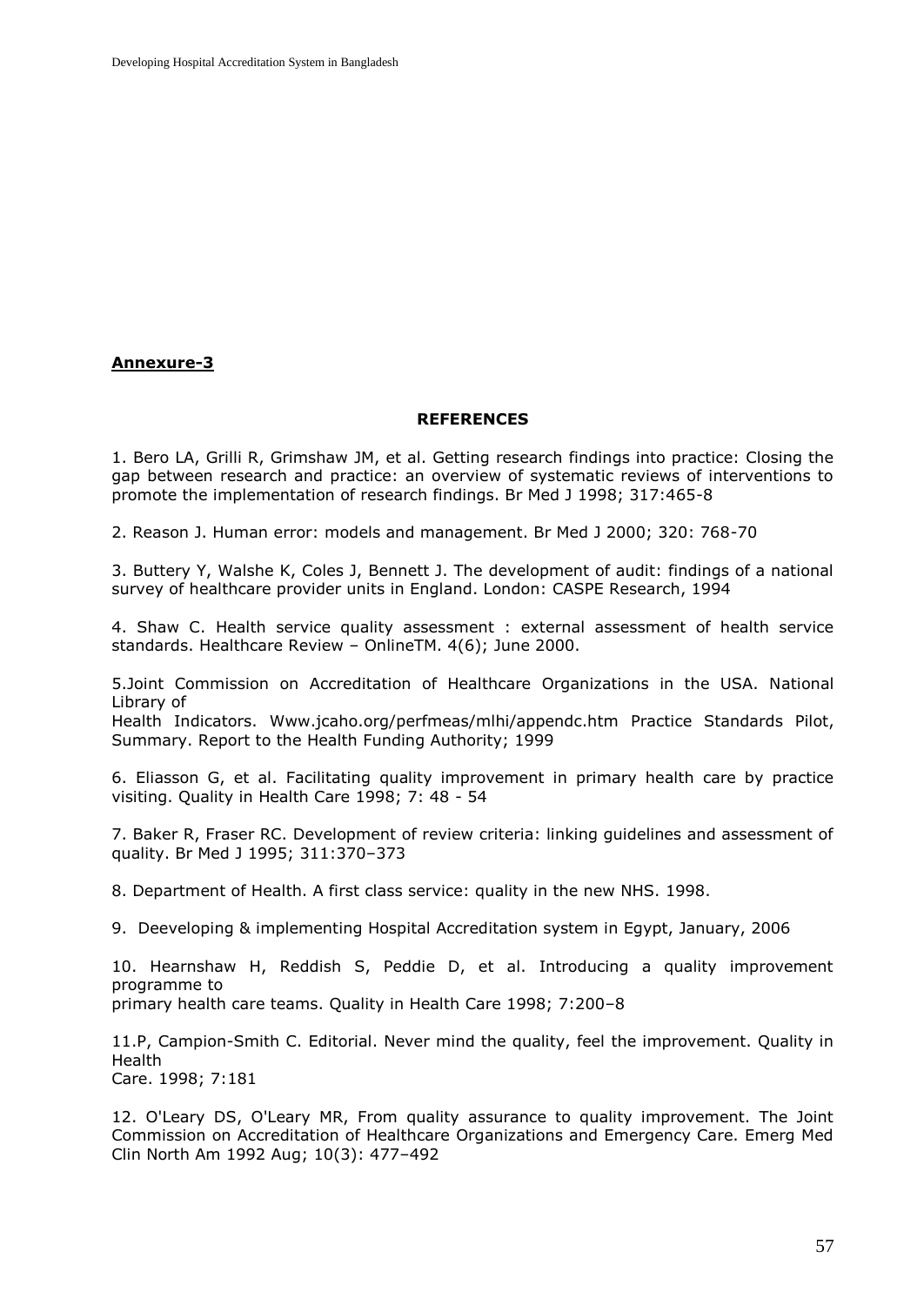**Annexure-3**

**REFERENCES**

1. Bero LA, Grilli R, Grimshaw JM, et al. Getting research findings into practice: Closing the gap between research and practice: an overview of systematic reviews of interventions to promote the implementation of research findings. Br Med J 1998; 317:465-8

2. Reason J. Human error: models and management. Br Med J 2000; 320: 768-70

3. Buttery Y, Walshe K, Coles J, Bennett J. The development of audit: findings of a national survey of healthcare provider units in England. London: CASPE Research, 1994

4. Shaw C. Health service quality assessment : external assessment of health service standards. Healthcare Review – OnlineTM. 4(6); June 2000.

5.Joint Commission on Accreditation of Healthcare Organizations in the USA. National Library of Health Indicators. Www.jcaho.org/perfmeas/mlhi/appendc.htm Practice Standards Pilot, Summary. Report to the Health Funding Authority; 1999

6. Eliasson G, et al. Facilitating quality improvement in primary health care by practice visiting. Quality in Health Care 1998; 7: 48 - 54

7. Baker R, Fraser RC. Development of review criteria: linking guidelines and assessment of quality. Br Med J 1995; 311:370–373

8. Department of Health. A first class service: quality in the new NHS. 1998.

9. Deeveloping & implementing Hospital Accreditation system in Egypt, January, 2006

10. Hearnshaw H, Reddish S, Peddie D, et al. Introducing a quality improvement programme to primary health care teams. Quality in Health Care 1998; 7:200–8

11.P, Campion-Smith C. Editorial. Never mind the quality, feel the improvement. Quality in Health Care. 1998; 7:181

12. O'Leary DS, O'Leary MR, From quality assurance to quality improvement. The Joint Commission on Accreditation of Healthcare Organizations and Emergency Care. Emerg Med Clin North Am 1992 Aug; 10(3): 477–492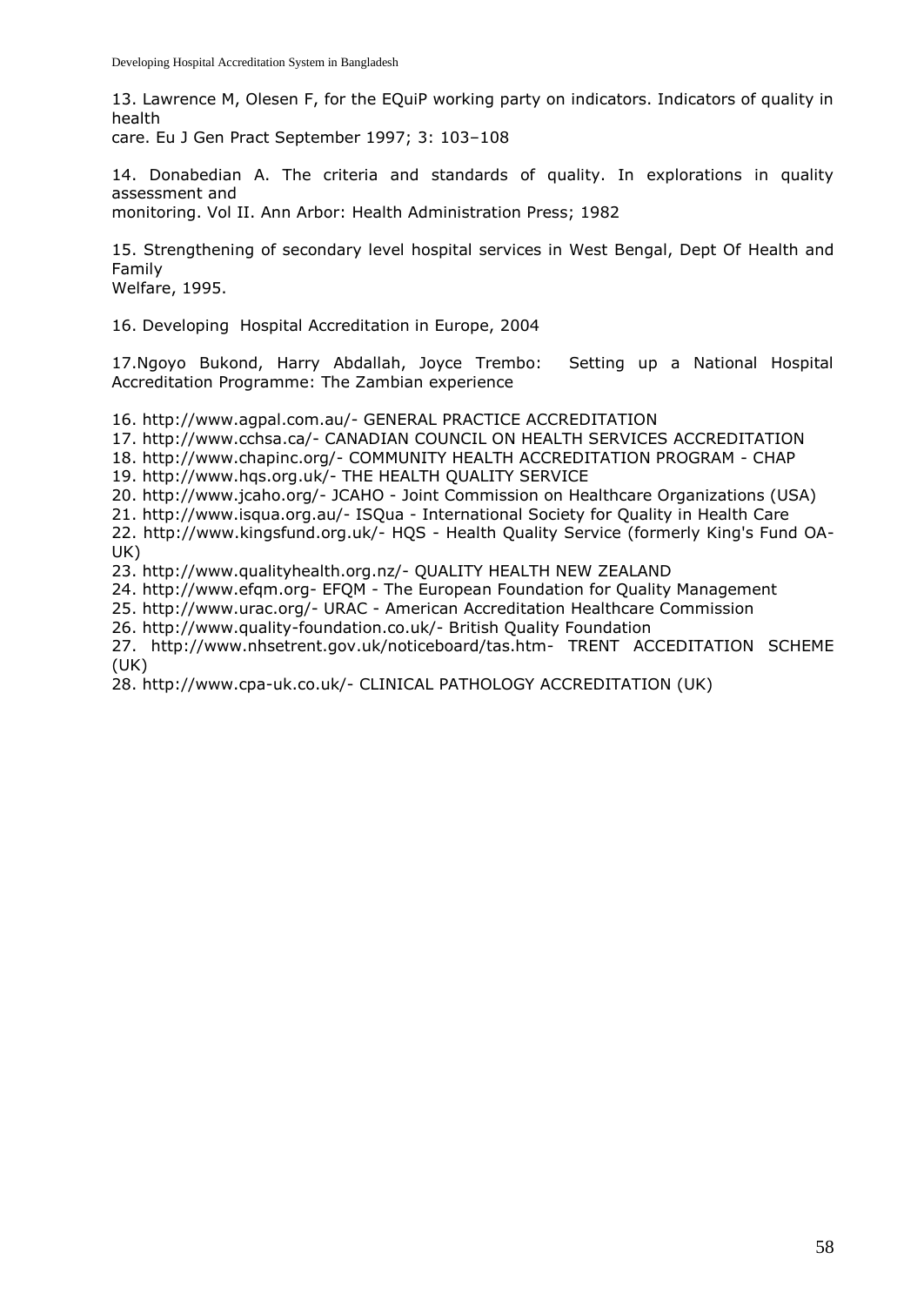13. Lawrence M, Olesen F, for the EQuiP working party on indicators. Indicators of quality in health care. Eu J Gen Pract September 1997; 3: 103–108

14. Donabedian A. The criteria and standards of quality. In explorations in quality assessment and monitoring. Vol II. Ann Arbor: Health Administration Press; 1982

15. Strengthening of secondary level hospital services in West Bengal, Dept Of Health and Family Welfare, 1995.

16. Developing Hospital Accreditation in Europe, 2004

17.Ngoyo Bukond, Harry Abdallah, Joyce Trembo: Setting up a National Hospital Accreditation Programme: The Zambian experience

16. http://www.agpal.com.au/- GENERAL PRACTICE ACCREDITATION
17. http://www.cchsa.ca/- CANADIAN COUNCIL ON HEALTH SERVICES ACCREDITATION
18. http://www.chapinc.org/- COMMUNITY HEALTH ACCREDITATION PROGRAM - CHAP
19. http://www.hqs.org.uk/- THE HEALTH QUALITY SERVICE
20. http://www.jcaho.org/- JCAHO - Joint Commission on Healthcare Organizations (USA)
21. http://www.isqua.org.au/- ISQua - International Society for Quality in Health Care
22. http://www.kingsfund.org.uk/- HQS - Health Quality Service (formerly King's Fund OA-UK)
23. http://www.qualityhealth.org.nz/- QUALITY HEALTH NEW ZEALAND
24. http://www.efqm.org- EFQM - The European Foundation for Quality Management
25. http://www.urac.org/- URAC - American Accreditation Healthcare Commission
26. http://www.quality-foundation.co.uk/- British Quality Foundation
27. http://www.nhsetrent.gov.uk/noticeboard/tas.htm- TRENT ACCEDITATION SCHEME (UK)
28. http://www.cpa-uk.co.uk/- CLINICAL PATHOLOGY ACCREDITATION (UK)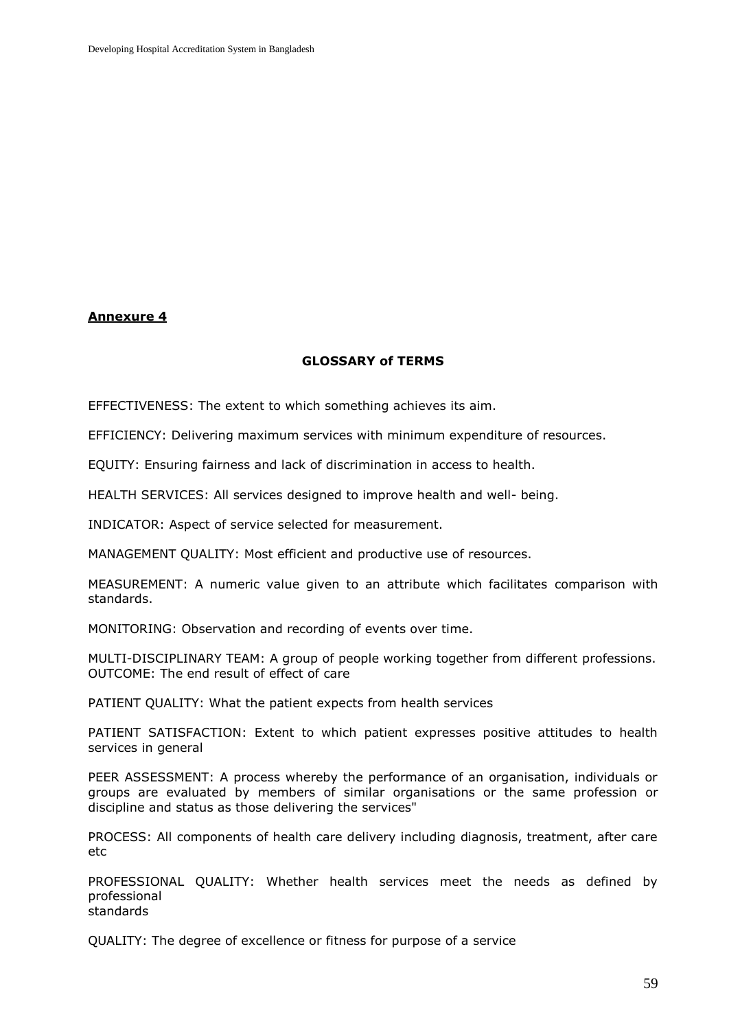**Annexure 4**

## GLOSSARY of TERMS

EFFECTIVENESS: The extent to which something achieves its aim.

EFFICIENCY: Delivering maximum services with minimum expenditure of resources.

EQUITY: Ensuring fairness and lack of discrimination in access to health.

HEALTH SERVICES: All services designed to improve health and well- being.

INDICATOR: Aspect of service selected for measurement.

MANAGEMENT QUALITY: Most efficient and productive use of resources.

MEASUREMENT: A numeric value given to an attribute which facilitates comparison with standards.

MONITORING: Observation and recording of events over time.

MULTI-DISCIPLINARY TEAM: A group of people working together from different professions.
OUTCOME: The end result of effect of care

PATIENT QUALITY: What the patient expects from health services

PATIENT SATISFACTION: Extent to which patient expresses positive attitudes to health services in general

PEER ASSESSMENT: A process whereby the performance of an organisation, individuals or groups are evaluated by members of similar organisations or the same profession or discipline and status as those delivering the services"

PROCESS: All components of health care delivery including diagnosis, treatment, after care etc

PROFESSIONAL QUALITY: Whether health services meet the needs as defined by professional
standards

QUALITY: The degree of excellence or fitness for purpose of a service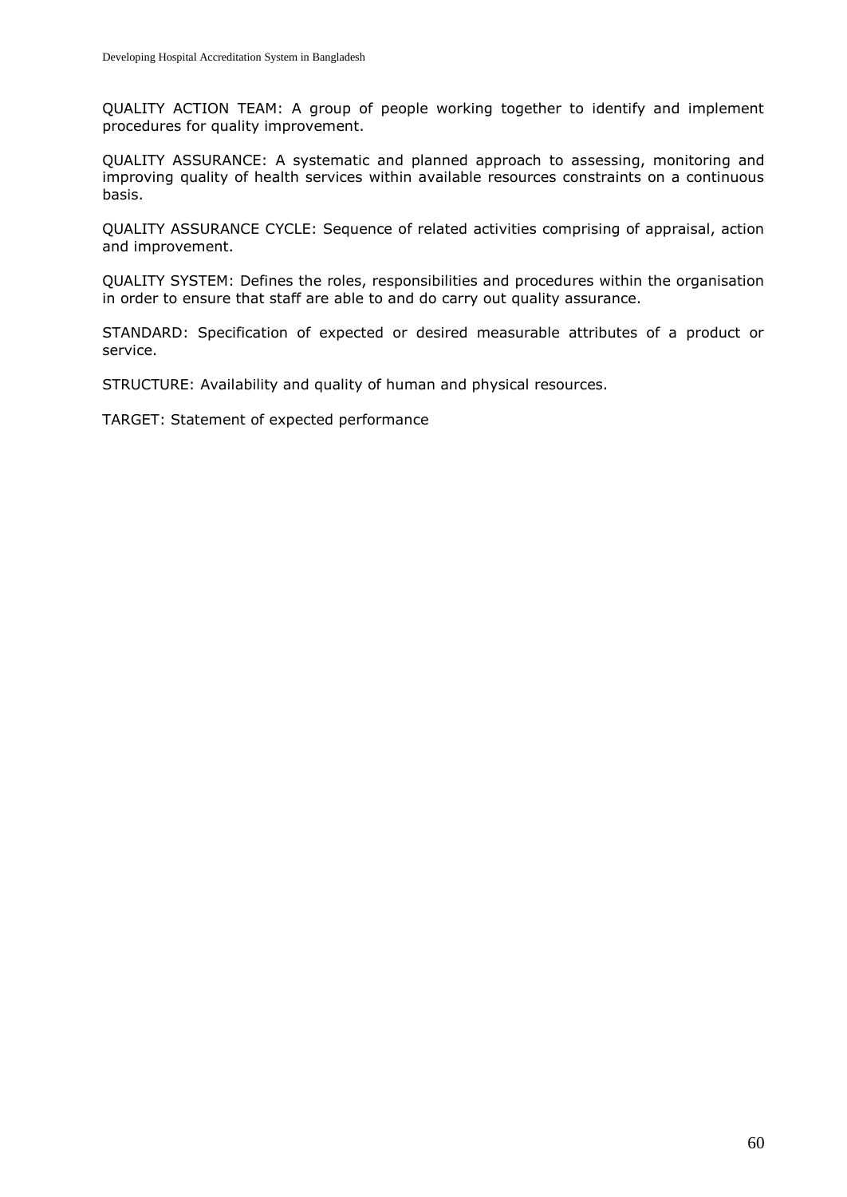QUALITY ACTION TEAM: A group of people working together to identify and implement procedures for quality improvement.

QUALITY ASSURANCE: A systematic and planned approach to assessing, monitoring and improving quality of health services within available resources constraints on a continuous basis.

QUALITY ASSURANCE CYCLE: Sequence of related activities comprising of appraisal, action and improvement.

QUALITY SYSTEM: Defines the roles, responsibilities and procedures within the organisation in order to ensure that staff are able to and do carry out quality assurance.

STANDARD: Specification of expected or desired measurable attributes of a product or service.

STRUCTURE: Availability and quality of human and physical resources.

TARGET: Statement of expected performance